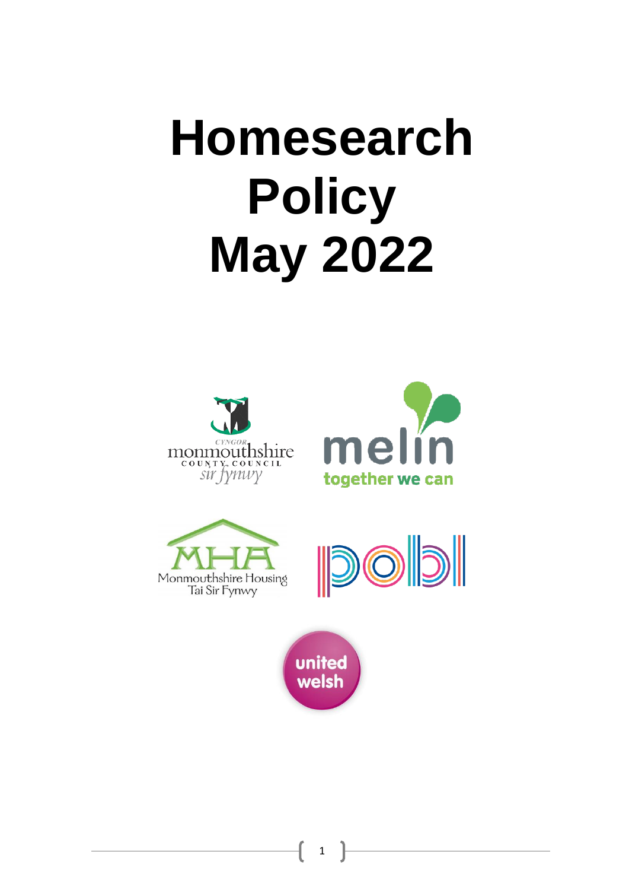# Homesearch Policy May 2022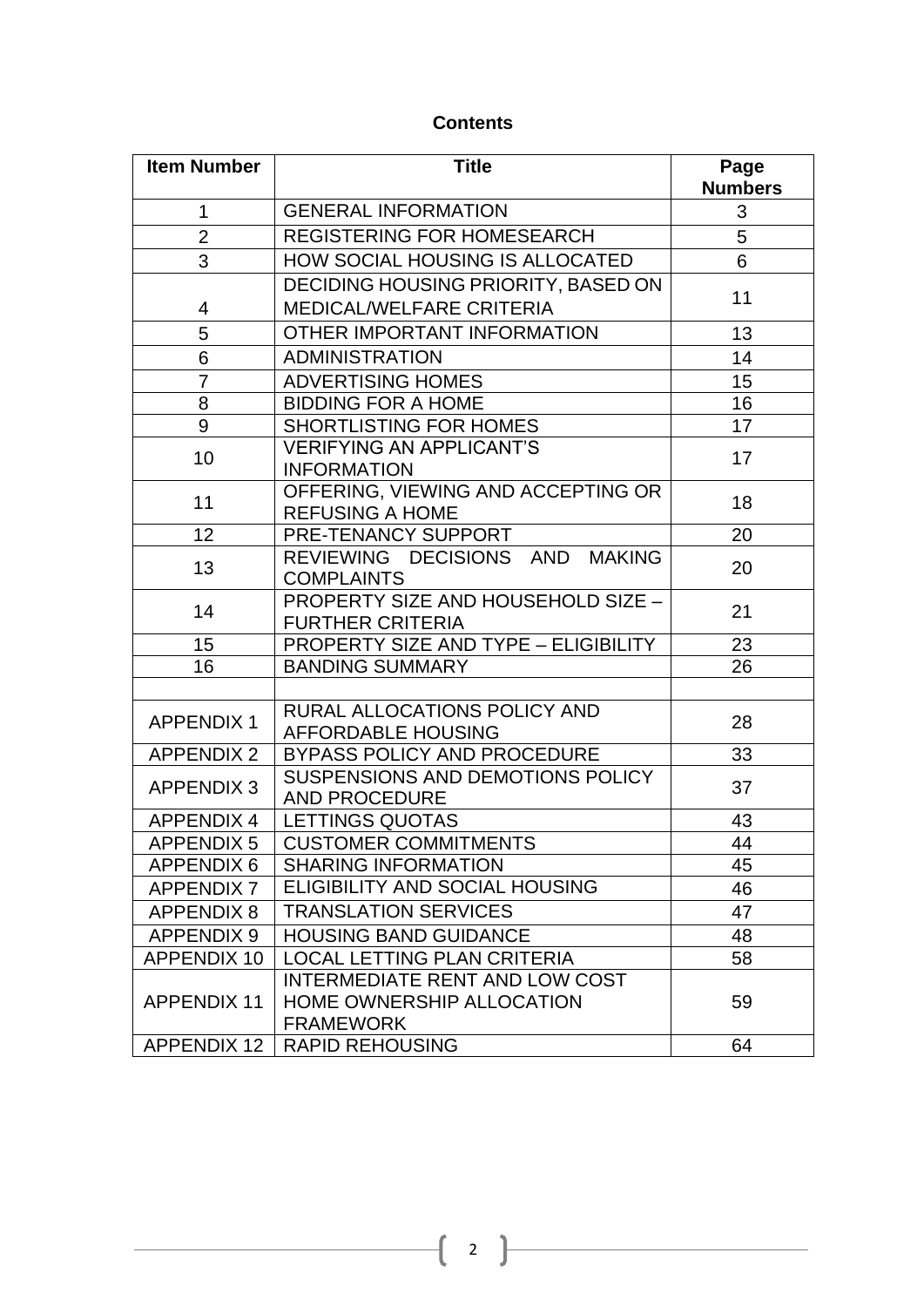# Contents

| Item Number | Title | Page Numbers |
|---|---|---|
| 1 | GENERAL INFORMATION | 3 |
| 2 | REGISTERING FOR HOMESEARCH | 5 |
| 3 | HOW SOCIAL HOUSING IS ALLOCATED | 6 |
| 4 | DECIDING HOUSING PRIORITY, BASED ON MEDICAL/WELFARE CRITERIA | 11 |
| 5 | OTHER IMPORTANT INFORMATION | 13 |
| 6 | ADMINISTRATION | 14 |
| 7 | ADVERTISING HOMES | 15 |
| 8 | BIDDING FOR A HOME | 16 |
| 9 | SHORTLISTING FOR HOMES | 17 |
| 10 | VERIFYING AN APPLICANT'S INFORMATION | 17 |
| 11 | OFFERING, VIEWING AND ACCEPTING OR REFUSING A HOME | 18 |
| 12 | PRE-TENANCY SUPPORT | 20 |
| 13 | REVIEWING DECISIONS AND MAKING COMPLAINTS | 20 |
| 14 | PROPERTY SIZE AND HOUSEHOLD SIZE – FURTHER CRITERIA | 21 |
| 15 | PROPERTY SIZE AND TYPE – ELIGIBILITY | 23 |
| 16 | BANDING SUMMARY | 26 |
| | | |
| APPENDIX 1 | RURAL ALLOCATIONS POLICY AND AFFORDABLE HOUSING | 28 |
| APPENDIX 2 | BYPASS POLICY AND PROCEDURE | 33 |
| APPENDIX 3 | SUSPENSIONS AND DEMOTIONS POLICY AND PROCEDURE | 37 |
| APPENDIX 4 | LETTINGS QUOTAS | 43 |
| APPENDIX 5 | CUSTOMER COMMITMENTS | 44 |
| APPENDIX 6 | SHARING INFORMATION | 45 |
| APPENDIX 7 | ELIGIBILITY AND SOCIAL HOUSING | 46 |
| APPENDIX 8 | TRANSLATION SERVICES | 47 |
| APPENDIX 9 | HOUSING BAND GUIDANCE | 48 |
| APPENDIX 10 | LOCAL LETTING PLAN CRITERIA | 58 |
| APPENDIX 11 | INTERMEDIATE RENT AND LOW COST HOME OWNERSHIP ALLOCATION FRAMEWORK | 59 |
| APPENDIX 12 | RAPID REHOUSING | 64 |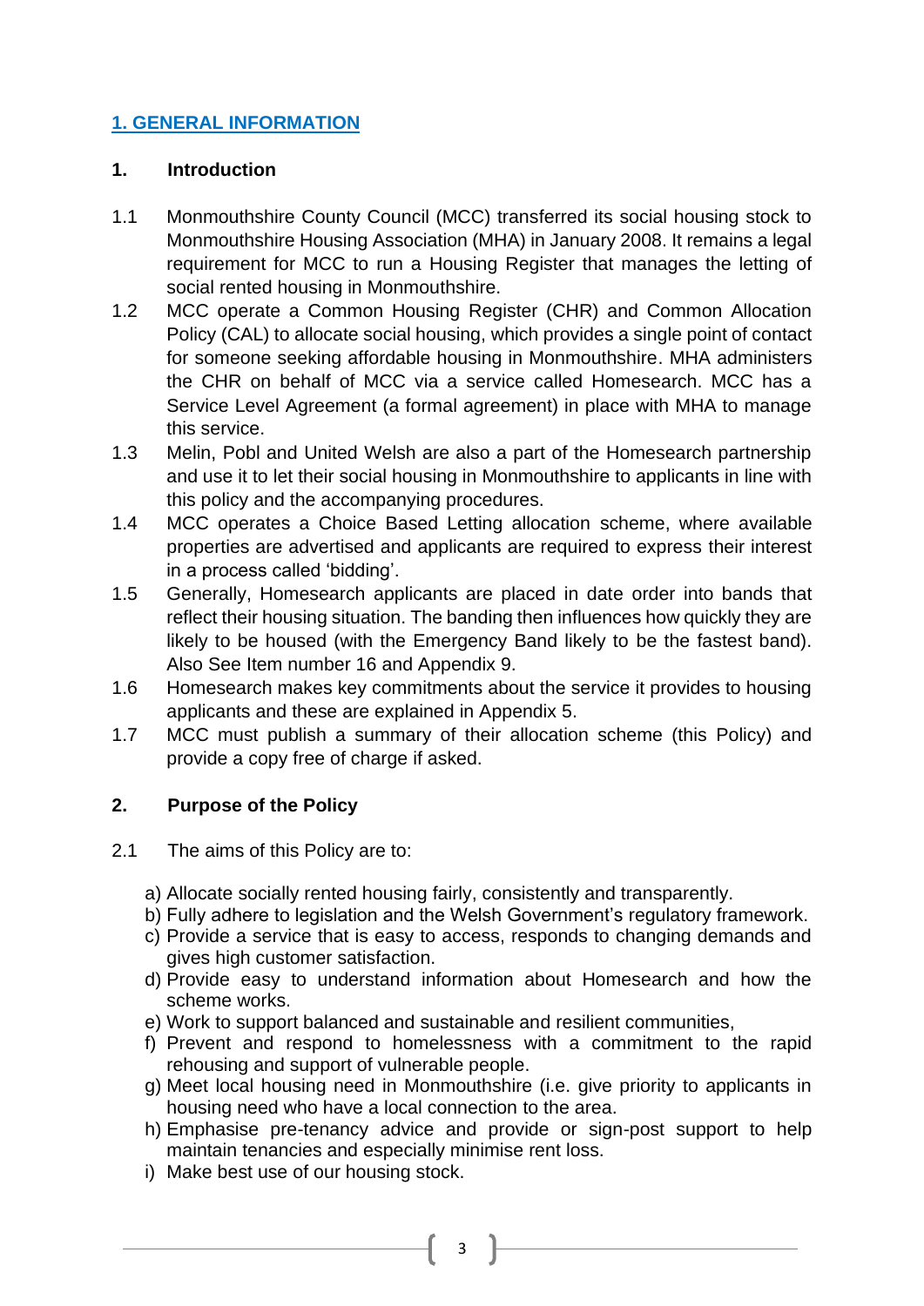## [1. GENERAL INFORMATION]()

### 1. Introduction

1.1 Monmouthshire County Council (MCC) transferred its social housing stock to Monmouthshire Housing Association (MHA) in January 2008. It remains a legal requirement for MCC to run a Housing Register that manages the letting of social rented housing in Monmouthshire.

1.2 MCC operate a Common Housing Register (CHR) and Common Allocation Policy (CAL) to allocate social housing, which provides a single point of contact for someone seeking affordable housing in Monmouthshire. MHA administers the CHR on behalf of MCC via a service called Homesearch. MCC has a Service Level Agreement (a formal agreement) in place with MHA to manage this service.

1.3 Melin, Pobl and United Welsh are also a part of the Homesearch partnership and use it to let their social housing in Monmouthshire to applicants in line with this policy and the accompanying procedures.

1.4 MCC operates a Choice Based Letting allocation scheme, where available properties are advertised and applicants are required to express their interest in a process called 'bidding'.

1.5 Generally, Homesearch applicants are placed in date order into bands that reflect their housing situation. The banding then influences how quickly they are likely to be housed (with the Emergency Band likely to be the fastest band). Also See Item number 16 and Appendix 9.

1.6 Homesearch makes key commitments about the service it provides to housing applicants and these are explained in Appendix 5.

1.7 MCC must publish a summary of their allocation scheme (this Policy) and provide a copy free of charge if asked.

### 2. Purpose of the Policy

2.1 The aims of this Policy are to:

a) Allocate socially rented housing fairly, consistently and transparently.
b) Fully adhere to legislation and the Welsh Government's regulatory framework.
c) Provide a service that is easy to access, responds to changing demands and gives high customer satisfaction.
d) Provide easy to understand information about Homesearch and how the scheme works.
e) Work to support balanced and sustainable and resilient communities,
f) Prevent and respond to homelessness with a commitment to the rapid rehousing and support of vulnerable people.
g) Meet local housing need in Monmouthshire (i.e. give priority to applicants in housing need who have a local connection to the area.
h) Emphasise pre-tenancy advice and provide or sign-post support to help maintain tenancies and especially minimise rent loss.
i) Make best use of our housing stock.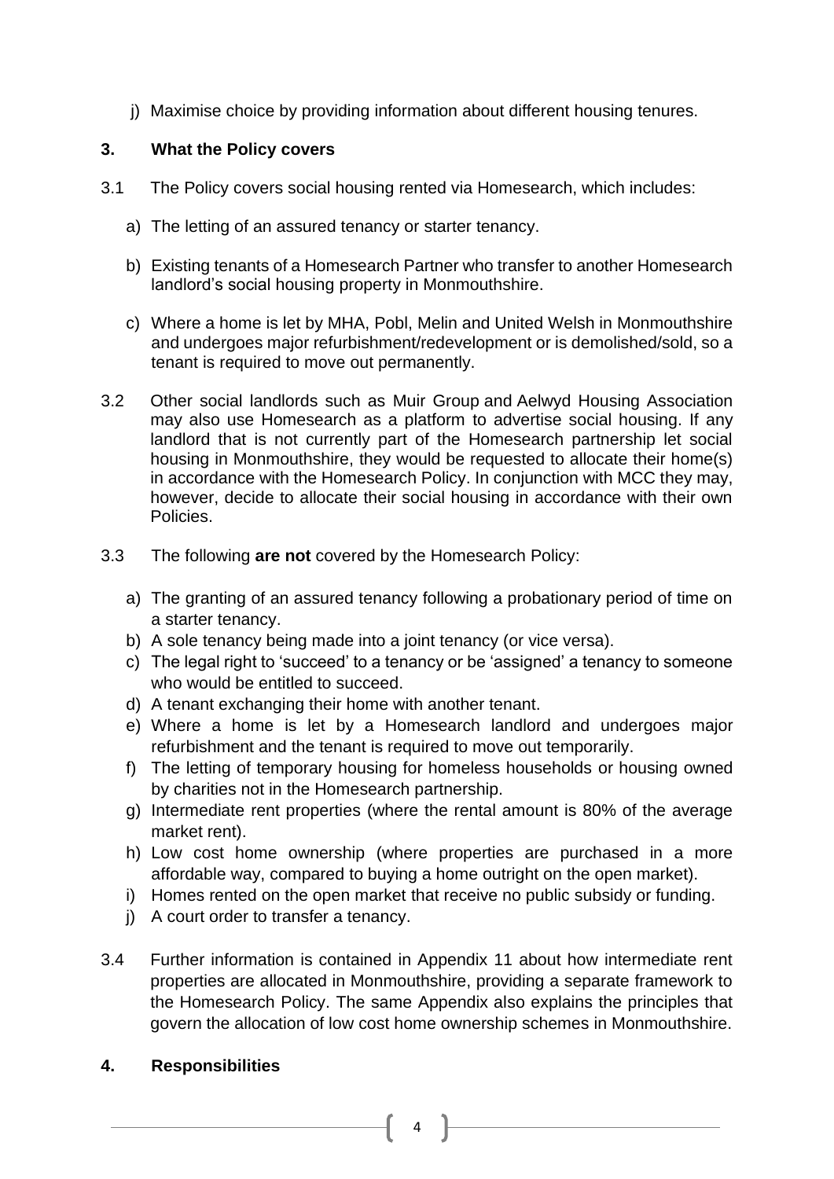j) Maximise choice by providing information about different housing tenures.

## 3. What the Policy covers

3.1 The Policy covers social housing rented via Homesearch, which includes:

a) The letting of an assured tenancy or starter tenancy.

b) Existing tenants of a Homesearch Partner who transfer to another Homesearch landlord's social housing property in Monmouthshire.

c) Where a home is let by MHA, Pobl, Melin and United Welsh in Monmouthshire and undergoes major refurbishment/redevelopment or is demolished/sold, so a tenant is required to move out permanently.

3.2 Other social landlords such as Muir Group and Aelwyd Housing Association may also use Homesearch as a platform to advertise social housing. If any landlord that is not currently part of the Homesearch partnership let social housing in Monmouthshire, they would be requested to allocate their home(s) in accordance with the Homesearch Policy. In conjunction with MCC they may, however, decide to allocate their social housing in accordance with their own Policies.

3.3 The following **are not** covered by the Homesearch Policy:

a) The granting of an assured tenancy following a probationary period of time on a starter tenancy.
b) A sole tenancy being made into a joint tenancy (or vice versa).
c) The legal right to 'succeed' to a tenancy or be 'assigned' a tenancy to someone who would be entitled to succeed.
d) A tenant exchanging their home with another tenant.
e) Where a home is let by a Homesearch landlord and undergoes major refurbishment and the tenant is required to move out temporarily.
f) The letting of temporary housing for homeless households or housing owned by charities not in the Homesearch partnership.
g) Intermediate rent properties (where the rental amount is 80% of the average market rent).
h) Low cost home ownership (where properties are purchased in a more affordable way, compared to buying a home outright on the open market).
i) Homes rented on the open market that receive no public subsidy or funding.
j) A court order to transfer a tenancy.

3.4 Further information is contained in Appendix 11 about how intermediate rent properties are allocated in Monmouthshire, providing a separate framework to the Homesearch Policy. The same Appendix also explains the principles that govern the allocation of low cost home ownership schemes in Monmouthshire.

## 4. Responsibilities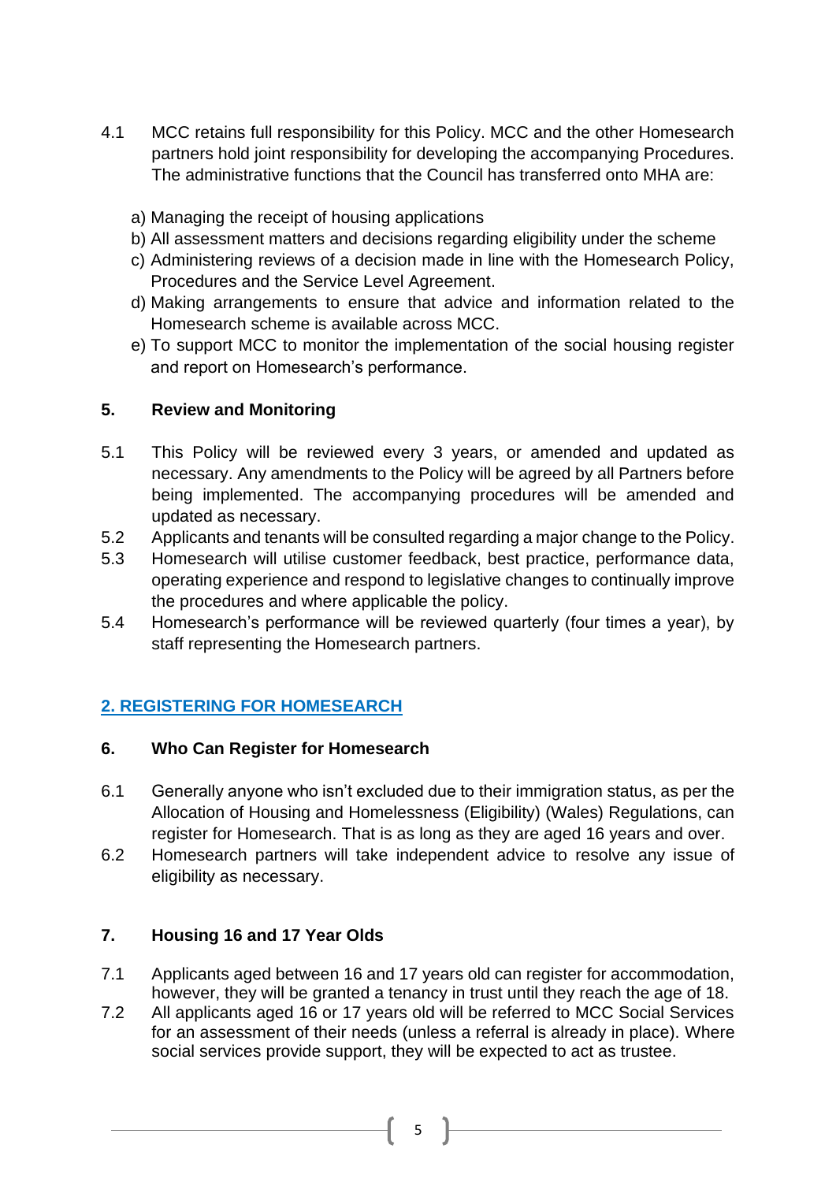4.1 MCC retains full responsibility for this Policy. MCC and the other Homesearch partners hold joint responsibility for developing the accompanying Procedures. The administrative functions that the Council has transferred onto MHA are:

a) Managing the receipt of housing applications
b) All assessment matters and decisions regarding eligibility under the scheme
c) Administering reviews of a decision made in line with the Homesearch Policy, Procedures and the Service Level Agreement.
d) Making arrangements to ensure that advice and information related to the Homesearch scheme is available across MCC.
e) To support MCC to monitor the implementation of the social housing register and report on Homesearch's performance.

### 5. Review and Monitoring

5.1 This Policy will be reviewed every 3 years, or amended and updated as necessary. Any amendments to the Policy will be agreed by all Partners before being implemented. The accompanying procedures will be amended and updated as necessary.

5.2 Applicants and tenants will be consulted regarding a major change to the Policy.

5.3 Homesearch will utilise customer feedback, best practice, performance data, operating experience and respond to legislative changes to continually improve the procedures and where applicable the policy.

5.4 Homesearch's performance will be reviewed quarterly (four times a year), by staff representing the Homesearch partners.

## 2. REGISTERING FOR HOMESEARCH

### 6. Who Can Register for Homesearch

6.1 Generally anyone who isn't excluded due to their immigration status, as per the Allocation of Housing and Homelessness (Eligibility) (Wales) Regulations, can register for Homesearch. That is as long as they are aged 16 years and over.

6.2 Homesearch partners will take independent advice to resolve any issue of eligibility as necessary.

### 7. Housing 16 and 17 Year Olds

7.1 Applicants aged between 16 and 17 years old can register for accommodation, however, they will be granted a tenancy in trust until they reach the age of 18.

7.2 All applicants aged 16 or 17 years old will be referred to MCC Social Services for an assessment of their needs (unless a referral is already in place). Where social services provide support, they will be expected to act as trustee.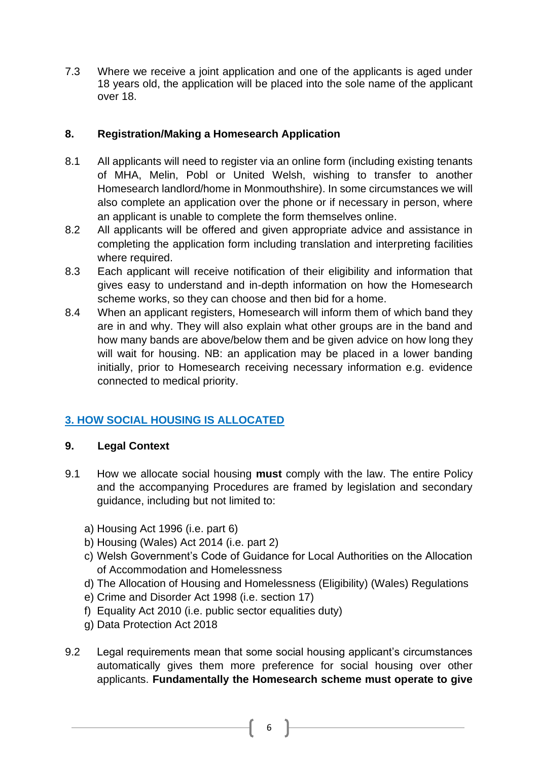7.3 Where we receive a joint application and one of the applicants is aged under 18 years old, the application will be placed into the sole name of the applicant over 18.

### 8. Registration/Making a Homesearch Application

8.1 All applicants will need to register via an online form (including existing tenants of MHA, Melin, Pobl or United Welsh, wishing to transfer to another Homesearch landlord/home in Monmouthshire). In some circumstances we will also complete an application over the phone or if necessary in person, where an applicant is unable to complete the form themselves online.

8.2 All applicants will be offered and given appropriate advice and assistance in completing the application form including translation and interpreting facilities where required.

8.3 Each applicant will receive notification of their eligibility and information that gives easy to understand and in-depth information on how the Homesearch scheme works, so they can choose and then bid for a home.

8.4 When an applicant registers, Homesearch will inform them of which band they are in and why. They will also explain what other groups are in the band and how many bands are above/below them and be given advice on how long they will wait for housing. NB: an application may be placed in a lower banding initially, prior to Homesearch receiving necessary information e.g. evidence connected to medical priority.

## 3. HOW SOCIAL HOUSING IS ALLOCATED

### 9. Legal Context

9.1 How we allocate social housing **must** comply with the law. The entire Policy and the accompanying Procedures are framed by legislation and secondary guidance, including but not limited to:

a) Housing Act 1996 (i.e. part 6)
b) Housing (Wales) Act 2014 (i.e. part 2)
c) Welsh Government's Code of Guidance for Local Authorities on the Allocation of Accommodation and Homelessness
d) The Allocation of Housing and Homelessness (Eligibility) (Wales) Regulations
e) Crime and Disorder Act 1998 (i.e. section 17)
f) Equality Act 2010 (i.e. public sector equalities duty)
g) Data Protection Act 2018

9.2 Legal requirements mean that some social housing applicant's circumstances automatically gives them more preference for social housing over other applicants. **Fundamentally the Homesearch scheme must operate to give**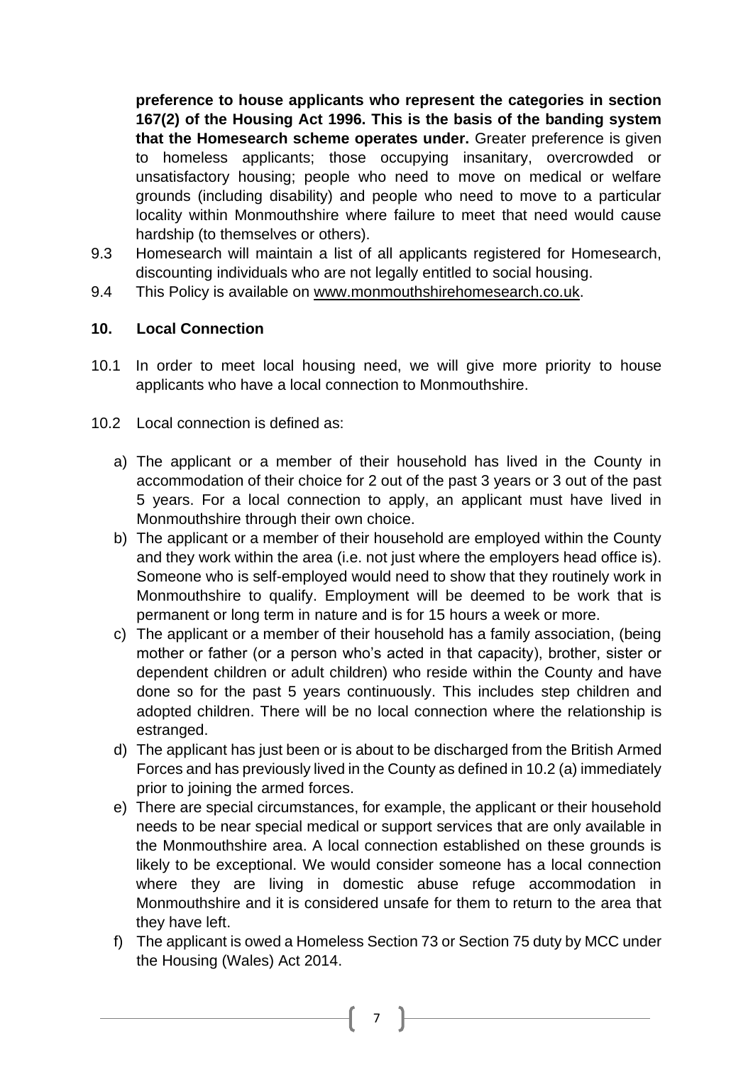**preference to house applicants who represent the categories in section 167(2) of the Housing Act 1996. This is the basis of the banding system that the Homesearch scheme operates under.** Greater preference is given to homeless applicants; those occupying insanitary, overcrowded or unsatisfactory housing; people who need to move on medical or welfare grounds (including disability) and people who need to move to a particular locality within Monmouthshire where failure to meet that need would cause hardship (to themselves or others).

9.3 Homesearch will maintain a list of all applicants registered for Homesearch, discounting individuals who are not legally entitled to social housing.

9.4 This Policy is available on www.monmouthshirehomesearch.co.uk.

## 10. Local Connection

10.1 In order to meet local housing need, we will give more priority to house applicants who have a local connection to Monmouthshire.

10.2 Local connection is defined as:

a) The applicant or a member of their household has lived in the County in accommodation of their choice for 2 out of the past 3 years or 3 out of the past 5 years. For a local connection to apply, an applicant must have lived in Monmouthshire through their own choice.

b) The applicant or a member of their household are employed within the County and they work within the area (i.e. not just where the employers head office is). Someone who is self-employed would need to show that they routinely work in Monmouthshire to qualify. Employment will be deemed to be work that is permanent or long term in nature and is for 15 hours a week or more.

c) The applicant or a member of their household has a family association, (being mother or father (or a person who's acted in that capacity), brother, sister or dependent children or adult children) who reside within the County and have done so for the past 5 years continuously. This includes step children and adopted children. There will be no local connection where the relationship is estranged.

d) The applicant has just been or is about to be discharged from the British Armed Forces and has previously lived in the County as defined in 10.2 (a) immediately prior to joining the armed forces.

e) There are special circumstances, for example, the applicant or their household needs to be near special medical or support services that are only available in the Monmouthshire area. A local connection established on these grounds is likely to be exceptional. We would consider someone has a local connection where they are living in domestic abuse refuge accommodation in Monmouthshire and it is considered unsafe for them to return to the area that they have left.

f) The applicant is owed a Homeless Section 73 or Section 75 duty by MCC under the Housing (Wales) Act 2014.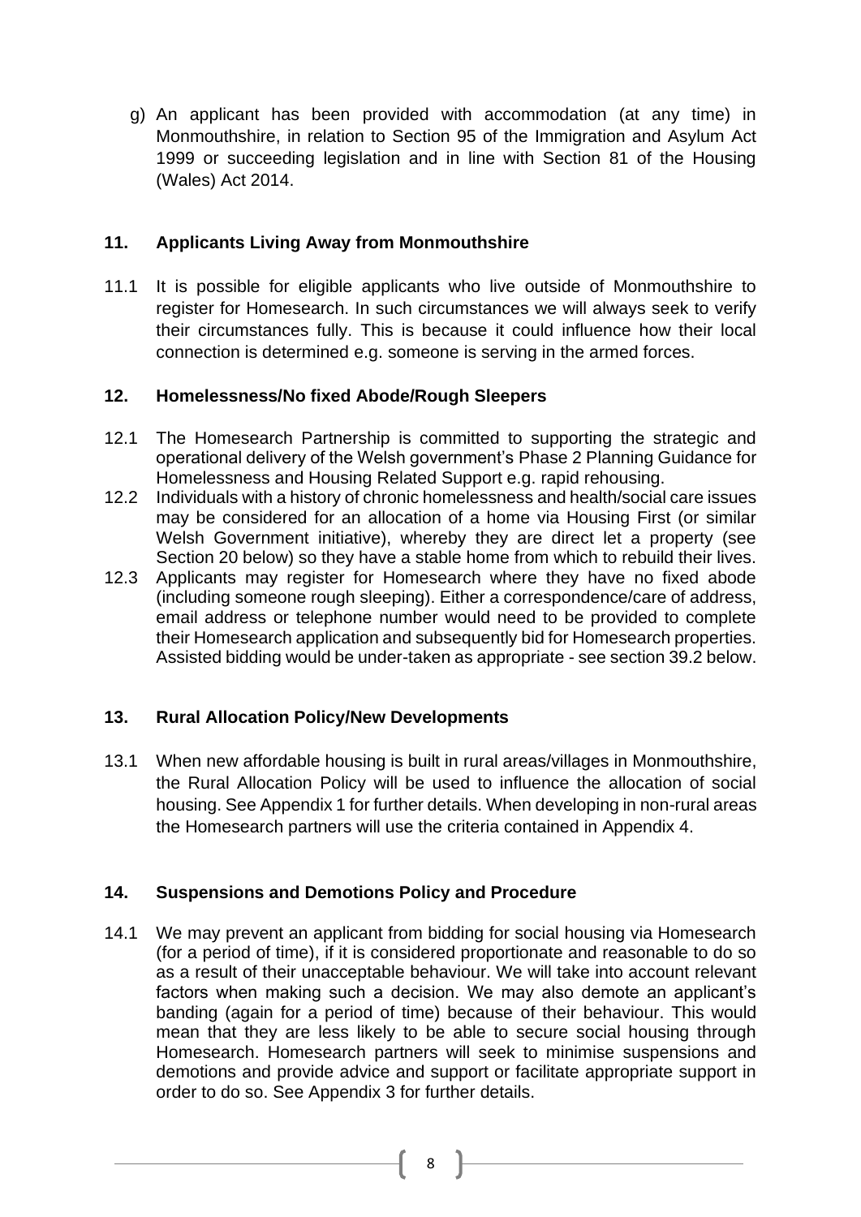g) An applicant has been provided with accommodation (at any time) in Monmouthshire, in relation to Section 95 of the Immigration and Asylum Act 1999 or succeeding legislation and in line with Section 81 of the Housing (Wales) Act 2014.

## 11. Applicants Living Away from Monmouthshire

11.1 It is possible for eligible applicants who live outside of Monmouthshire to register for Homesearch. In such circumstances we will always seek to verify their circumstances fully. This is because it could influence how their local connection is determined e.g. someone is serving in the armed forces.

## 12. Homelessness/No fixed Abode/Rough Sleepers

12.1 The Homesearch Partnership is committed to supporting the strategic and operational delivery of the Welsh government's Phase 2 Planning Guidance for Homelessness and Housing Related Support e.g. rapid rehousing.

12.2 Individuals with a history of chronic homelessness and health/social care issues may be considered for an allocation of a home via Housing First (or similar Welsh Government initiative), whereby they are direct let a property (see Section 20 below) so they have a stable home from which to rebuild their lives.

12.3 Applicants may register for Homesearch where they have no fixed abode (including someone rough sleeping). Either a correspondence/care of address, email address or telephone number would need to be provided to complete their Homesearch application and subsequently bid for Homesearch properties. Assisted bidding would be under-taken as appropriate - see section 39.2 below.

## 13. Rural Allocation Policy/New Developments

13.1 When new affordable housing is built in rural areas/villages in Monmouthshire, the Rural Allocation Policy will be used to influence the allocation of social housing. See Appendix 1 for further details. When developing in non-rural areas the Homesearch partners will use the criteria contained in Appendix 4.

## 14. Suspensions and Demotions Policy and Procedure

14.1 We may prevent an applicant from bidding for social housing via Homesearch (for a period of time), if it is considered proportionate and reasonable to do so as a result of their unacceptable behaviour. We will take into account relevant factors when making such a decision. We may also demote an applicant's banding (again for a period of time) because of their behaviour. This would mean that they are less likely to be able to secure social housing through Homesearch. Homesearch partners will seek to minimise suspensions and demotions and provide advice and support or facilitate appropriate support in order to do so. See Appendix 3 for further details.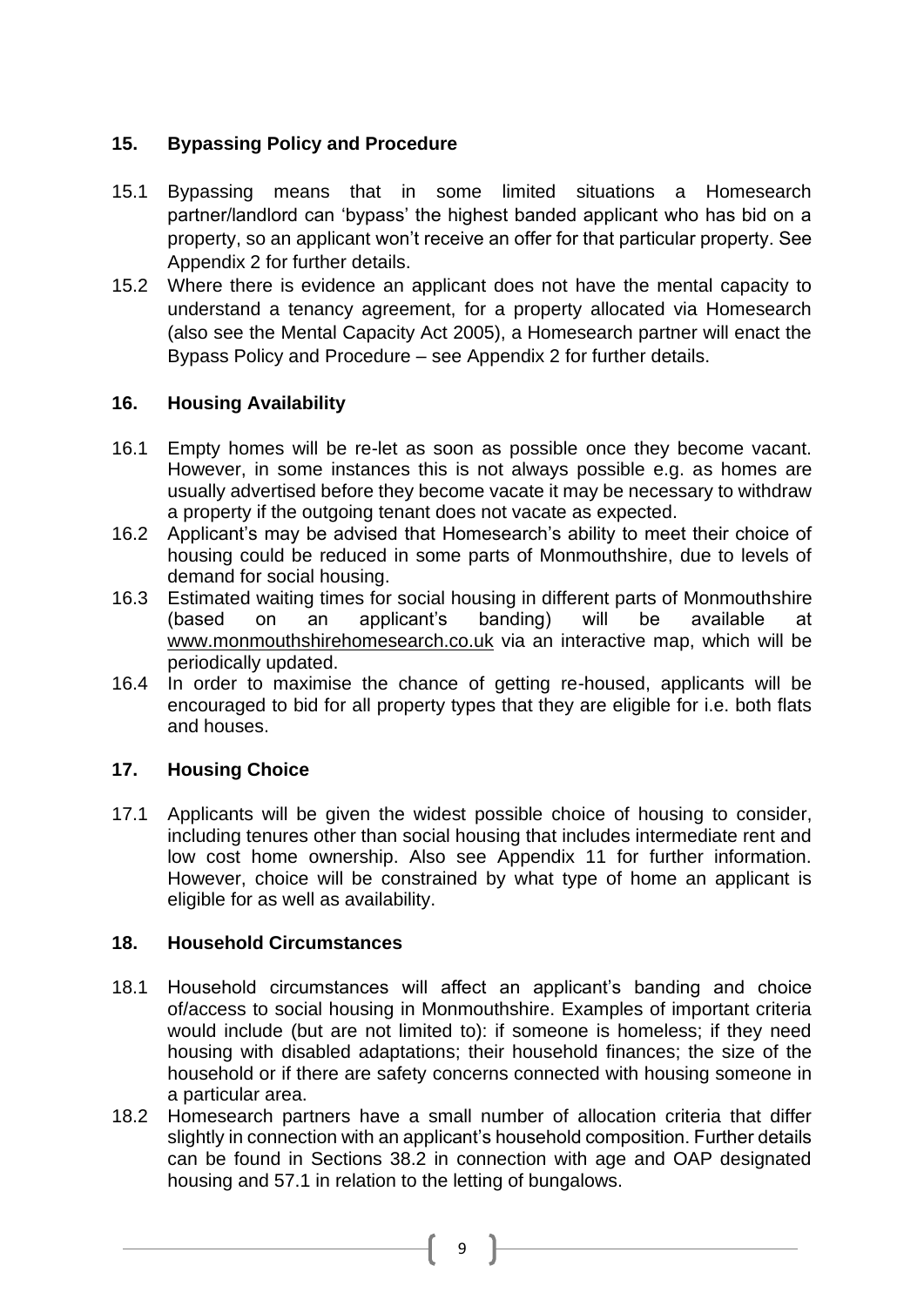## 15. Bypassing Policy and Procedure

15.1 Bypassing means that in some limited situations a Homesearch partner/landlord can 'bypass' the highest banded applicant who has bid on a property, so an applicant won't receive an offer for that particular property. See Appendix 2 for further details.

15.2 Where there is evidence an applicant does not have the mental capacity to understand a tenancy agreement, for a property allocated via Homesearch (also see the Mental Capacity Act 2005), a Homesearch partner will enact the Bypass Policy and Procedure – see Appendix 2 for further details.

## 16. Housing Availability

16.1 Empty homes will be re-let as soon as possible once they become vacant. However, in some instances this is not always possible e.g. as homes are usually advertised before they become vacate it may be necessary to withdraw a property if the outgoing tenant does not vacate as expected.

16.2 Applicant's may be advised that Homesearch's ability to meet their choice of housing could be reduced in some parts of Monmouthshire, due to levels of demand for social housing.

16.3 Estimated waiting times for social housing in different parts of Monmouthshire (based on an applicant's banding) will be available at www.monmouthshirehomesearch.co.uk via an interactive map, which will be periodically updated.

16.4 In order to maximise the chance of getting re-housed, applicants will be encouraged to bid for all property types that they are eligible for i.e. both flats and houses.

## 17. Housing Choice

17.1 Applicants will be given the widest possible choice of housing to consider, including tenures other than social housing that includes intermediate rent and low cost home ownership. Also see Appendix 11 for further information. However, choice will be constrained by what type of home an applicant is eligible for as well as availability.

## 18. Household Circumstances

18.1 Household circumstances will affect an applicant's banding and choice of/access to social housing in Monmouthshire. Examples of important criteria would include (but are not limited to): if someone is homeless; if they need housing with disabled adaptations; their household finances; the size of the household or if there are safety concerns connected with housing someone in a particular area.

18.2 Homesearch partners have a small number of allocation criteria that differ slightly in connection with an applicant's household composition. Further details can be found in Sections 38.2 in connection with age and OAP designated housing and 57.1 in relation to the letting of bungalows.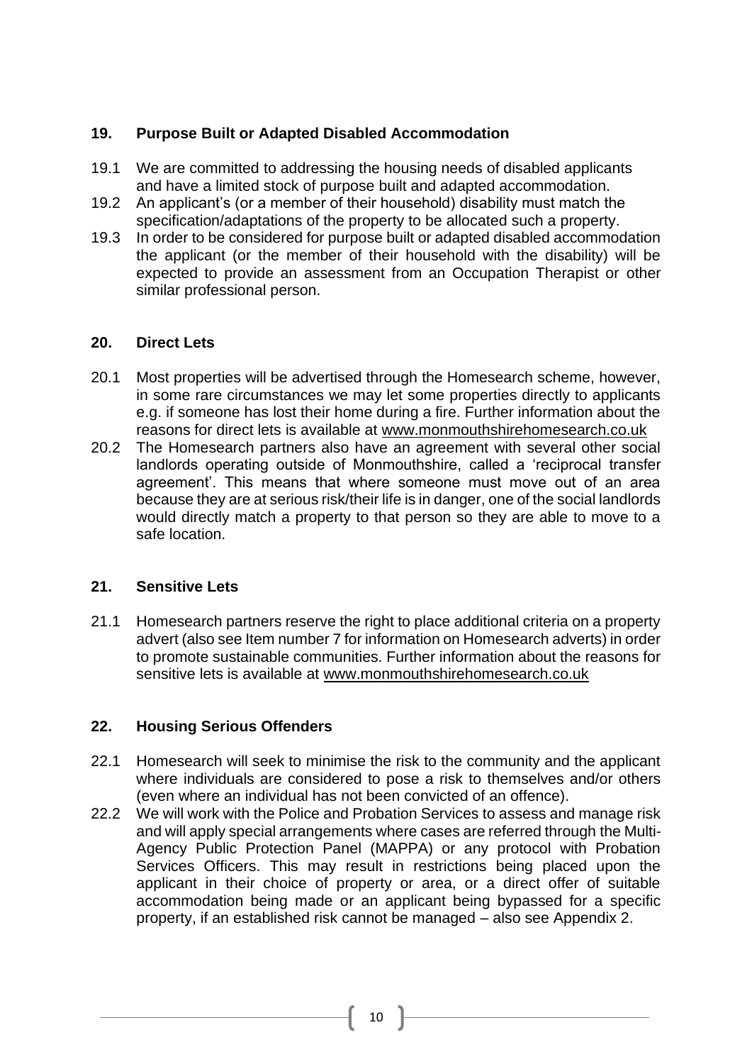## 19. Purpose Built or Adapted Disabled Accommodation

19.1 We are committed to addressing the housing needs of disabled applicants and have a limited stock of purpose built and adapted accommodation.

19.2 An applicant's (or a member of their household) disability must match the specification/adaptations of the property to be allocated such a property.

19.3 In order to be considered for purpose built or adapted disabled accommodation the applicant (or the member of their household with the disability) will be expected to provide an assessment from an Occupation Therapist or other similar professional person.

## 20. Direct Lets

20.1 Most properties will be advertised through the Homesearch scheme, however, in some rare circumstances we may let some properties directly to applicants e.g. if someone has lost their home during a fire. Further information about the reasons for direct lets is available at www.monmouthshirehomesearch.co.uk

20.2 The Homesearch partners also have an agreement with several other social landlords operating outside of Monmouthshire, called a 'reciprocal transfer agreement'. This means that where someone must move out of an area because they are at serious risk/their life is in danger, one of the social landlords would directly match a property to that person so they are able to move to a safe location.

## 21. Sensitive Lets

21.1 Homesearch partners reserve the right to place additional criteria on a property advert (also see Item number 7 for information on Homesearch adverts) in order to promote sustainable communities. Further information about the reasons for sensitive lets is available at www.monmouthshirehomesearch.co.uk

## 22. Housing Serious Offenders

22.1 Homesearch will seek to minimise the risk to the community and the applicant where individuals are considered to pose a risk to themselves and/or others (even where an individual has not been convicted of an offence).

22.2 We will work with the Police and Probation Services to assess and manage risk and will apply special arrangements where cases are referred through the Multi-Agency Public Protection Panel (MAPPA) or any protocol with Probation Services Officers. This may result in restrictions being placed upon the applicant in their choice of property or area, or a direct offer of suitable accommodation being made or an applicant being bypassed for a specific property, if an established risk cannot be managed – also see Appendix 2.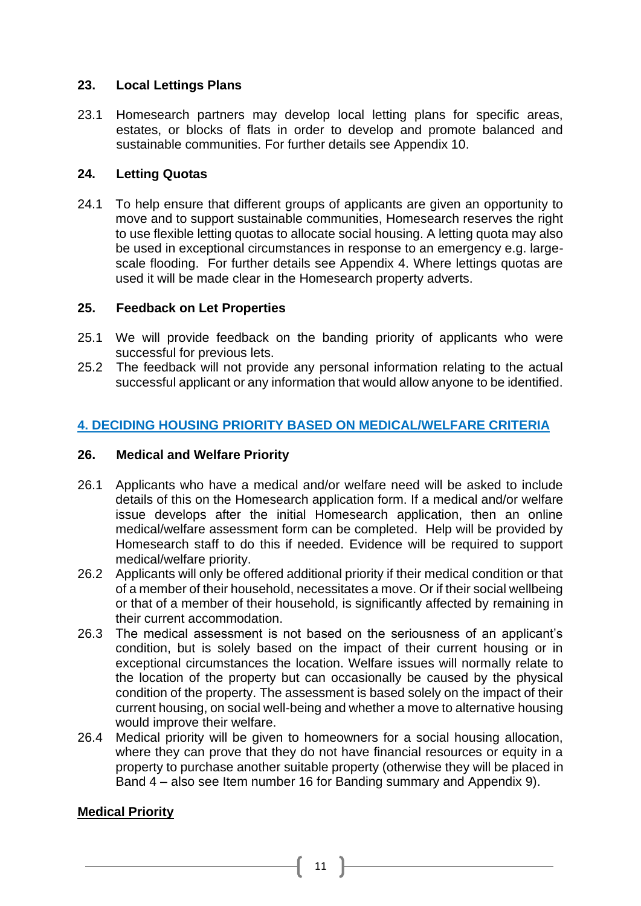### 23. Local Lettings Plans

23.1 Homesearch partners may develop local letting plans for specific areas, estates, or blocks of flats in order to develop and promote balanced and sustainable communities. For further details see Appendix 10.

### 24. Letting Quotas

24.1 To help ensure that different groups of applicants are given an opportunity to move and to support sustainable communities, Homesearch reserves the right to use flexible letting quotas to allocate social housing. A letting quota may also be used in exceptional circumstances in response to an emergency e.g. large-scale flooding. For further details see Appendix 4. Where lettings quotas are used it will be made clear in the Homesearch property adverts.

### 25. Feedback on Let Properties

25.1 We will provide feedback on the banding priority of applicants who were successful for previous lets.

25.2 The feedback will not provide any personal information relating to the actual successful applicant or any information that would allow anyone to be identified.

## 4. DECIDING HOUSING PRIORITY BASED ON MEDICAL/WELFARE CRITERIA

### 26. Medical and Welfare Priority

26.1 Applicants who have a medical and/or welfare need will be asked to include details of this on the Homesearch application form. If a medical and/or welfare issue develops after the initial Homesearch application, then an online medical/welfare assessment form can be completed. Help will be provided by Homesearch staff to do this if needed. Evidence will be required to support medical/welfare priority.

26.2 Applicants will only be offered additional priority if their medical condition or that of a member of their household, necessitates a move. Or if their social wellbeing or that of a member of their household, is significantly affected by remaining in their current accommodation.

26.3 The medical assessment is not based on the seriousness of an applicant's condition, but is solely based on the impact of their current housing or in exceptional circumstances the location. Welfare issues will normally relate to the location of the property but can occasionally be caused by the physical condition of the property. The assessment is based solely on the impact of their current housing, on social well-being and whether a move to alternative housing would improve their welfare.

26.4 Medical priority will be given to homeowners for a social housing allocation, where they can prove that they do not have financial resources or equity in a property to purchase another suitable property (otherwise they will be placed in Band 4 – also see Item number 16 for Banding summary and Appendix 9).

#### Medical Priority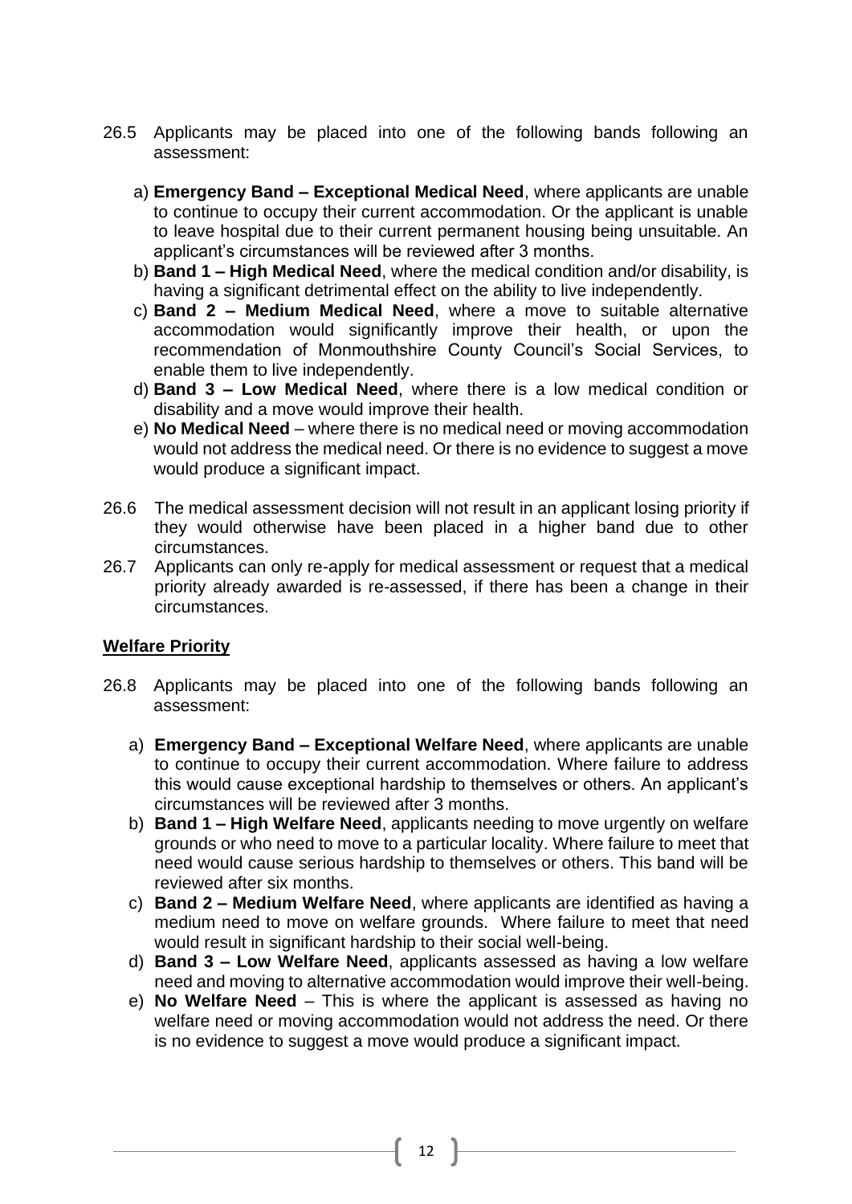26.5 Applicants may be placed into one of the following bands following an assessment:

a) **Emergency Band – Exceptional Medical Need**, where applicants are unable to continue to occupy their current accommodation. Or the applicant is unable to leave hospital due to their current permanent housing being unsuitable. An applicant's circumstances will be reviewed after 3 months.
b) **Band 1 – High Medical Need**, where the medical condition and/or disability, is having a significant detrimental effect on the ability to live independently.
c) **Band 2 – Medium Medical Need**, where a move to suitable alternative accommodation would significantly improve their health, or upon the recommendation of Monmouthshire County Council's Social Services, to enable them to live independently.
d) **Band 3 – Low Medical Need**, where there is a low medical condition or disability and a move would improve their health.
e) **No Medical Need** – where there is no medical need or moving accommodation would not address the medical need. Or there is no evidence to suggest a move would produce a significant impact.

26.6 The medical assessment decision will not result in an applicant losing priority if they would otherwise have been placed in a higher band due to other circumstances.

26.7 Applicants can only re-apply for medical assessment or request that a medical priority already awarded is re-assessed, if there has been a change in their circumstances.

**Welfare Priority**

26.8 Applicants may be placed into one of the following bands following an assessment:

a) **Emergency Band – Exceptional Welfare Need**, where applicants are unable to continue to occupy their current accommodation. Where failure to address this would cause exceptional hardship to themselves or others. An applicant's circumstances will be reviewed after 3 months.
b) **Band 1 – High Welfare Need**, applicants needing to move urgently on welfare grounds or who need to move to a particular locality. Where failure to meet that need would cause serious hardship to themselves or others. This band will be reviewed after six months.
c) **Band 2 – Medium Welfare Need**, where applicants are identified as having a medium need to move on welfare grounds. Where failure to meet that need would result in significant hardship to their social well-being.
d) **Band 3 – Low Welfare Need**, applicants assessed as having a low welfare need and moving to alternative accommodation would improve their well-being.
e) **No Welfare Need** – This is where the applicant is assessed as having no welfare need or moving accommodation would not address the need. Or there is no evidence to suggest a move would produce a significant impact.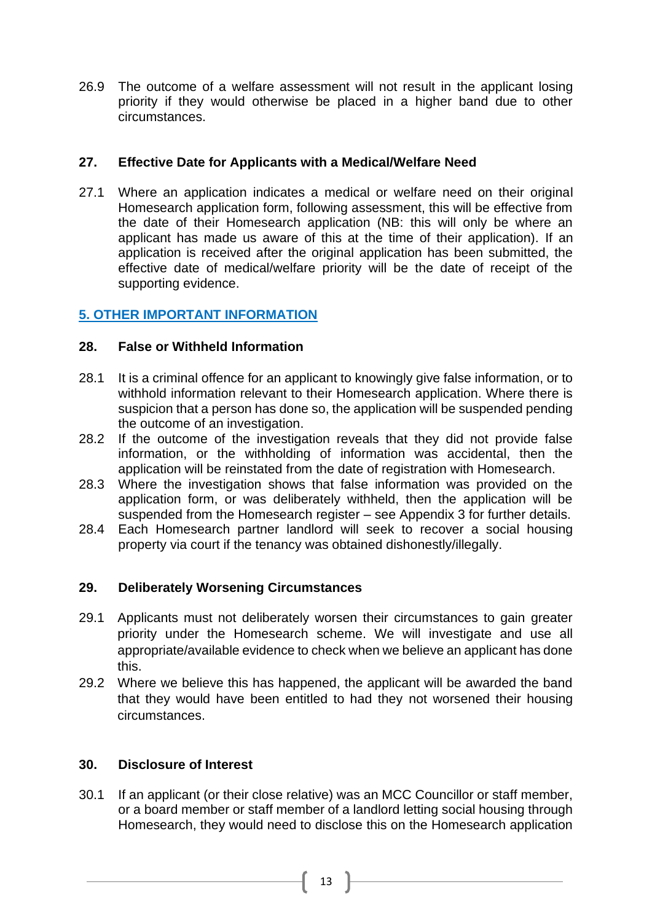26.9 The outcome of a welfare assessment will not result in the applicant losing priority if they would otherwise be placed in a higher band due to other circumstances.

### 27. Effective Date for Applicants with a Medical/Welfare Need

27.1 Where an application indicates a medical or welfare need on their original Homesearch application form, following assessment, this will be effective from the date of their Homesearch application (NB: this will only be where an applicant has made us aware of this at the time of their application). If an application is received after the original application has been submitted, the effective date of medical/welfare priority will be the date of receipt of the supporting evidence.

## 5. OTHER IMPORTANT INFORMATION

### 28. False or Withheld Information

28.1 It is a criminal offence for an applicant to knowingly give false information, or to withhold information relevant to their Homesearch application. Where there is suspicion that a person has done so, the application will be suspended pending the outcome of an investigation.

28.2 If the outcome of the investigation reveals that they did not provide false information, or the withholding of information was accidental, then the application will be reinstated from the date of registration with Homesearch.

28.3 Where the investigation shows that false information was provided on the application form, or was deliberately withheld, then the application will be suspended from the Homesearch register – see Appendix 3 for further details.

28.4 Each Homesearch partner landlord will seek to recover a social housing property via court if the tenancy was obtained dishonestly/illegally.

### 29. Deliberately Worsening Circumstances

29.1 Applicants must not deliberately worsen their circumstances to gain greater priority under the Homesearch scheme. We will investigate and use all appropriate/available evidence to check when we believe an applicant has done this.

29.2 Where we believe this has happened, the applicant will be awarded the band that they would have been entitled to had they not worsened their housing circumstances.

### 30. Disclosure of Interest

30.1 If an applicant (or their close relative) was an MCC Councillor or staff member, or a board member or staff member of a landlord letting social housing through Homesearch, they would need to disclose this on the Homesearch application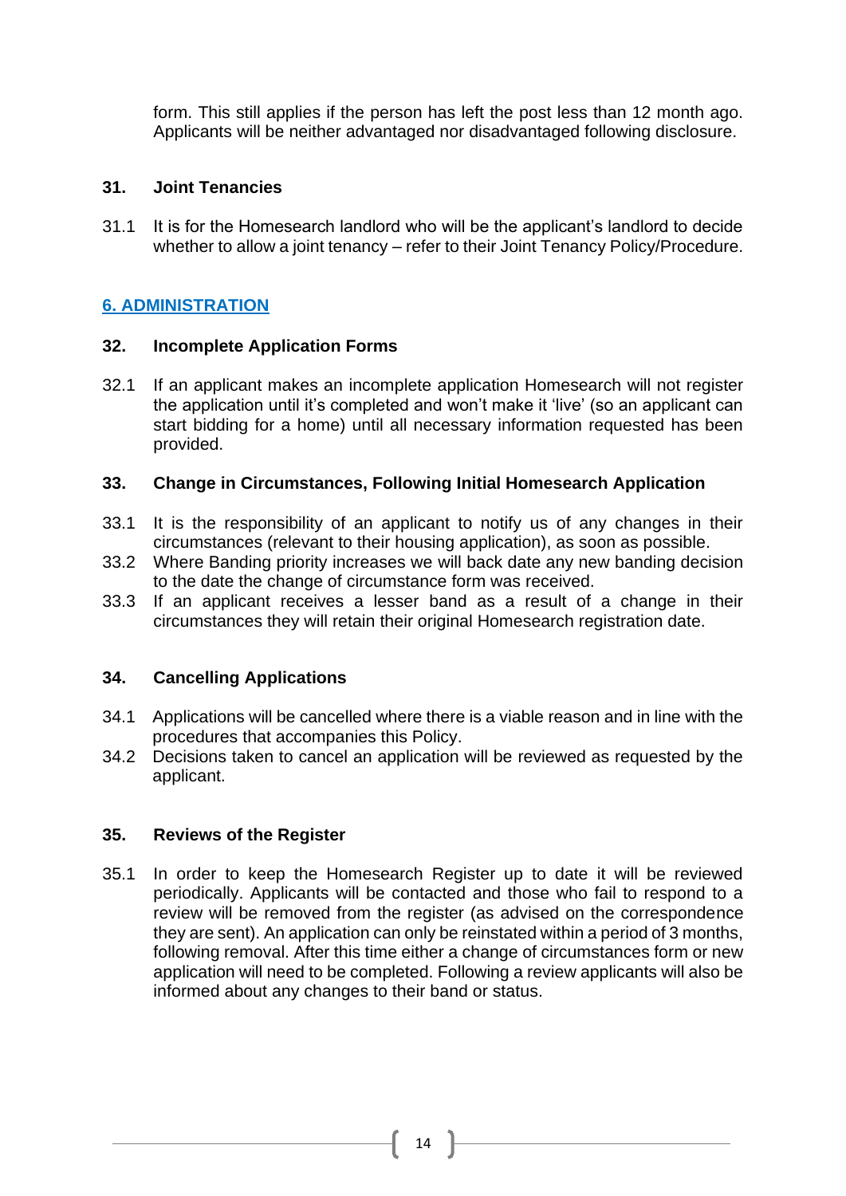form. This still applies if the person has left the post less than 12 month ago. Applicants will be neither advantaged nor disadvantaged following disclosure.

### 31. Joint Tenancies

31.1 It is for the Homesearch landlord who will be the applicant's landlord to decide whether to allow a joint tenancy – refer to their Joint Tenancy Policy/Procedure.

## 6. ADMINISTRATION

### 32. Incomplete Application Forms

32.1 If an applicant makes an incomplete application Homesearch will not register the application until it's completed and won't make it 'live' (so an applicant can start bidding for a home) until all necessary information requested has been provided.

### 33. Change in Circumstances, Following Initial Homesearch Application

33.1 It is the responsibility of an applicant to notify us of any changes in their circumstances (relevant to their housing application), as soon as possible.

33.2 Where Banding priority increases we will back date any new banding decision to the date the change of circumstance form was received.

33.3 If an applicant receives a lesser band as a result of a change in their circumstances they will retain their original Homesearch registration date.

### 34. Cancelling Applications

34.1 Applications will be cancelled where there is a viable reason and in line with the procedures that accompanies this Policy.

34.2 Decisions taken to cancel an application will be reviewed as requested by the applicant.

### 35. Reviews of the Register

35.1 In order to keep the Homesearch Register up to date it will be reviewed periodically. Applicants will be contacted and those who fail to respond to a review will be removed from the register (as advised on the correspondence they are sent). An application can only be reinstated within a period of 3 months, following removal. After this time either a change of circumstances form or new application will need to be completed. Following a review applicants will also be informed about any changes to their band or status.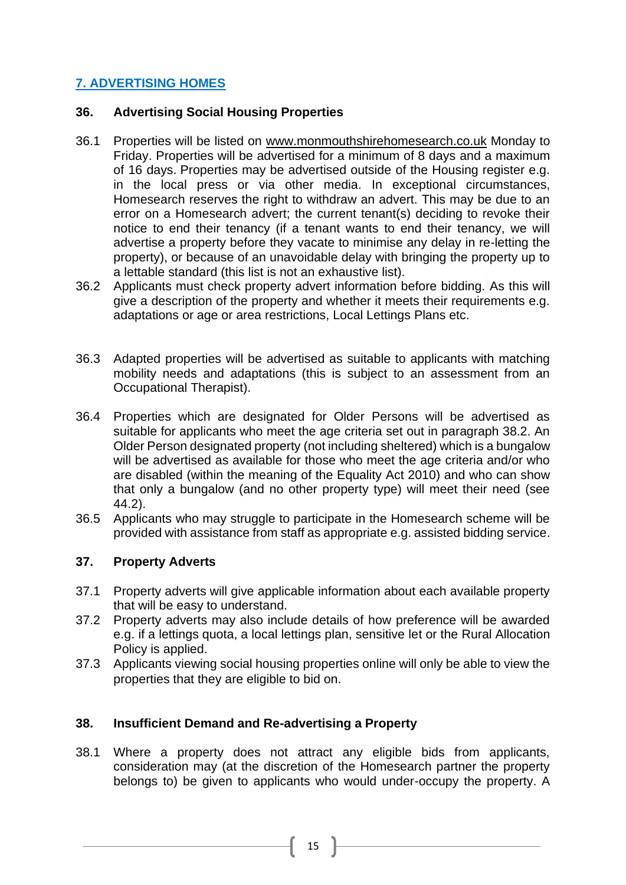## 7. ADVERTISING HOMES

### 36. Advertising Social Housing Properties

36.1 Properties will be listed on www.monmouthshirehomesearch.co.uk Monday to Friday. Properties will be advertised for a minimum of 8 days and a maximum of 16 days. Properties may be advertised outside of the Housing register e.g. in the local press or via other media. In exceptional circumstances, Homesearch reserves the right to withdraw an advert. This may be due to an error on a Homesearch advert; the current tenant(s) deciding to revoke their notice to end their tenancy (if a tenant wants to end their tenancy, we will advertise a property before they vacate to minimise any delay in re-letting the property), or because of an unavoidable delay with bringing the property up to a lettable standard (this list is not an exhaustive list).

36.2 Applicants must check property advert information before bidding. As this will give a description of the property and whether it meets their requirements e.g. adaptations or age or area restrictions, Local Lettings Plans etc.

36.3 Adapted properties will be advertised as suitable to applicants with matching mobility needs and adaptations (this is subject to an assessment from an Occupational Therapist).

36.4 Properties which are designated for Older Persons will be advertised as suitable for applicants who meet the age criteria set out in paragraph 38.2. An Older Person designated property (not including sheltered) which is a bungalow will be advertised as available for those who meet the age criteria and/or who are disabled (within the meaning of the Equality Act 2010) and who can show that only a bungalow (and no other property type) will meet their need (see 44.2).

36.5 Applicants who may struggle to participate in the Homesearch scheme will be provided with assistance from staff as appropriate e.g. assisted bidding service.

### 37. Property Adverts

37.1 Property adverts will give applicable information about each available property that will be easy to understand.

37.2 Property adverts may also include details of how preference will be awarded e.g. if a lettings quota, a local lettings plan, sensitive let or the Rural Allocation Policy is applied.

37.3 Applicants viewing social housing properties online will only be able to view the properties that they are eligible to bid on.

### 38. Insufficient Demand and Re-advertising a Property

38.1 Where a property does not attract any eligible bids from applicants, consideration may (at the discretion of the Homesearch partner the property belongs to) be given to applicants who would under-occupy the property. A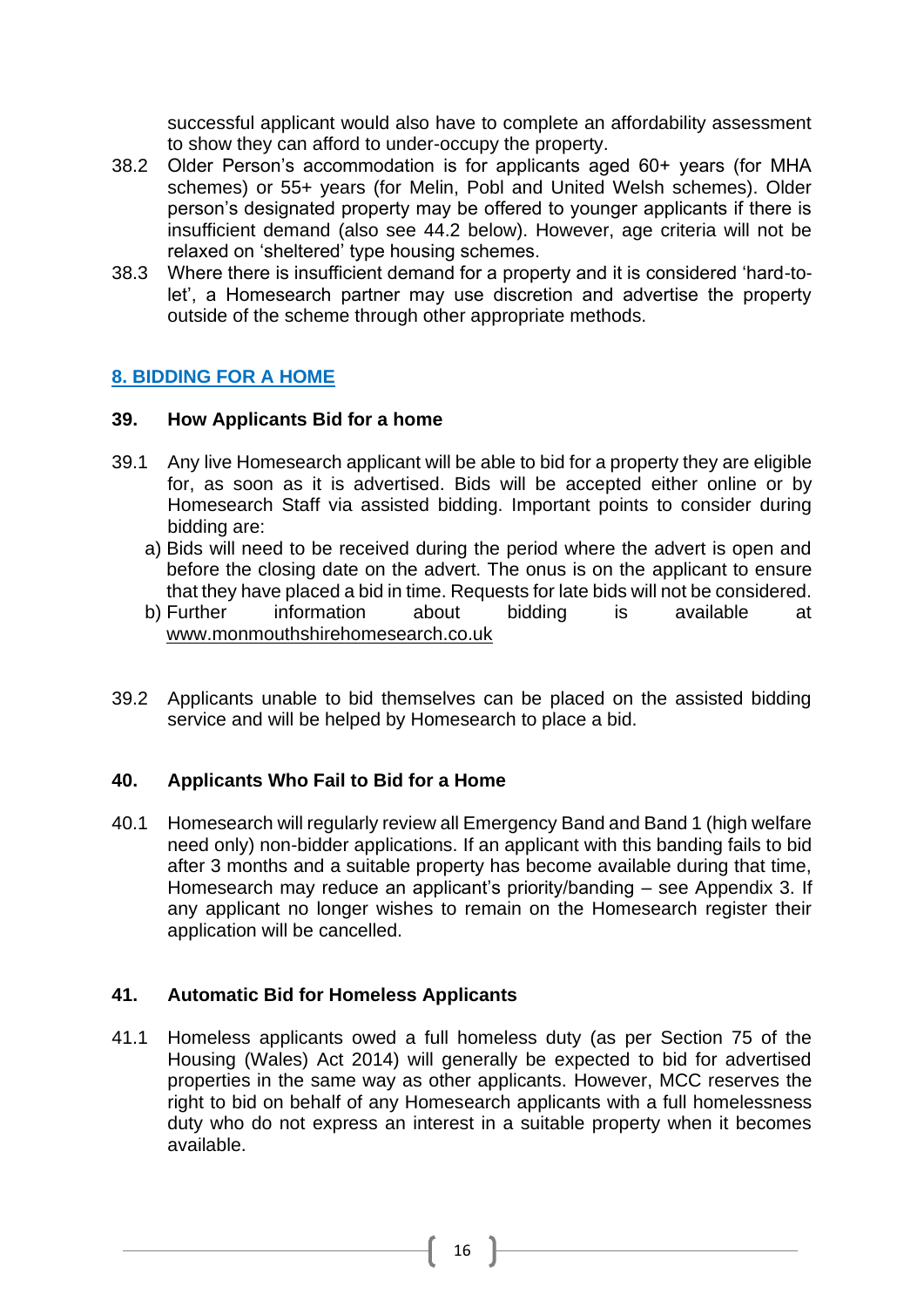successful applicant would also have to complete an affordability assessment to show they can afford to under-occupy the property.

38.2 Older Person's accommodation is for applicants aged 60+ years (for MHA schemes) or 55+ years (for Melin, Pobl and United Welsh schemes). Older person's designated property may be offered to younger applicants if there is insufficient demand (also see 44.2 below). However, age criteria will not be relaxed on 'sheltered' type housing schemes.

38.3 Where there is insufficient demand for a property and it is considered 'hard-to-let', a Homesearch partner may use discretion and advertise the property outside of the scheme through other appropriate methods.

## 8. BIDDING FOR A HOME

### 39. How Applicants Bid for a home

39.1 Any live Homesearch applicant will be able to bid for a property they are eligible for, as soon as it is advertised. Bids will be accepted either online or by Homesearch Staff via assisted bidding. Important points to consider during bidding are:

a) Bids will need to be received during the period where the advert is open and before the closing date on the advert. The onus is on the applicant to ensure that they have placed a bid in time. Requests for late bids will not be considered.
b) Further information about bidding is available at www.monmouthshirehomesearch.co.uk

39.2 Applicants unable to bid themselves can be placed on the assisted bidding service and will be helped by Homesearch to place a bid.

### 40. Applicants Who Fail to Bid for a Home

40.1 Homesearch will regularly review all Emergency Band and Band 1 (high welfare need only) non-bidder applications. If an applicant with this banding fails to bid after 3 months and a suitable property has become available during that time, Homesearch may reduce an applicant's priority/banding – see Appendix 3. If any applicant no longer wishes to remain on the Homesearch register their application will be cancelled.

### 41. Automatic Bid for Homeless Applicants

41.1 Homeless applicants owed a full homeless duty (as per Section 75 of the Housing (Wales) Act 2014) will generally be expected to bid for advertised properties in the same way as other applicants. However, MCC reserves the right to bid on behalf of any Homesearch applicants with a full homelessness duty who do not express an interest in a suitable property when it becomes available.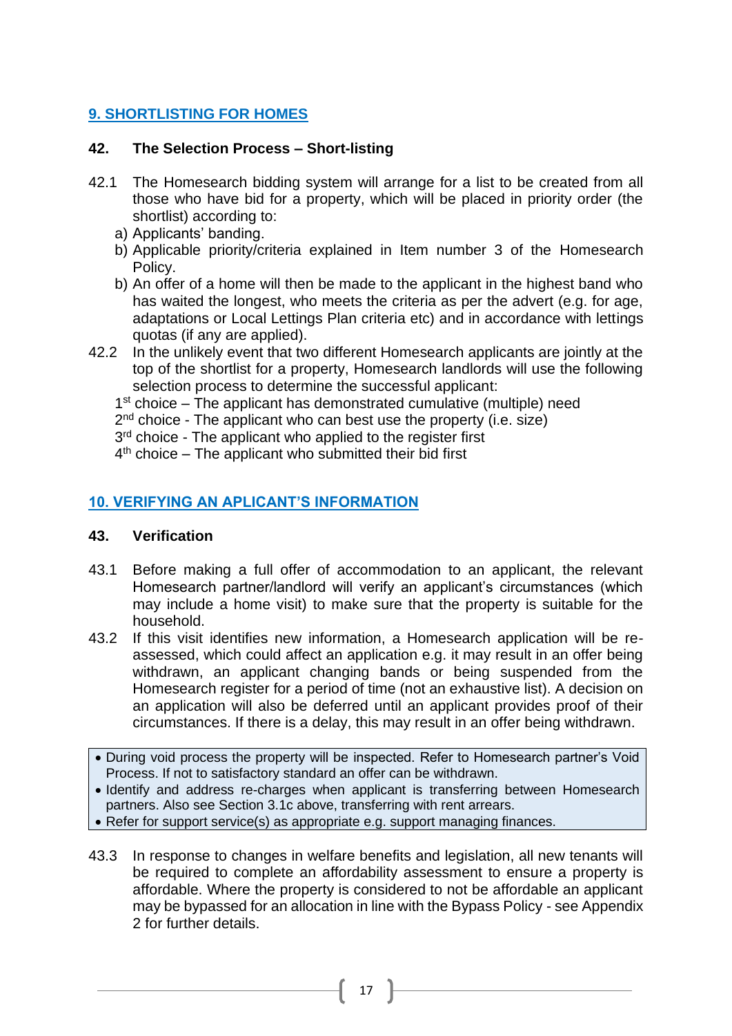## 9. SHORTLISTING FOR HOMES

### 42. The Selection Process – Short-listing

42.1 The Homesearch bidding system will arrange for a list to be created from all those who have bid for a property, which will be placed in priority order (the shortlist) according to:

a) Applicants' banding.

b) Applicable priority/criteria explained in Item number 3 of the Homesearch Policy.

b) An offer of a home will then be made to the applicant in the highest band who has waited the longest, who meets the criteria as per the advert (e.g. for age, adaptations or Local Lettings Plan criteria etc) and in accordance with lettings quotas (if any are applied).

42.2 In the unlikely event that two different Homesearch applicants are jointly at the top of the shortlist for a property, Homesearch landlords will use the following selection process to determine the successful applicant:

1st choice – The applicant has demonstrated cumulative (multiple) need
2nd choice - The applicant who can best use the property (i.e. size)
3rd choice - The applicant who applied to the register first
4th choice – The applicant who submitted their bid first

## 10. VERIFYING AN APLICANT'S INFORMATION

### 43. Verification

43.1 Before making a full offer of accommodation to an applicant, the relevant Homesearch partner/landlord will verify an applicant's circumstances (which may include a home visit) to make sure that the property is suitable for the household.

43.2 If this visit identifies new information, a Homesearch application will be re-assessed, which could affect an application e.g. it may result in an offer being withdrawn, an applicant changing bands or being suspended from the Homesearch register for a period of time (not an exhaustive list). A decision on an application will also be deferred until an applicant provides proof of their circumstances. If there is a delay, this may result in an offer being withdrawn.

- During void process the property will be inspected. Refer to Homesearch partner's Void Process. If not to satisfactory standard an offer can be withdrawn.
- Identify and address re-charges when applicant is transferring between Homesearch partners. Also see Section 3.1c above, transferring with rent arrears.
- Refer for support service(s) as appropriate e.g. support managing finances.

43.3 In response to changes in welfare benefits and legislation, all new tenants will be required to complete an affordability assessment to ensure a property is affordable. Where the property is considered to not be affordable an applicant may be bypassed for an allocation in line with the Bypass Policy - see Appendix 2 for further details.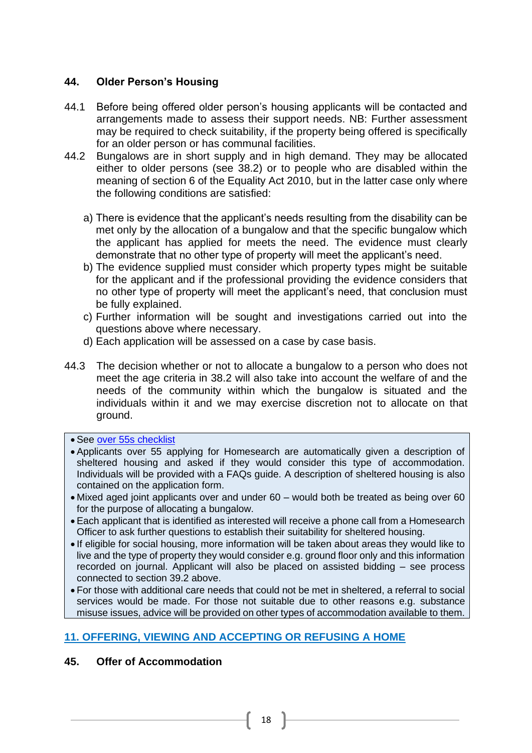## 44. Older Person's Housing

44.1 Before being offered older person's housing applicants will be contacted and arrangements made to assess their support needs. NB: Further assessment may be required to check suitability, if the property being offered is specifically for an older person or has communal facilities.

44.2 Bungalows are in short supply and in high demand. They may be allocated either to older persons (see 38.2) or to people who are disabled within the meaning of section 6 of the Equality Act 2010, but in the latter case only where the following conditions are satisfied:

a) There is evidence that the applicant's needs resulting from the disability can be met only by the allocation of a bungalow and that the specific bungalow which the applicant has applied for meets the need. The evidence must clearly demonstrate that no other type of property will meet the applicant's need.
b) The evidence supplied must consider which property types might be suitable for the applicant and if the professional providing the evidence considers that no other type of property will meet the applicant's need, that conclusion must be fully explained.
c) Further information will be sought and investigations carried out into the questions above where necessary.
d) Each application will be assessed on a case by case basis.

44.3 The decision whether or not to allocate a bungalow to a person who does not meet the age criteria in 38.2 will also take into account the welfare of and the needs of the community within which the bungalow is situated and the individuals within it and we may exercise discretion not to allocate on that ground.

- See over 55s checklist
- Applicants over 55 applying for Homesearch are automatically given a description of sheltered housing and asked if they would consider this type of accommodation. Individuals will be provided with a FAQs guide. A description of sheltered housing is also contained on the application form.
- Mixed aged joint applicants over and under 60 – would both be treated as being over 60 for the purpose of allocating a bungalow.
- Each applicant that is identified as interested will receive a phone call from a Homesearch Officer to ask further questions to establish their suitability for sheltered housing.
- If eligible for social housing, more information will be taken about areas they would like to live and the type of property they would consider e.g. ground floor only and this information recorded on journal. Applicant will also be placed on assisted bidding – see process connected to section 39.2 above.
- For those with additional care needs that could not be met in sheltered, a referral to social services would be made. For those not suitable due to other reasons e.g. substance misuse issues, advice will be provided on other types of accommodation available to them.

# 11. OFFERING, VIEWING AND ACCEPTING OR REFUSING A HOME

## 45. Offer of Accommodation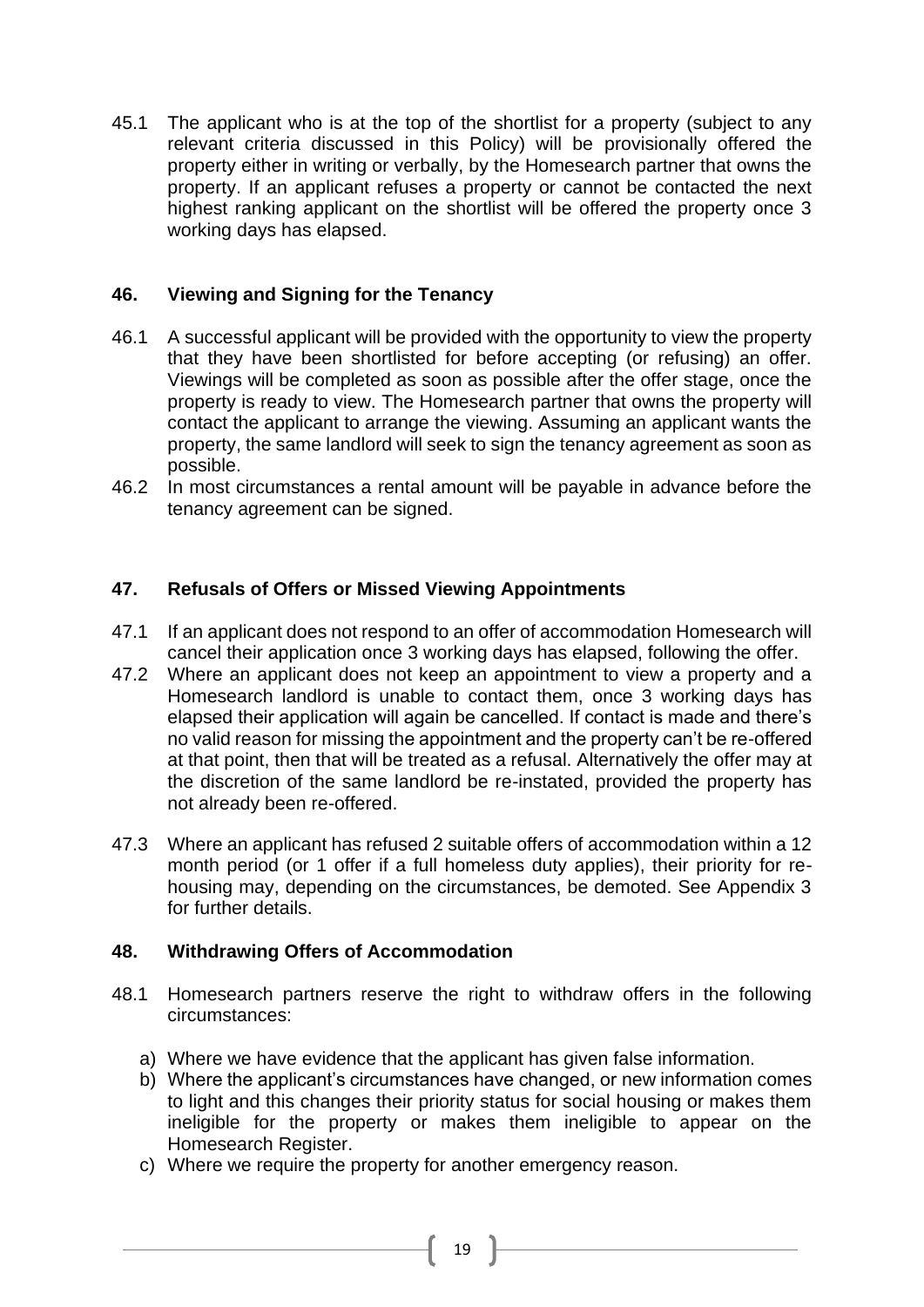45.1 The applicant who is at the top of the shortlist for a property (subject to any relevant criteria discussed in this Policy) will be provisionally offered the property either in writing or verbally, by the Homesearch partner that owns the property. If an applicant refuses a property or cannot be contacted the next highest ranking applicant on the shortlist will be offered the property once 3 working days has elapsed.

## 46. Viewing and Signing for the Tenancy

46.1 A successful applicant will be provided with the opportunity to view the property that they have been shortlisted for before accepting (or refusing) an offer. Viewings will be completed as soon as possible after the offer stage, once the property is ready to view. The Homesearch partner that owns the property will contact the applicant to arrange the viewing. Assuming an applicant wants the property, the same landlord will seek to sign the tenancy agreement as soon as possible.

46.2 In most circumstances a rental amount will be payable in advance before the tenancy agreement can be signed.

## 47. Refusals of Offers or Missed Viewing Appointments

47.1 If an applicant does not respond to an offer of accommodation Homesearch will cancel their application once 3 working days has elapsed, following the offer.

47.2 Where an applicant does not keep an appointment to view a property and a Homesearch landlord is unable to contact them, once 3 working days has elapsed their application will again be cancelled. If contact is made and there's no valid reason for missing the appointment and the property can't be re-offered at that point, then that will be treated as a refusal. Alternatively the offer may at the discretion of the same landlord be re-instated, provided the property has not already been re-offered.

47.3 Where an applicant has refused 2 suitable offers of accommodation within a 12 month period (or 1 offer if a full homeless duty applies), their priority for re-housing may, depending on the circumstances, be demoted. See Appendix 3 for further details.

## 48. Withdrawing Offers of Accommodation

48.1 Homesearch partners reserve the right to withdraw offers in the following circumstances:

a) Where we have evidence that the applicant has given false information.
b) Where the applicant's circumstances have changed, or new information comes to light and this changes their priority status for social housing or makes them ineligible for the property or makes them ineligible to appear on the Homesearch Register.
c) Where we require the property for another emergency reason.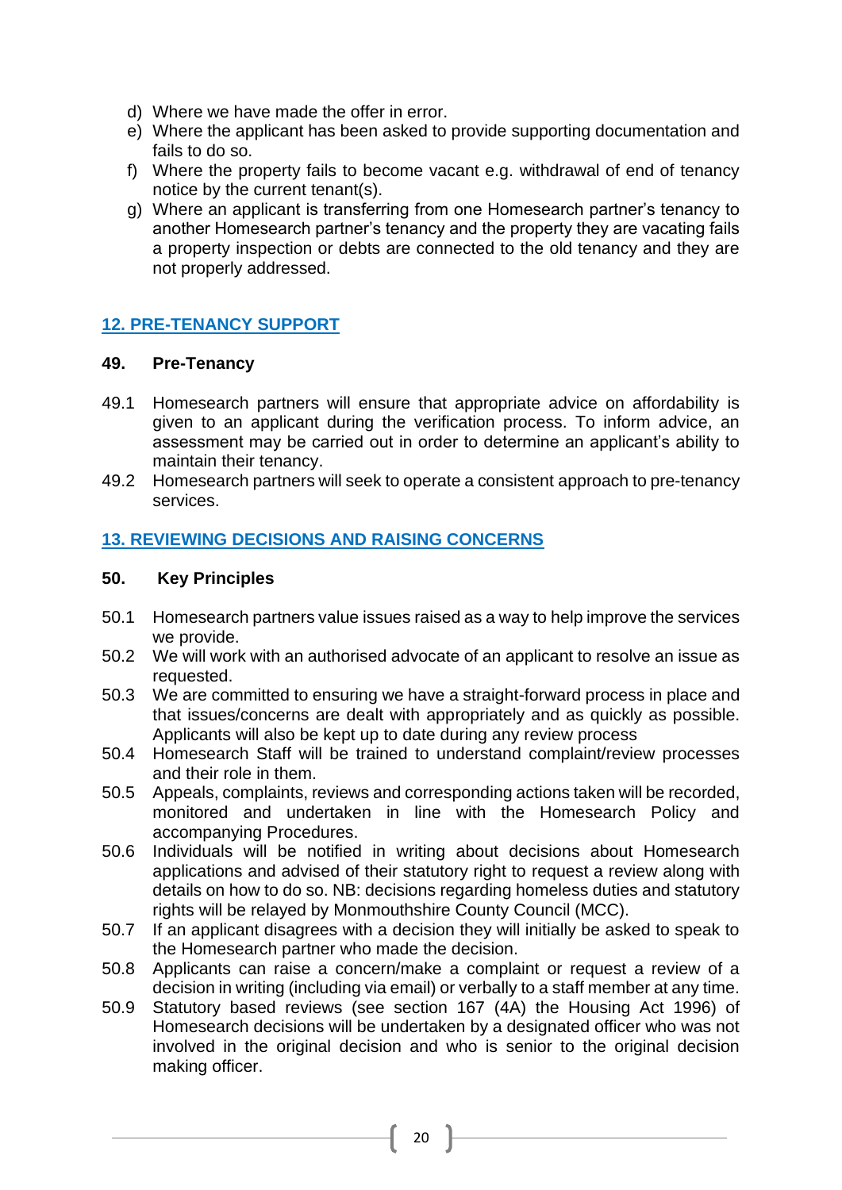d) Where we have made the offer in error.
e) Where the applicant has been asked to provide supporting documentation and fails to do so.
f) Where the property fails to become vacant e.g. withdrawal of end of tenancy notice by the current tenant(s).
g) Where an applicant is transferring from one Homesearch partner's tenancy to another Homesearch partner's tenancy and the property they are vacating fails a property inspection or debts are connected to the old tenancy and they are not properly addressed.

## 12. PRE-TENANCY SUPPORT

### 49. Pre-Tenancy

49.1 Homesearch partners will ensure that appropriate advice on affordability is given to an applicant during the verification process. To inform advice, an assessment may be carried out in order to determine an applicant's ability to maintain their tenancy.

49.2 Homesearch partners will seek to operate a consistent approach to pre-tenancy services.

## 13. REVIEWING DECISIONS AND RAISING CONCERNS

### 50. Key Principles

50.1 Homesearch partners value issues raised as a way to help improve the services we provide.

50.2 We will work with an authorised advocate of an applicant to resolve an issue as requested.

50.3 We are committed to ensuring we have a straight-forward process in place and that issues/concerns are dealt with appropriately and as quickly as possible. Applicants will also be kept up to date during any review process

50.4 Homesearch Staff will be trained to understand complaint/review processes and their role in them.

50.5 Appeals, complaints, reviews and corresponding actions taken will be recorded, monitored and undertaken in line with the Homesearch Policy and accompanying Procedures.

50.6 Individuals will be notified in writing about decisions about Homesearch applications and advised of their statutory right to request a review along with details on how to do so. NB: decisions regarding homeless duties and statutory rights will be relayed by Monmouthshire County Council (MCC).

50.7 If an applicant disagrees with a decision they will initially be asked to speak to the Homesearch partner who made the decision.

50.8 Applicants can raise a concern/make a complaint or request a review of a decision in writing (including via email) or verbally to a staff member at any time.

50.9 Statutory based reviews (see section 167 (4A) the Housing Act 1996) of Homesearch decisions will be undertaken by a designated officer who was not involved in the original decision and who is senior to the original decision making officer.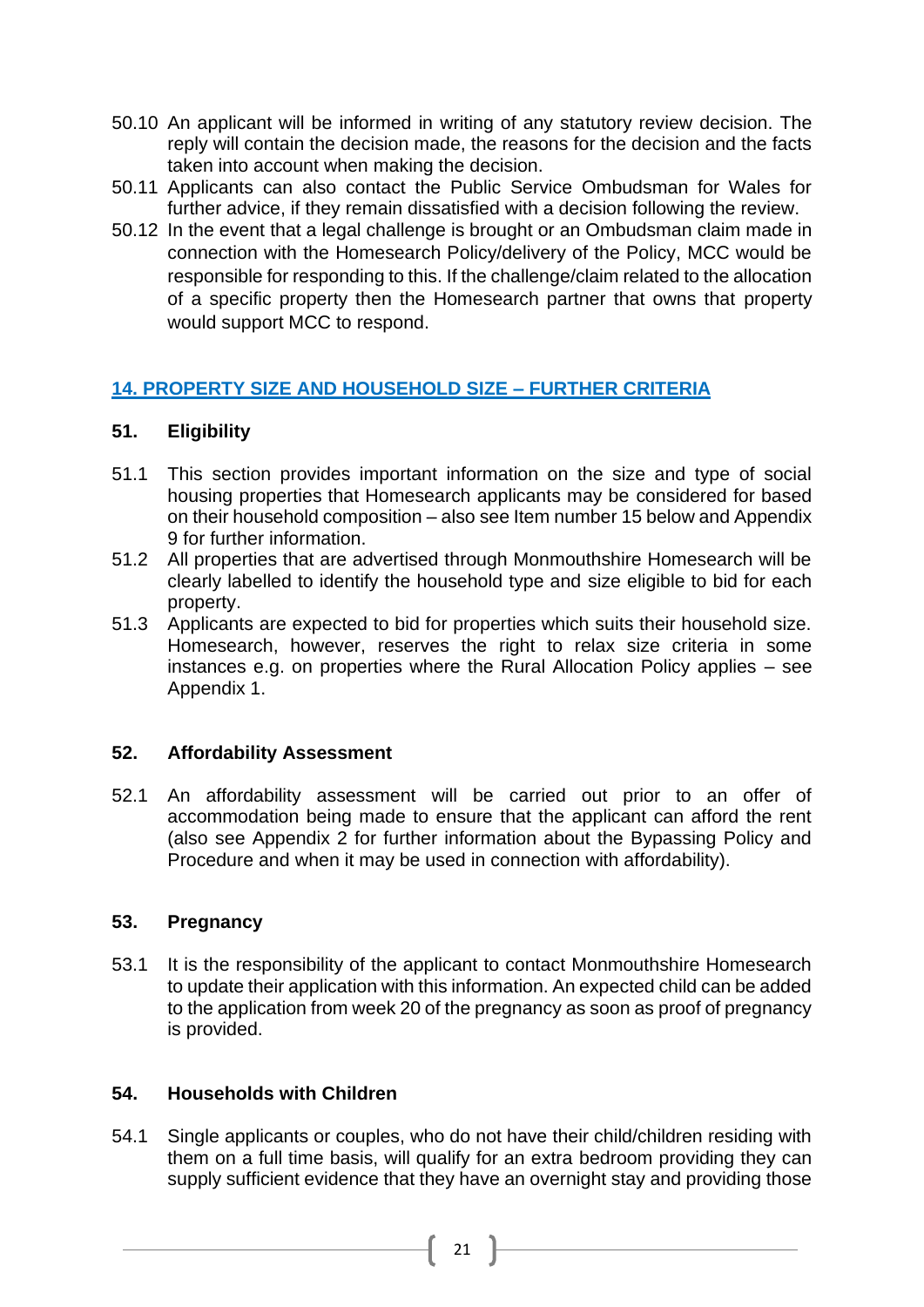50.10 An applicant will be informed in writing of any statutory review decision. The reply will contain the decision made, the reasons for the decision and the facts taken into account when making the decision.

50.11 Applicants can also contact the Public Service Ombudsman for Wales for further advice, if they remain dissatisfied with a decision following the review.

50.12 In the event that a legal challenge is brought or an Ombudsman claim made in connection with the Homesearch Policy/delivery of the Policy, MCC would be responsible for responding to this. If the challenge/claim related to the allocation of a specific property then the Homesearch partner that owns that property would support MCC to respond.

## 14. PROPERTY SIZE AND HOUSEHOLD SIZE – FURTHER CRITERIA

### 51. Eligibility

51.1 This section provides important information on the size and type of social housing properties that Homesearch applicants may be considered for based on their household composition – also see Item number 15 below and Appendix 9 for further information.

51.2 All properties that are advertised through Monmouthshire Homesearch will be clearly labelled to identify the household type and size eligible to bid for each property.

51.3 Applicants are expected to bid for properties which suits their household size. Homesearch, however, reserves the right to relax size criteria in some instances e.g. on properties where the Rural Allocation Policy applies – see Appendix 1.

### 52. Affordability Assessment

52.1 An affordability assessment will be carried out prior to an offer of accommodation being made to ensure that the applicant can afford the rent (also see Appendix 2 for further information about the Bypassing Policy and Procedure and when it may be used in connection with affordability).

### 53. Pregnancy

53.1 It is the responsibility of the applicant to contact Monmouthshire Homesearch to update their application with this information. An expected child can be added to the application from week 20 of the pregnancy as soon as proof of pregnancy is provided.

### 54. Households with Children

54.1 Single applicants or couples, who do not have their child/children residing with them on a full time basis, will qualify for an extra bedroom providing they can supply sufficient evidence that they have an overnight stay and providing those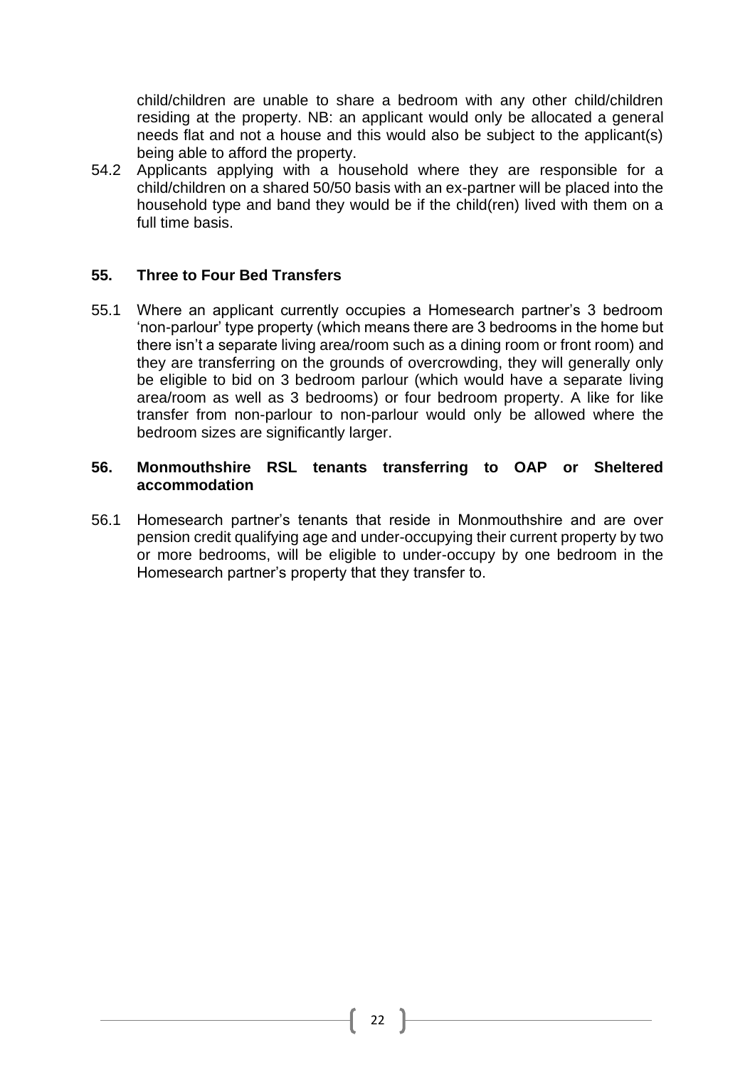child/children are unable to share a bedroom with any other child/children residing at the property. NB: an applicant would only be allocated a general needs flat and not a house and this would also be subject to the applicant(s) being able to afford the property.

54.2 Applicants applying with a household where they are responsible for a child/children on a shared 50/50 basis with an ex-partner will be placed into the household type and band they would be if the child(ren) lived with them on a full time basis.

## 55. Three to Four Bed Transfers

55.1 Where an applicant currently occupies a Homesearch partner's 3 bedroom 'non-parlour' type property (which means there are 3 bedrooms in the home but there isn't a separate living area/room such as a dining room or front room) and they are transferring on the grounds of overcrowding, they will generally only be eligible to bid on 3 bedroom parlour (which would have a separate living area/room as well as 3 bedrooms) or four bedroom property. A like for like transfer from non-parlour to non-parlour would only be allowed where the bedroom sizes are significantly larger.

## 56. Monmouthshire RSL tenants transferring to OAP or Sheltered accommodation

56.1 Homesearch partner's tenants that reside in Monmouthshire and are over pension credit qualifying age and under-occupying their current property by two or more bedrooms, will be eligible to under-occupy by one bedroom in the Homesearch partner's property that they transfer to.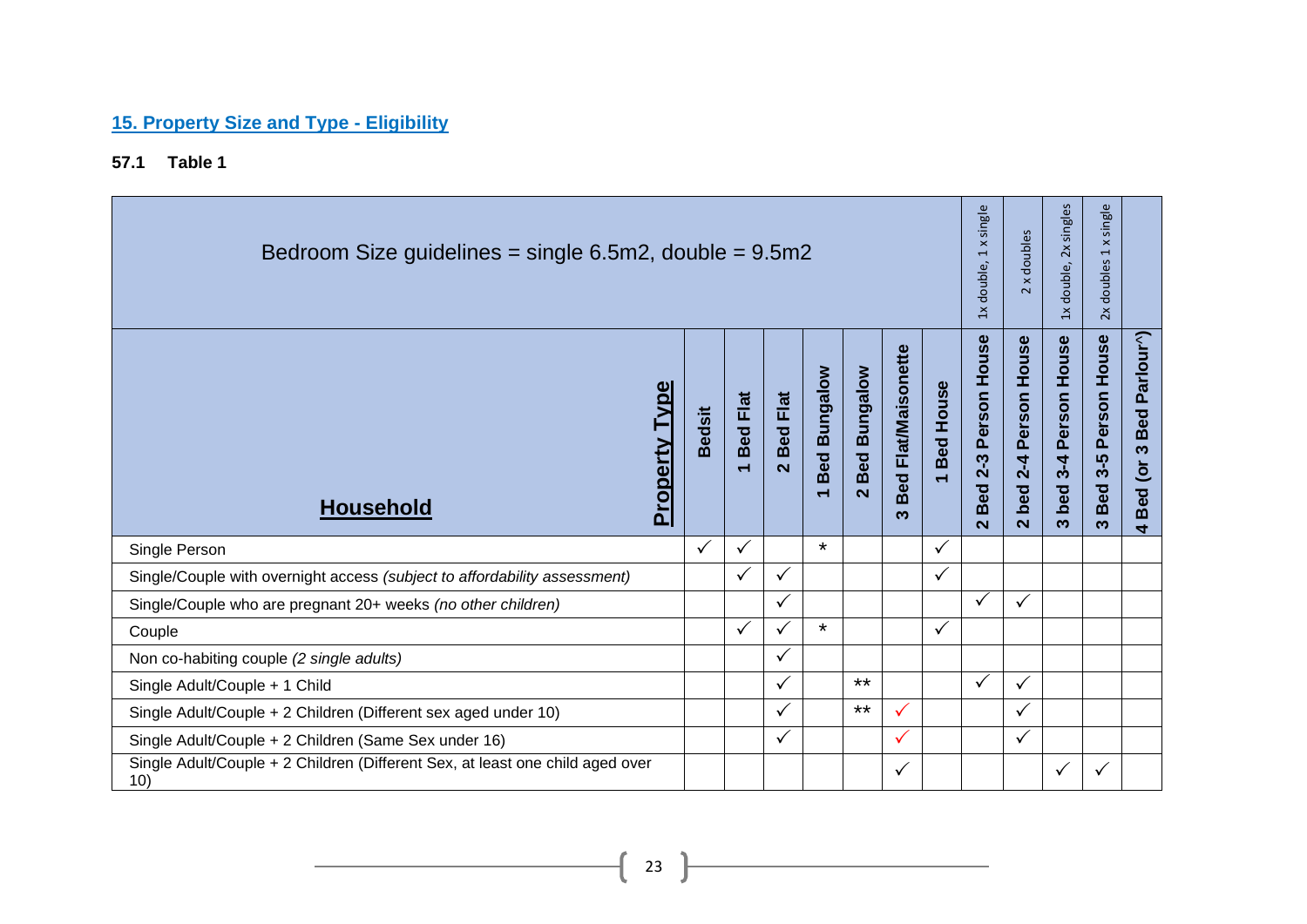## 15. Property Size and Type - Eligibility

**57.1 Table 1**

| Bedroom Size guidelines = single 6.5m2, double = 9.5m2 | | | | | | | | 1x double, 1 x single | 2 x doubles | 1x double, 2x singles | 2x doubles 1 x single | |
|---|---|---|---|---|---|---|---|---|---|---|---|---|
| **Household** / **Property Type** | **Bedsit** | **1 Bed Flat** | **2 Bed Flat** | **1 Bed Bungalow** | **2 Bed Bungalow** | **3 Bed Flat/Maisonette** | **1 Bed House** | **2 Bed 2-3 Person House** | **2 bed 2-4 Person House** | **3 bed 3-4 Person House** | **3 Bed 3-5 Person House** | **4 Bed (or 3 Bed Parlour^)** |
| Single Person | ✓ | ✓ | | * | | | ✓ | | | | | |
| Single/Couple with overnight access *(subject to affordability assessment)* | | ✓ | ✓ | | | | ✓ | | | | | |
| Single/Couple who are pregnant 20+ weeks *(no other children)* | | | ✓ | | | | | ✓ | ✓ | | | |
| Couple | | ✓ | ✓ | * | | | ✓ | | | | | |
| Non co-habiting couple *(2 single adults)* | | | ✓ | | | | | | | | | |
| Single Adult/Couple + 1 Child | | | ✓ | | ** | | | ✓ | ✓ | | | |
| Single Adult/Couple + 2 Children (Different sex aged under 10) | | | ✓ | | ** | ✓ | | | ✓ | | | |
| Single Adult/Couple + 2 Children (Same Sex under 16) | | | ✓ | | | ✓ | | | ✓ | | | |
| Single Adult/Couple + 2 Children (Different Sex, at least one child aged over 10) | | | | | | ✓ | | | | ✓ | ✓ | |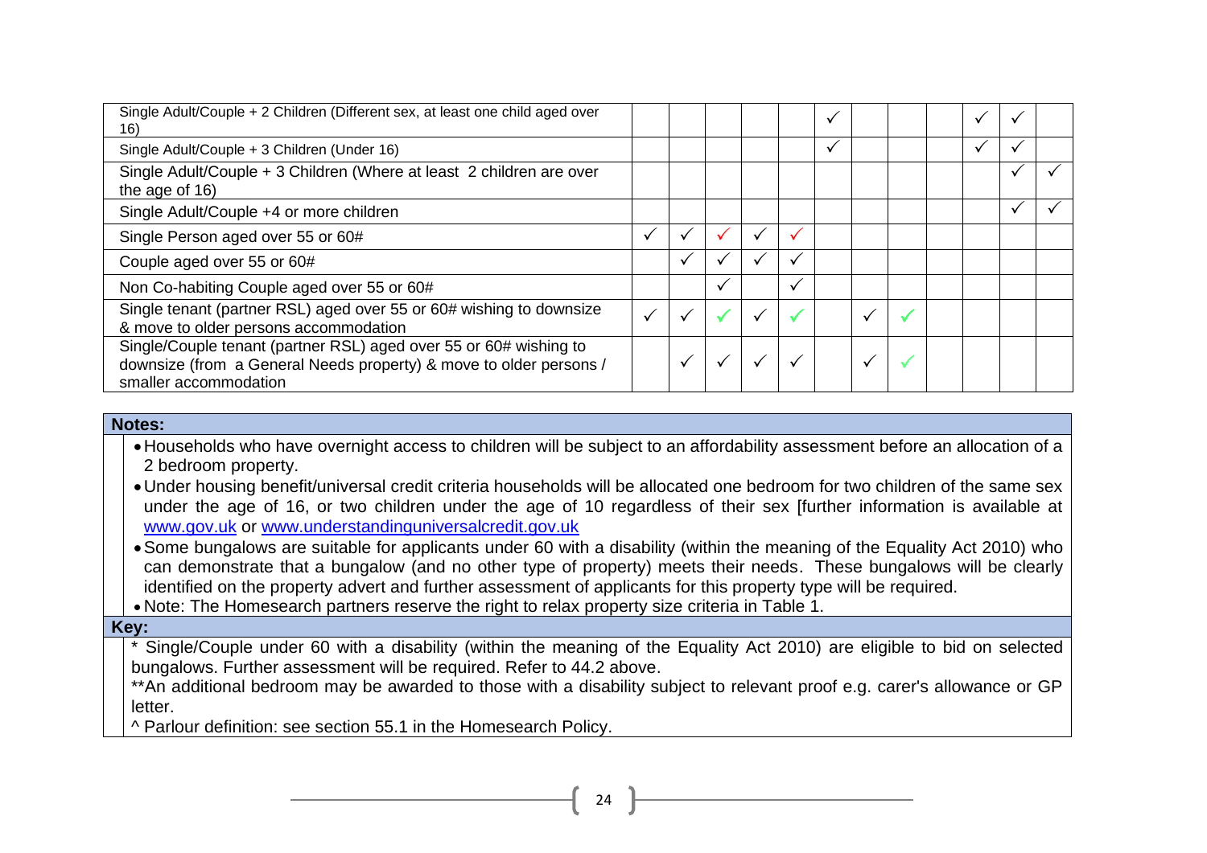| | | | | | | | | | | | | |
|---|---|---|---|---|---|---|---|---|---|---|---|---|
| Single Adult/Couple + 2 Children (Different sex, at least one child aged over 16) | | | | | | ✓ | | | | ✓ | ✓ | |
| Single Adult/Couple + 3 Children (Under 16) | | | | | | ✓ | | | | ✓ | ✓ | |
| Single Adult/Couple + 3 Children (Where at least 2 children are over the age of 16) | | | | | | | | | | | ✓ | ✓ |
| Single Adult/Couple +4 or more children | | | | | | | | | | | ✓ | ✓ |
| Single Person aged over 55 or 60# | ✓ | ✓ | ✓ | ✓ | ✓ | | | | | | | |
| Couple aged over 55 or 60# | | ✓ | ✓ | ✓ | ✓ | | | | | | | |
| Non Co-habiting Couple aged over 55 or 60# | | | ✓ | | ✓ | | | | | | | |
| Single tenant (partner RSL) aged over 55 or 60# wishing to downsize & move to older persons accommodation | ✓ | ✓ | ✓ | ✓ | ✓ | | ✓ | ✓ | | | | |
| Single/Couple tenant (partner RSL) aged over 55 or 60# wishing to downsize (from a General Needs property) & move to older persons / smaller accommodation | | ✓ | ✓ | ✓ | ✓ | | ✓ | ✓ | | | | |

**Notes:**

- Households who have overnight access to children will be subject to an affordability assessment before an allocation of a 2 bedroom property.
- Under housing benefit/universal credit criteria households will be allocated one bedroom for two children of the same sex under the age of 16, or two children under the age of 10 regardless of their sex [further information is available at www.gov.uk or www.understandinguniversalcredit.gov.uk
- Some bungalows are suitable for applicants under 60 with a disability (within the meaning of the Equality Act 2010) who can demonstrate that a bungalow (and no other type of property) meets their needs. These bungalows will be clearly identified on the property advert and further assessment of applicants for this property type will be required.
- Note: The Homesearch partners reserve the right to relax property size criteria in Table 1.

**Key:**

* Single/Couple under 60 with a disability (within the meaning of the Equality Act 2010) are eligible to bid on selected bungalows. Further assessment will be required. Refer to 44.2 above.

**An additional bedroom may be awarded to those with a disability subject to relevant proof e.g. carer's allowance or GP letter.

^ Parlour definition: see section 55.1 in the Homesearch Policy.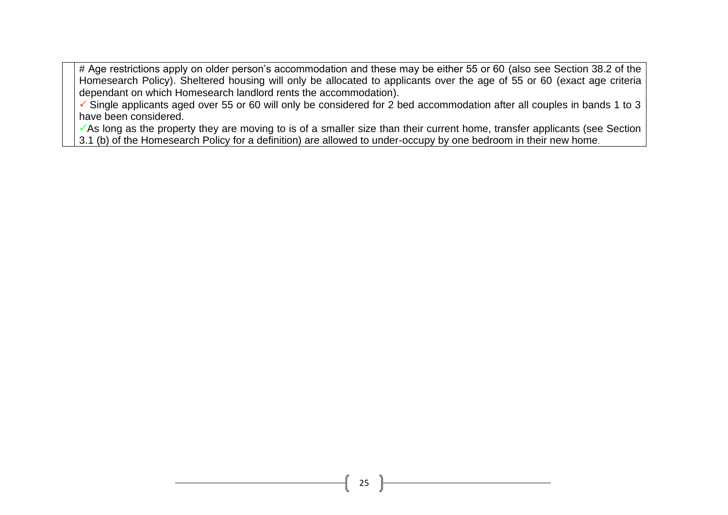|  | # Age restrictions apply on older person's accommodation and these may be either 55 or 60 (also see Section 38.2 of the Homesearch Policy). Sheltered housing will only be allocated to applicants over the age of 55 or 60 (exact age criteria dependant on which Homesearch landlord rents the accommodation).<br>✓ Single applicants aged over 55 or 60 will only be considered for 2 bed accommodation after all couples in bands 1 to 3 have been considered.<br>✓As long as the property they are moving to is of a smaller size than their current home, transfer applicants (see Section 3.1 (b) of the Homesearch Policy for a definition) are allowed to under-occupy by one bedroom in their new home. |
|---|---|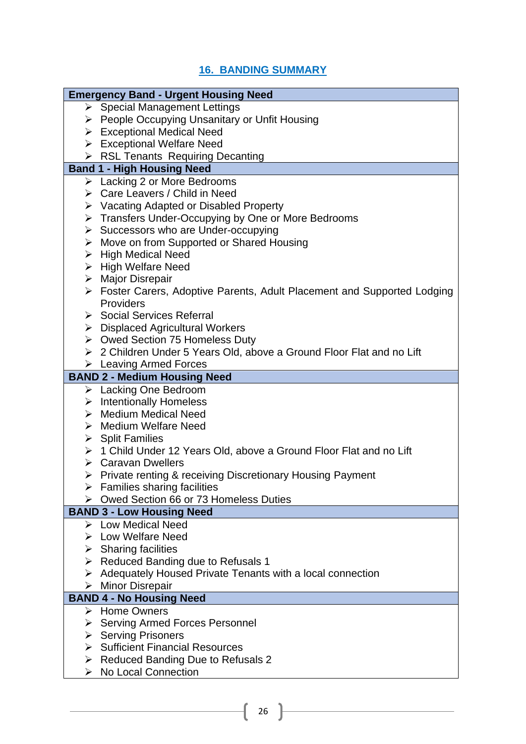## 16. BANDING SUMMARY

| Emergency Band - Urgent Housing Need |
| --- |
| ➢ Special Management Lettings<br>➢ People Occupying Unsanitary or Unfit Housing<br>➢ Exceptional Medical Need<br>➢ Exceptional Welfare Need<br>➢ RSL Tenants Requiring Decanting |
| **Band 1 - High Housing Need** |
| ➢ Lacking 2 or More Bedrooms<br>➢ Care Leavers / Child in Need<br>➢ Vacating Adapted or Disabled Property<br>➢ Transfers Under-Occupying by One or More Bedrooms<br>➢ Successors who are Under-occupying<br>➢ Move on from Supported or Shared Housing<br>➢ High Medical Need<br>➢ High Welfare Need<br>➢ Major Disrepair<br>➢ Foster Carers, Adoptive Parents, Adult Placement and Supported Lodging Providers<br>➢ Social Services Referral<br>➢ Displaced Agricultural Workers<br>➢ Owed Section 75 Homeless Duty<br>➢ 2 Children Under 5 Years Old, above a Ground Floor Flat and no Lift<br>➢ Leaving Armed Forces |
| **BAND 2 - Medium Housing Need** |
| ➢ Lacking One Bedroom<br>➢ Intentionally Homeless<br>➢ Medium Medical Need<br>➢ Medium Welfare Need<br>➢ Split Families<br>➢ 1 Child Under 12 Years Old, above a Ground Floor Flat and no Lift<br>➢ Caravan Dwellers<br>➢ Private renting & receiving Discretionary Housing Payment<br>➢ Families sharing facilities<br>➢ Owed Section 66 or 73 Homeless Duties |
| **BAND 3 - Low Housing Need** |
| ➢ Low Medical Need<br>➢ Low Welfare Need<br>➢ Sharing facilities<br>➢ Reduced Banding due to Refusals 1<br>➢ Adequately Housed Private Tenants with a local connection<br>➢ Minor Disrepair |
| **BAND 4 - No Housing Need** |
| ➢ Home Owners<br>➢ Serving Armed Forces Personnel<br>➢ Serving Prisoners<br>➢ Sufficient Financial Resources<br>➢ Reduced Banding Due to Refusals 2<br>➢ No Local Connection |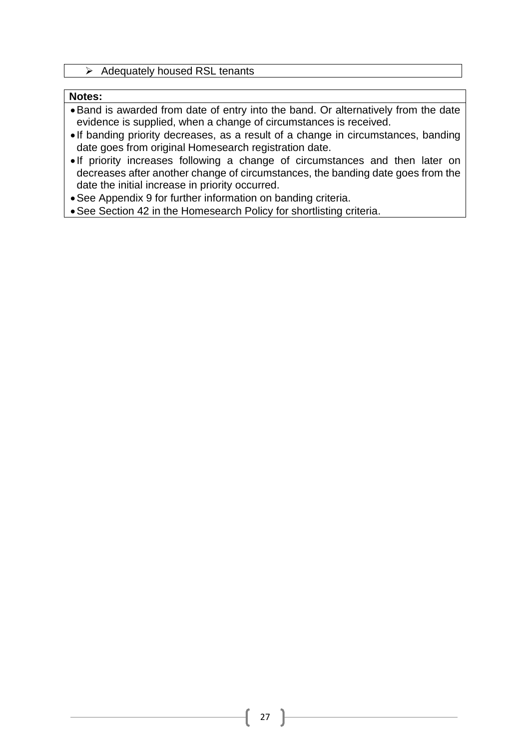- Adequately housed RSL tenants

**Notes:**

- Band is awarded from date of entry into the band. Or alternatively from the date evidence is supplied, when a change of circumstances is received.
- If banding priority decreases, as a result of a change in circumstances, banding date goes from original Homesearch registration date.
- If priority increases following a change of circumstances and then later on decreases after another change of circumstances, the banding date goes from the date the initial increase in priority occurred.
- See Appendix 9 for further information on banding criteria.
- See Section 42 in the Homesearch Policy for shortlisting criteria.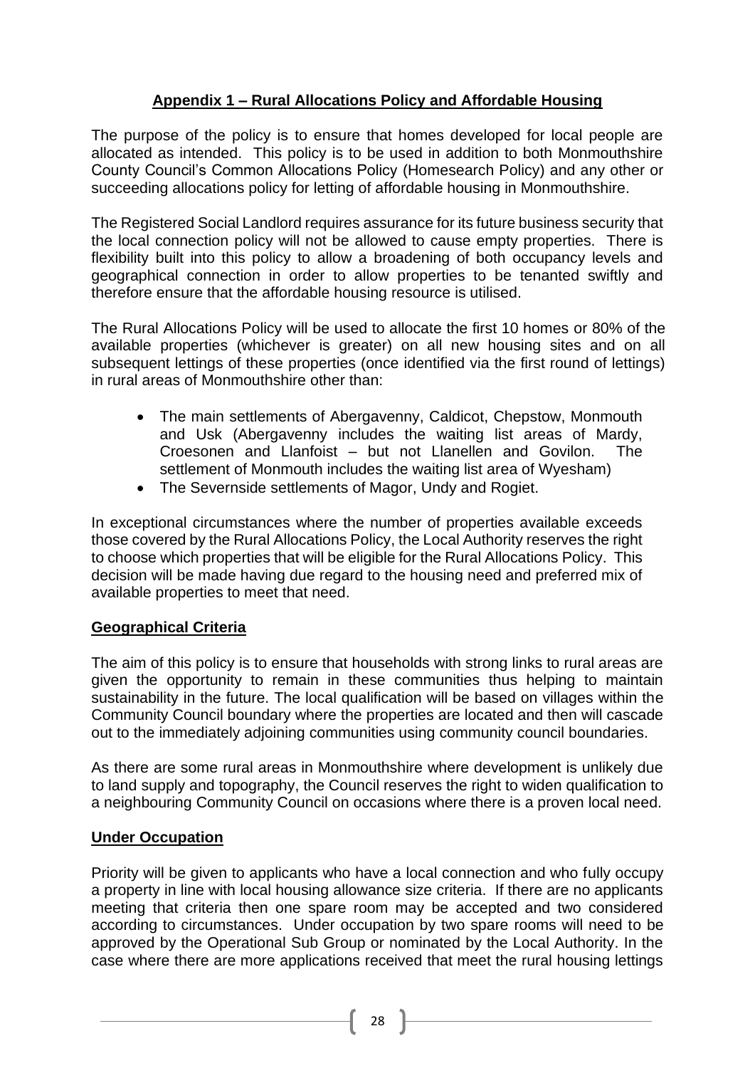## Appendix 1 – Rural Allocations Policy and Affordable Housing

The purpose of the policy is to ensure that homes developed for local people are allocated as intended. This policy is to be used in addition to both Monmouthshire County Council's Common Allocations Policy (Homesearch Policy) and any other or succeeding allocations policy for letting of affordable housing in Monmouthshire.

The Registered Social Landlord requires assurance for its future business security that the local connection policy will not be allowed to cause empty properties. There is flexibility built into this policy to allow a broadening of both occupancy levels and geographical connection in order to allow properties to be tenanted swiftly and therefore ensure that the affordable housing resource is utilised.

The Rural Allocations Policy will be used to allocate the first 10 homes or 80% of the available properties (whichever is greater) on all new housing sites and on all subsequent lettings of these properties (once identified via the first round of lettings) in rural areas of Monmouthshire other than:

- The main settlements of Abergavenny, Caldicot, Chepstow, Monmouth and Usk (Abergavenny includes the waiting list areas of Mardy, Croesonen and Llanfoist – but not Llanellen and Govilon. The settlement of Monmouth includes the waiting list area of Wyesham)
- The Severnside settlements of Magor, Undy and Rogiet.

In exceptional circumstances where the number of properties available exceeds those covered by the Rural Allocations Policy, the Local Authority reserves the right to choose which properties that will be eligible for the Rural Allocations Policy. This decision will be made having due regard to the housing need and preferred mix of available properties to meet that need.

### Geographical Criteria

The aim of this policy is to ensure that households with strong links to rural areas are given the opportunity to remain in these communities thus helping to maintain sustainability in the future. The local qualification will be based on villages within the Community Council boundary where the properties are located and then will cascade out to the immediately adjoining communities using community council boundaries.

As there are some rural areas in Monmouthshire where development is unlikely due to land supply and topography, the Council reserves the right to widen qualification to a neighbouring Community Council on occasions where there is a proven local need.

### Under Occupation

Priority will be given to applicants who have a local connection and who fully occupy a property in line with local housing allowance size criteria. If there are no applicants meeting that criteria then one spare room may be accepted and two considered according to circumstances. Under occupation by two spare rooms will need to be approved by the Operational Sub Group or nominated by the Local Authority. In the case where there are more applications received that meet the rural housing lettings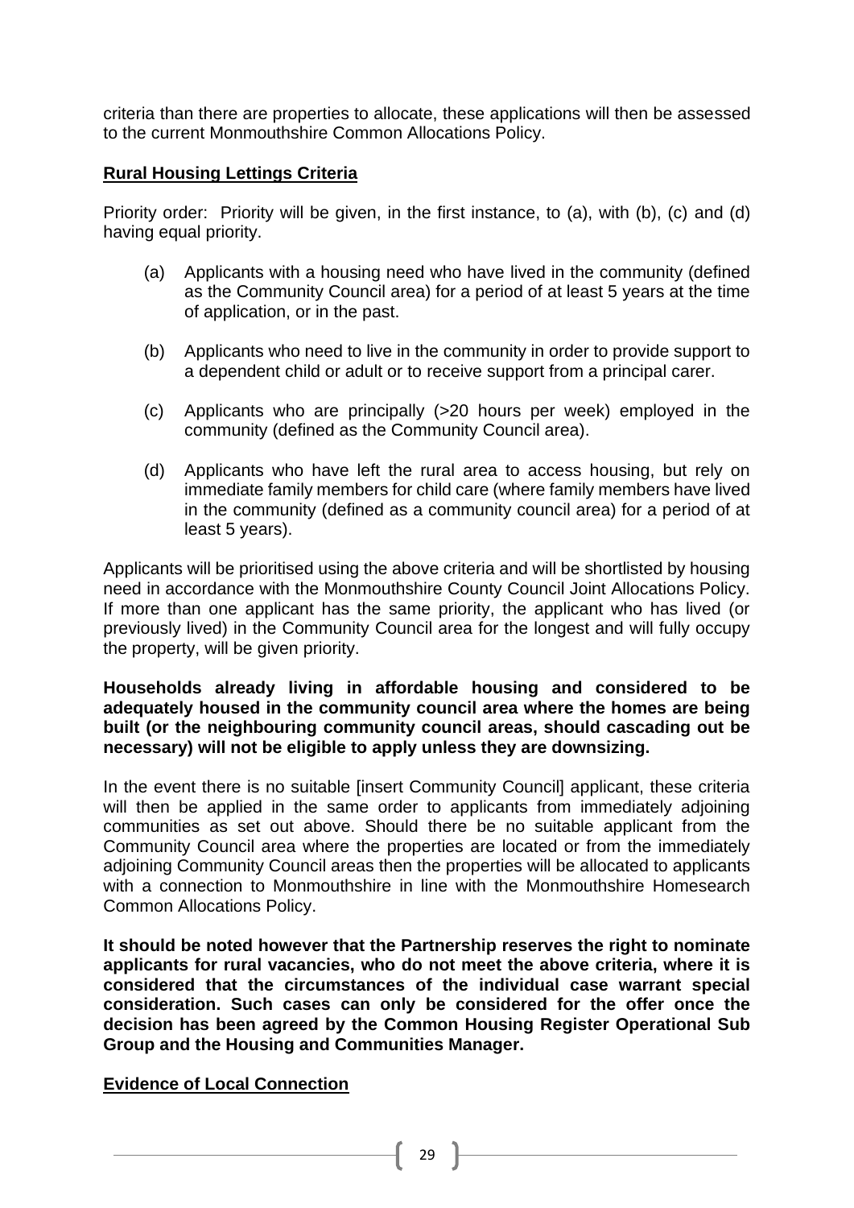criteria than there are properties to allocate, these applications will then be assessed to the current Monmouthshire Common Allocations Policy.

**Rural Housing Lettings Criteria**

Priority order: Priority will be given, in the first instance, to (a), with (b), (c) and (d) having equal priority.

(a) Applicants with a housing need who have lived in the community (defined as the Community Council area) for a period of at least 5 years at the time of application, or in the past.

(b) Applicants who need to live in the community in order to provide support to a dependent child or adult or to receive support from a principal carer.

(c) Applicants who are principally (>20 hours per week) employed in the community (defined as the Community Council area).

(d) Applicants who have left the rural area to access housing, but rely on immediate family members for child care (where family members have lived in the community (defined as a community council area) for a period of at least 5 years).

Applicants will be prioritised using the above criteria and will be shortlisted by housing need in accordance with the Monmouthshire County Council Joint Allocations Policy. If more than one applicant has the same priority, the applicant who has lived (or previously lived) in the Community Council area for the longest and will fully occupy the property, will be given priority.

**Households already living in affordable housing and considered to be adequately housed in the community council area where the homes are being built (or the neighbouring community council areas, should cascading out be necessary) will not be eligible to apply unless they are downsizing.**

In the event there is no suitable [insert Community Council] applicant, these criteria will then be applied in the same order to applicants from immediately adjoining communities as set out above. Should there be no suitable applicant from the Community Council area where the properties are located or from the immediately adjoining Community Council areas then the properties will be allocated to applicants with a connection to Monmouthshire in line with the Monmouthshire Homesearch Common Allocations Policy.

**It should be noted however that the Partnership reserves the right to nominate applicants for rural vacancies, who do not meet the above criteria, where it is considered that the circumstances of the individual case warrant special consideration. Such cases can only be considered for the offer once the decision has been agreed by the Common Housing Register Operational Sub Group and the Housing and Communities Manager.**

**Evidence of Local Connection**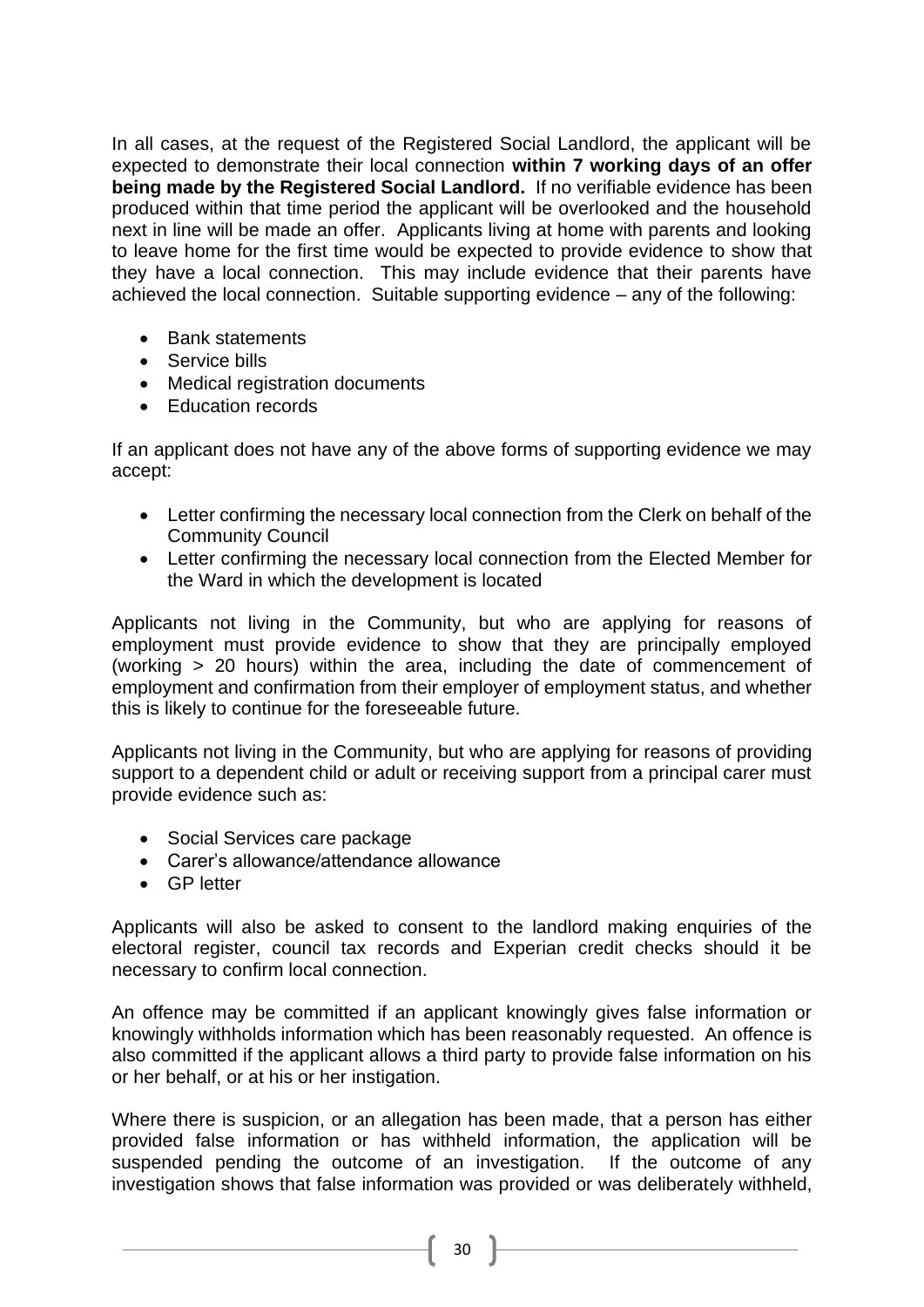In all cases, at the request of the Registered Social Landlord, the applicant will be expected to demonstrate their local connection **within 7 working days of an offer being made by the Registered Social Landlord.** If no verifiable evidence has been produced within that time period the applicant will be overlooked and the household next in line will be made an offer. Applicants living at home with parents and looking to leave home for the first time would be expected to provide evidence to show that they have a local connection. This may include evidence that their parents have achieved the local connection. Suitable supporting evidence – any of the following:

- Bank statements
- Service bills
- Medical registration documents
- Education records

If an applicant does not have any of the above forms of supporting evidence we may accept:

- Letter confirming the necessary local connection from the Clerk on behalf of the Community Council
- Letter confirming the necessary local connection from the Elected Member for the Ward in which the development is located

Applicants not living in the Community, but who are applying for reasons of employment must provide evidence to show that they are principally employed (working > 20 hours) within the area, including the date of commencement of employment and confirmation from their employer of employment status, and whether this is likely to continue for the foreseeable future.

Applicants not living in the Community, but who are applying for reasons of providing support to a dependent child or adult or receiving support from a principal carer must provide evidence such as:

- Social Services care package
- Carer's allowance/attendance allowance
- GP letter

Applicants will also be asked to consent to the landlord making enquiries of the electoral register, council tax records and Experian credit checks should it be necessary to confirm local connection.

An offence may be committed if an applicant knowingly gives false information or knowingly withholds information which has been reasonably requested. An offence is also committed if the applicant allows a third party to provide false information on his or her behalf, or at his or her instigation.

Where there is suspicion, or an allegation has been made, that a person has either provided false information or has withheld information, the application will be suspended pending the outcome of an investigation. If the outcome of any investigation shows that false information was provided or was deliberately withheld,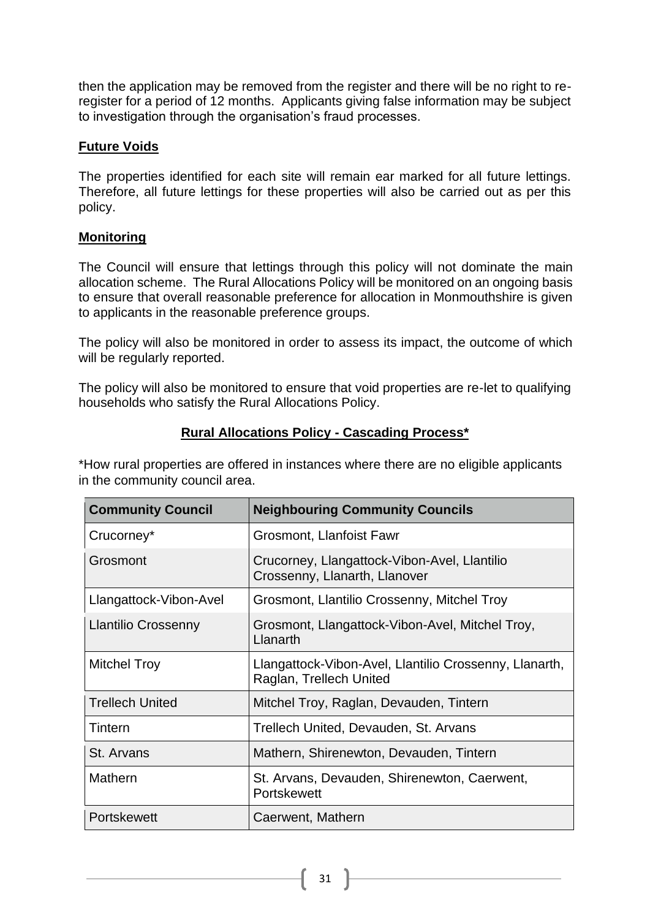then the application may be removed from the register and there will be no right to re-register for a period of 12 months. Applicants giving false information may be subject to investigation through the organisation's fraud processes.

**Future Voids**

The properties identified for each site will remain ear marked for all future lettings. Therefore, all future lettings for these properties will also be carried out as per this policy.

**Monitoring**

The Council will ensure that lettings through this policy will not dominate the main allocation scheme. The Rural Allocations Policy will be monitored on an ongoing basis to ensure that overall reasonable preference for allocation in Monmouthshire is given to applicants in the reasonable preference groups.

The policy will also be monitored in order to assess its impact, the outcome of which will be regularly reported.

The policy will also be monitored to ensure that void properties are re-let to qualifying households who satisfy the Rural Allocations Policy.

**Rural Allocations Policy - Cascading Process***

*How rural properties are offered in instances where there are no eligible applicants in the community council area.

| Community Council | Neighbouring Community Councils |
|---|---|
| Crucorney* | Grosmont, Llanfoist Fawr |
| Grosmont | Crucorney, Llangattock-Vibon-Avel, Llantilio Crossenny, Llanarth, Llanover |
| Llangattock-Vibon-Avel | Grosmont, Llantilio Crossenny, Mitchel Troy |
| Llantilio Crossenny | Grosmont, Llangattock-Vibon-Avel, Mitchel Troy, Llanarth |
| Mitchel Troy | Llangattock-Vibon-Avel, Llantilio Crossenny, Llanarth, Raglan, Trellech United |
| Trellech United | Mitchel Troy, Raglan, Devauden, Tintern |
| Tintern | Trellech United, Devauden, St. Arvans |
| St. Arvans | Mathern, Shirenewton, Devauden, Tintern |
| Mathern | St. Arvans, Devauden, Shirenewton, Caerwent, Portskewett |
| Portskewett | Caerwent, Mathern |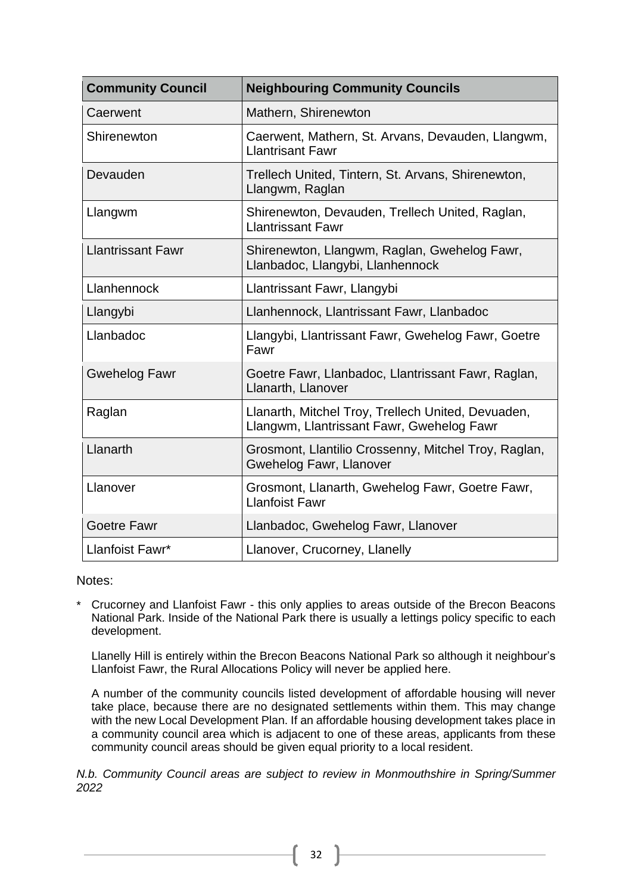| Community Council | Neighbouring Community Councils |
|---|---|
| Caerwent | Mathern, Shirenewton |
| Shirenewton | Caerwent, Mathern, St. Arvans, Devauden, Llangwm, Llantrisant Fawr |
| Devauden | Trellech United, Tintern, St. Arvans, Shirenewton, Llangwm, Raglan |
| Llangwm | Shirenewton, Devauden, Trellech United, Raglan, Llantrissant Fawr |
| Llantrissant Fawr | Shirenewton, Llangwm, Raglan, Gwehelog Fawr, Llanbadoc, Llangybi, Llanhennock |
| Llanhennock | Llantrissant Fawr, Llangybi |
| Llangybi | Llanhennock, Llantrissant Fawr, Llanbadoc |
| Llanbadoc | Llangybi, Llantrissant Fawr, Gwehelog Fawr, Goetre Fawr |
| Gwehelog Fawr | Goetre Fawr, Llanbadoc, Llantrissant Fawr, Raglan, Llanarth, Llanover |
| Raglan | Llanarth, Mitchel Troy, Trellech United, Devuaden, Llangwm, Llantrissant Fawr, Gwehelog Fawr |
| Llanarth | Grosmont, Llantilio Crossenny, Mitchel Troy, Raglan, Gwehelog Fawr, Llanover |
| Llanover | Grosmont, Llanarth, Gwehelog Fawr, Goetre Fawr, Llanfoist Fawr |
| Goetre Fawr | Llanbadoc, Gwehelog Fawr, Llanover |
| Llanfoist Fawr* | Llanover, Crucorney, Llanelly |

Notes:

\* Crucorney and Llanfoist Fawr - this only applies to areas outside of the Brecon Beacons National Park. Inside of the National Park there is usually a lettings policy specific to each development.

Llanelly Hill is entirely within the Brecon Beacons National Park so although it neighbour's Llanfoist Fawr, the Rural Allocations Policy will never be applied here.

A number of the community councils listed development of affordable housing will never take place, because there are no designated settlements within them. This may change with the new Local Development Plan. If an affordable housing development takes place in a community council area which is adjacent to one of these areas, applicants from these community council areas should be given equal priority to a local resident.

*N.b. Community Council areas are subject to review in Monmouthshire in Spring/Summer 2022*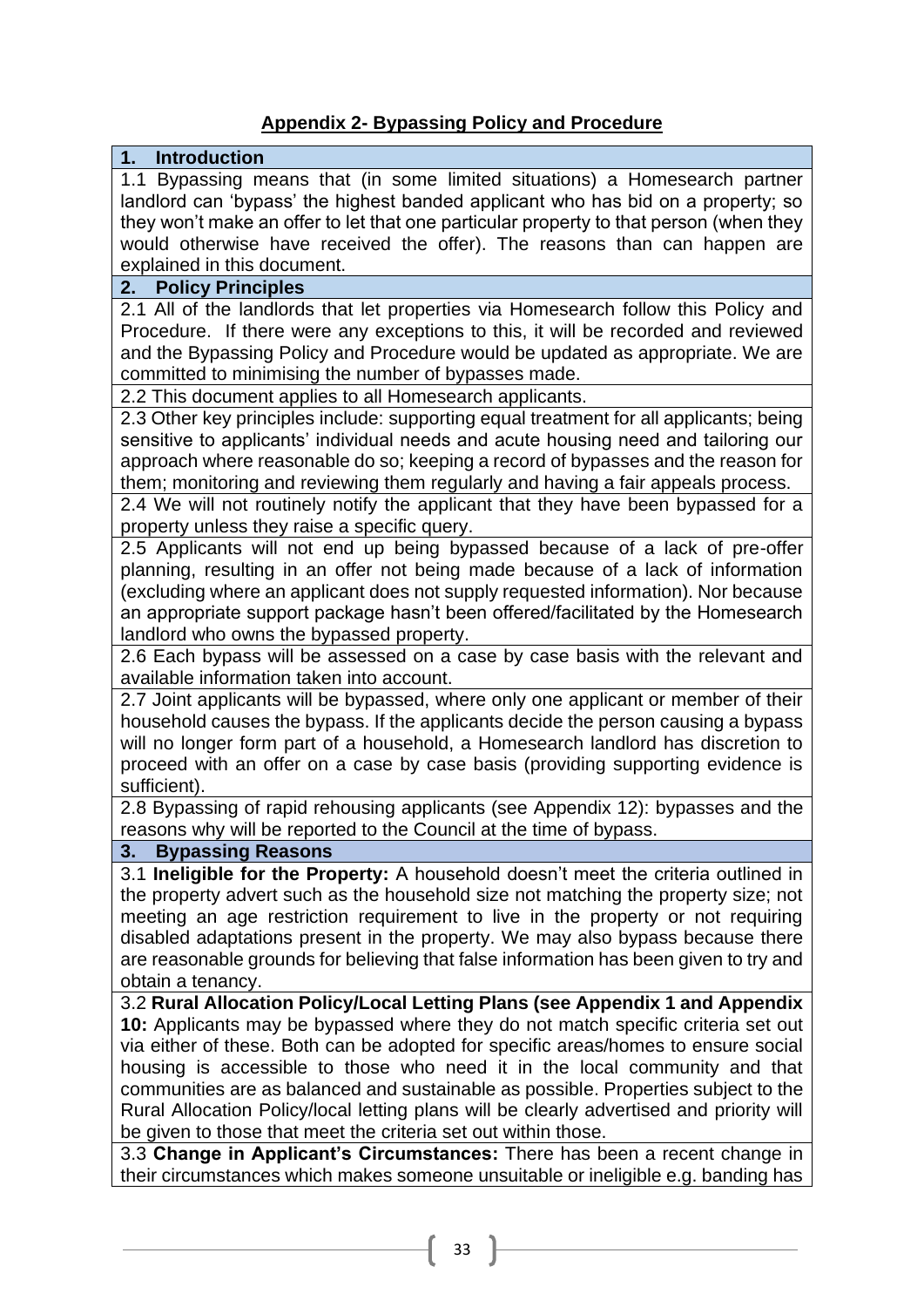## Appendix 2- Bypassing Policy and Procedure

### 1. Introduction

1.1 Bypassing means that (in some limited situations) a Homesearch partner landlord can 'bypass' the highest banded applicant who has bid on a property; so they won't make an offer to let that one particular property to that person (when they would otherwise have received the offer). The reasons than can happen are explained in this document.

### 2. Policy Principles

2.1 All of the landlords that let properties via Homesearch follow this Policy and Procedure. If there were any exceptions to this, it will be recorded and reviewed and the Bypassing Policy and Procedure would be updated as appropriate. We are committed to minimising the number of bypasses made.

2.2 This document applies to all Homesearch applicants.

2.3 Other key principles include: supporting equal treatment for all applicants; being sensitive to applicants' individual needs and acute housing need and tailoring our approach where reasonable do so; keeping a record of bypasses and the reason for them; monitoring and reviewing them regularly and having a fair appeals process.

2.4 We will not routinely notify the applicant that they have been bypassed for a property unless they raise a specific query.

2.5 Applicants will not end up being bypassed because of a lack of pre-offer planning, resulting in an offer not being made because of a lack of information (excluding where an applicant does not supply requested information). Nor because an appropriate support package hasn't been offered/facilitated by the Homesearch landlord who owns the bypassed property.

2.6 Each bypass will be assessed on a case by case basis with the relevant and available information taken into account.

2.7 Joint applicants will be bypassed, where only one applicant or member of their household causes the bypass. If the applicants decide the person causing a bypass will no longer form part of a household, a Homesearch landlord has discretion to proceed with an offer on a case by case basis (providing supporting evidence is sufficient).

2.8 Bypassing of rapid rehousing applicants (see Appendix 12): bypasses and the reasons why will be reported to the Council at the time of bypass.

### 3. Bypassing Reasons

3.1 **Ineligible for the Property:** A household doesn't meet the criteria outlined in the property advert such as the household size not matching the property size; not meeting an age restriction requirement to live in the property or not requiring disabled adaptations present in the property. We may also bypass because there are reasonable grounds for believing that false information has been given to try and obtain a tenancy.

3.2 **Rural Allocation Policy/Local Letting Plans (see Appendix 1 and Appendix 10:** Applicants may be bypassed where they do not match specific criteria set out via either of these. Both can be adopted for specific areas/homes to ensure social housing is accessible to those who need it in the local community and that communities are as balanced and sustainable as possible. Properties subject to the Rural Allocation Policy/local letting plans will be clearly advertised and priority will be given to those that meet the criteria set out within those.

3.3 **Change in Applicant's Circumstances:** There has been a recent change in their circumstances which makes someone unsuitable or ineligible e.g. banding has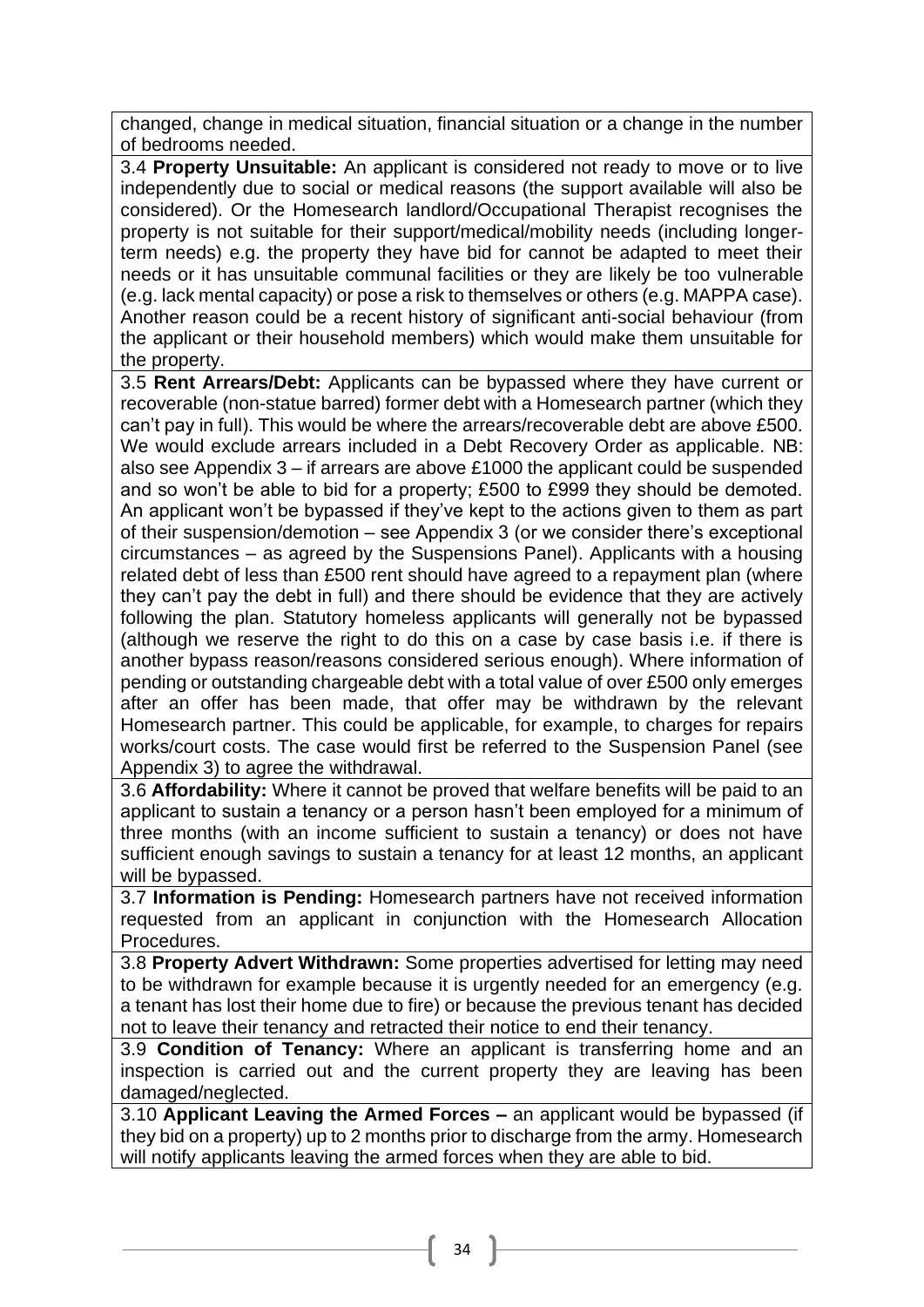changed, change in medical situation, financial situation or a change in the number of bedrooms needed.

3.4 **Property Unsuitable:** An applicant is considered not ready to move or to live independently due to social or medical reasons (the support available will also be considered). Or the Homesearch landlord/Occupational Therapist recognises the property is not suitable for their support/medical/mobility needs (including longer-term needs) e.g. the property they have bid for cannot be adapted to meet their needs or it has unsuitable communal facilities or they are likely be too vulnerable (e.g. lack mental capacity) or pose a risk to themselves or others (e.g. MAPPA case). Another reason could be a recent history of significant anti-social behaviour (from the applicant or their household members) which would make them unsuitable for the property.

3.5 **Rent Arrears/Debt:** Applicants can be bypassed where they have current or recoverable (non-statue barred) former debt with a Homesearch partner (which they can't pay in full). This would be where the arrears/recoverable debt are above £500. We would exclude arrears included in a Debt Recovery Order as applicable. NB: also see Appendix 3 – if arrears are above £1000 the applicant could be suspended and so won't be able to bid for a property; £500 to £999 they should be demoted. An applicant won't be bypassed if they've kept to the actions given to them as part of their suspension/demotion – see Appendix 3 (or we consider there's exceptional circumstances – as agreed by the Suspensions Panel). Applicants with a housing related debt of less than £500 rent should have agreed to a repayment plan (where they can't pay the debt in full) and there should be evidence that they are actively following the plan. Statutory homeless applicants will generally not be bypassed (although we reserve the right to do this on a case by case basis i.e. if there is another bypass reason/reasons considered serious enough). Where information of pending or outstanding chargeable debt with a total value of over £500 only emerges after an offer has been made, that offer may be withdrawn by the relevant Homesearch partner. This could be applicable, for example, to charges for repairs works/court costs. The case would first be referred to the Suspension Panel (see Appendix 3) to agree the withdrawal.

3.6 **Affordability:** Where it cannot be proved that welfare benefits will be paid to an applicant to sustain a tenancy or a person hasn't been employed for a minimum of three months (with an income sufficient to sustain a tenancy) or does not have sufficient enough savings to sustain a tenancy for at least 12 months, an applicant will be bypassed.

3.7 **Information is Pending:** Homesearch partners have not received information requested from an applicant in conjunction with the Homesearch Allocation Procedures.

3.8 **Property Advert Withdrawn:** Some properties advertised for letting may need to be withdrawn for example because it is urgently needed for an emergency (e.g. a tenant has lost their home due to fire) or because the previous tenant has decided not to leave their tenancy and retracted their notice to end their tenancy.

3.9 **Condition of Tenancy:** Where an applicant is transferring home and an inspection is carried out and the current property they are leaving has been damaged/neglected.

3.10 **Applicant Leaving the Armed Forces –** an applicant would be bypassed (if they bid on a property) up to 2 months prior to discharge from the army. Homesearch will notify applicants leaving the armed forces when they are able to bid.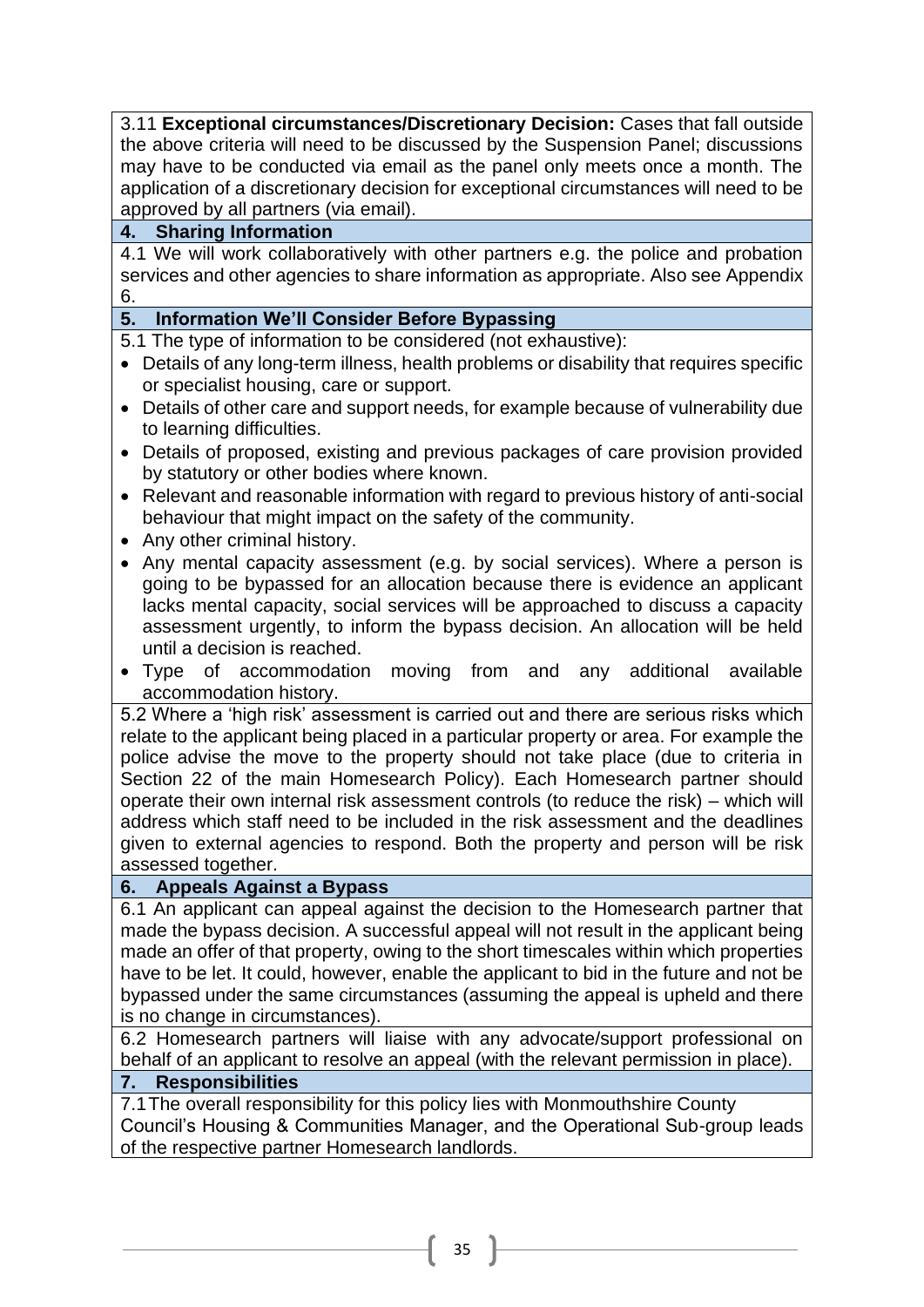3.11 **Exceptional circumstances/Discretionary Decision:** Cases that fall outside the above criteria will need to be discussed by the Suspension Panel; discussions may have to be conducted via email as the panel only meets once a month. The application of a discretionary decision for exceptional circumstances will need to be approved by all partners (via email).

## 4. Sharing Information

4.1 We will work collaboratively with other partners e.g. the police and probation services and other agencies to share information as appropriate. Also see Appendix 6.

## 5. Information We'll Consider Before Bypassing

5.1 The type of information to be considered (not exhaustive):

- Details of any long-term illness, health problems or disability that requires specific or specialist housing, care or support.
- Details of other care and support needs, for example because of vulnerability due to learning difficulties.
- Details of proposed, existing and previous packages of care provision provided by statutory or other bodies where known.
- Relevant and reasonable information with regard to previous history of anti-social behaviour that might impact on the safety of the community.
- Any other criminal history.
- Any mental capacity assessment (e.g. by social services). Where a person is going to be bypassed for an allocation because there is evidence an applicant lacks mental capacity, social services will be approached to discuss a capacity assessment urgently, to inform the bypass decision. An allocation will be held until a decision is reached.
- Type of accommodation moving from and any additional available accommodation history.

5.2 Where a 'high risk' assessment is carried out and there are serious risks which relate to the applicant being placed in a particular property or area. For example the police advise the move to the property should not take place (due to criteria in Section 22 of the main Homesearch Policy). Each Homesearch partner should operate their own internal risk assessment controls (to reduce the risk) – which will address which staff need to be included in the risk assessment and the deadlines given to external agencies to respond. Both the property and person will be risk assessed together.

## 6. Appeals Against a Bypass

6.1 An applicant can appeal against the decision to the Homesearch partner that made the bypass decision. A successful appeal will not result in the applicant being made an offer of that property, owing to the short timescales within which properties have to be let. It could, however, enable the applicant to bid in the future and not be bypassed under the same circumstances (assuming the appeal is upheld and there is no change in circumstances).

6.2 Homesearch partners will liaise with any advocate/support professional on behalf of an applicant to resolve an appeal (with the relevant permission in place).

## 7. Responsibilities

7.1 The overall responsibility for this policy lies with Monmouthshire County Council's Housing & Communities Manager, and the Operational Sub-group leads of the respective partner Homesearch landlords.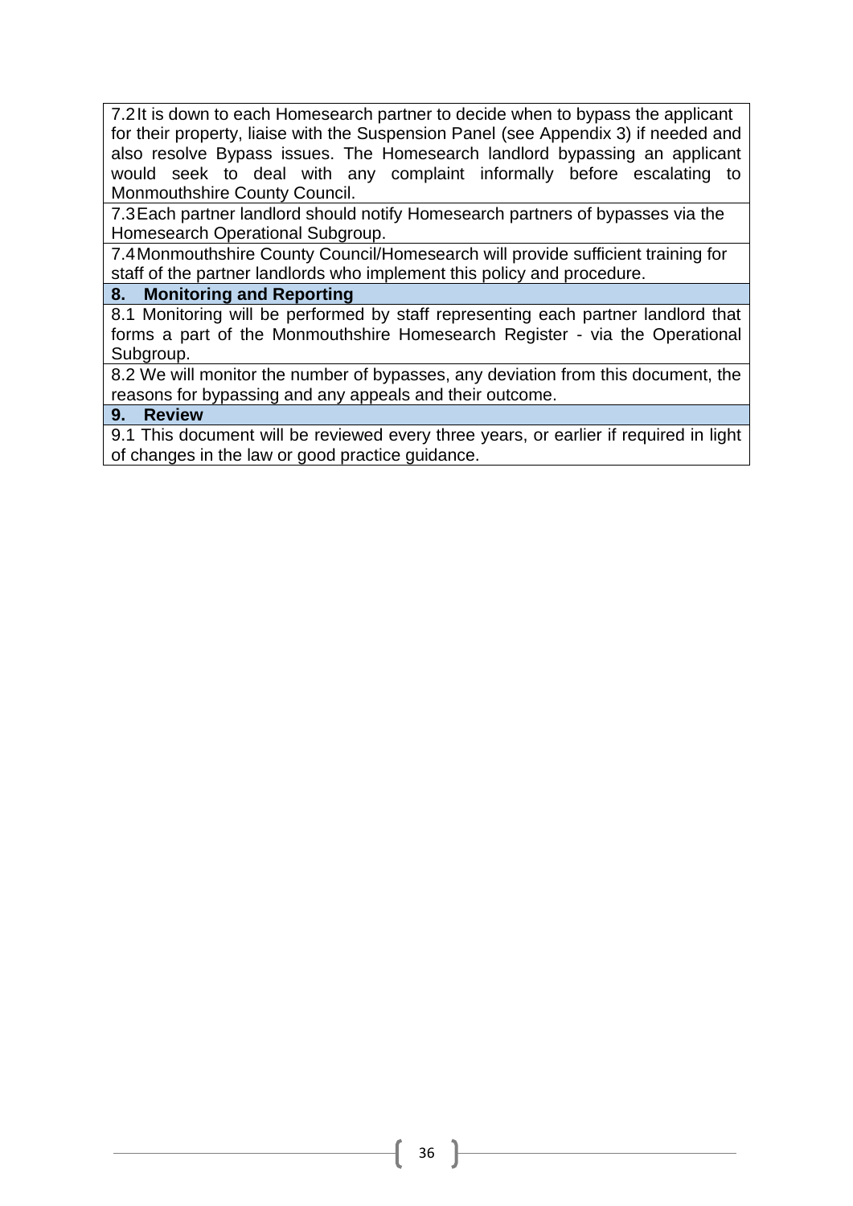7.2 It is down to each Homesearch partner to decide when to bypass the applicant for their property, liaise with the Suspension Panel (see Appendix 3) if needed and also resolve Bypass issues. The Homesearch landlord bypassing an applicant would seek to deal with any complaint informally before escalating to Monmouthshire County Council.

7.3 Each partner landlord should notify Homesearch partners of bypasses via the Homesearch Operational Subgroup.

7.4 Monmouthshire County Council/Homesearch will provide sufficient training for staff of the partner landlords who implement this policy and procedure.

## 8. Monitoring and Reporting

8.1 Monitoring will be performed by staff representing each partner landlord that forms a part of the Monmouthshire Homesearch Register - via the Operational Subgroup.

8.2 We will monitor the number of bypasses, any deviation from this document, the reasons for bypassing and any appeals and their outcome.

## 9. Review

9.1 This document will be reviewed every three years, or earlier if required in light of changes in the law or good practice guidance.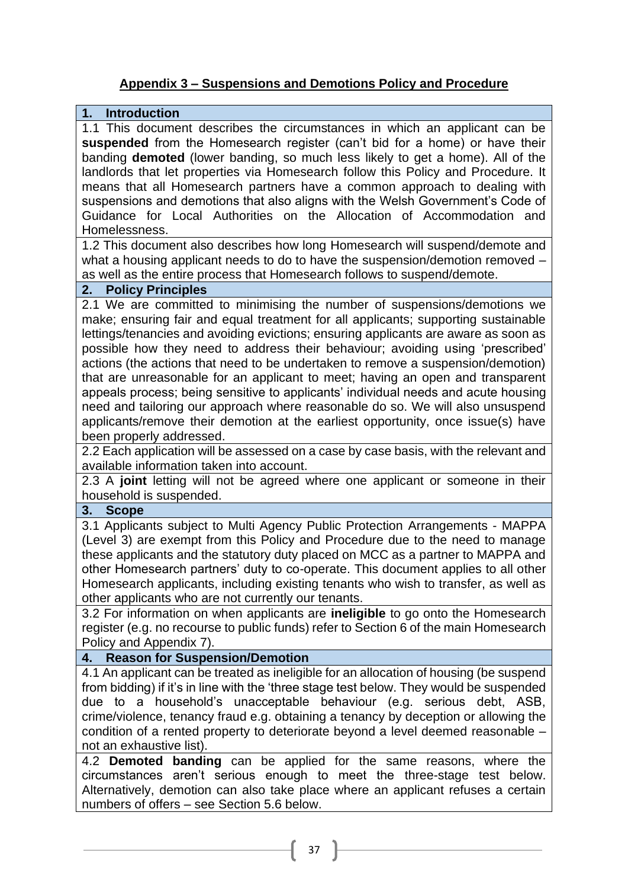## Appendix 3 – Suspensions and Demotions Policy and Procedure

### 1. Introduction

1.1 This document describes the circumstances in which an applicant can be **suspended** from the Homesearch register (can't bid for a home) or have their banding **demoted** (lower banding, so much less likely to get a home). All of the landlords that let properties via Homesearch follow this Policy and Procedure. It means that all Homesearch partners have a common approach to dealing with suspensions and demotions that also aligns with the Welsh Government's Code of Guidance for Local Authorities on the Allocation of Accommodation and Homelessness.

1.2 This document also describes how long Homesearch will suspend/demote and what a housing applicant needs to do to have the suspension/demotion removed – as well as the entire process that Homesearch follows to suspend/demote.

### 2. Policy Principles

2.1 We are committed to minimising the number of suspensions/demotions we make; ensuring fair and equal treatment for all applicants; supporting sustainable lettings/tenancies and avoiding evictions; ensuring applicants are aware as soon as possible how they need to address their behaviour; avoiding using 'prescribed' actions (the actions that need to be undertaken to remove a suspension/demotion) that are unreasonable for an applicant to meet; having an open and transparent appeals process; being sensitive to applicants' individual needs and acute housing need and tailoring our approach where reasonable do so. We will also unsuspend applicants/remove their demotion at the earliest opportunity, once issue(s) have been properly addressed.

2.2 Each application will be assessed on a case by case basis, with the relevant and available information taken into account.

2.3 A **joint** letting will not be agreed where one applicant or someone in their household is suspended.

### 3. Scope

3.1 Applicants subject to Multi Agency Public Protection Arrangements - MAPPA (Level 3) are exempt from this Policy and Procedure due to the need to manage these applicants and the statutory duty placed on MCC as a partner to MAPPA and other Homesearch partners' duty to co-operate. This document applies to all other Homesearch applicants, including existing tenants who wish to transfer, as well as other applicants who are not currently our tenants.

3.2 For information on when applicants are **ineligible** to go onto the Homesearch register (e.g. no recourse to public funds) refer to Section 6 of the main Homesearch Policy and Appendix 7).

### 4. Reason for Suspension/Demotion

4.1 An applicant can be treated as ineligible for an allocation of housing (be suspend from bidding) if it's in line with the 'three stage test below. They would be suspended due to a household's unacceptable behaviour (e.g. serious debt, ASB, crime/violence, tenancy fraud e.g. obtaining a tenancy by deception or allowing the condition of a rented property to deteriorate beyond a level deemed reasonable – not an exhaustive list).

4.2 **Demoted banding** can be applied for the same reasons, where the circumstances aren't serious enough to meet the three-stage test below. Alternatively, demotion can also take place where an applicant refuses a certain numbers of offers – see Section 5.6 below.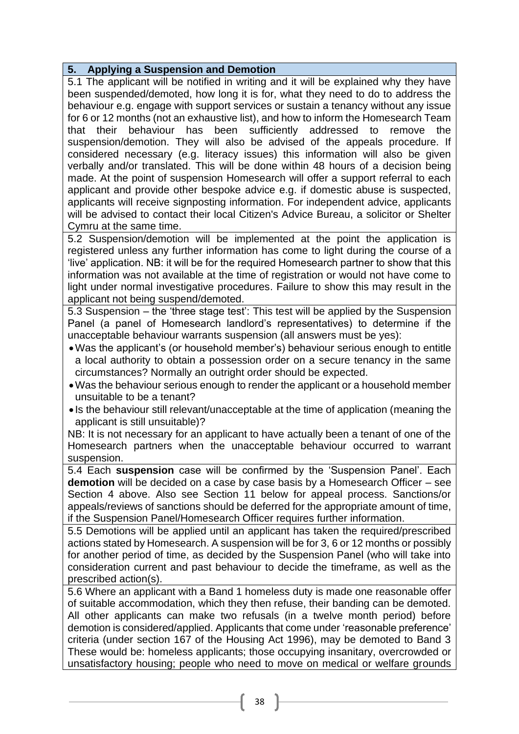## 5. Applying a Suspension and Demotion

5.1 The applicant will be notified in writing and it will be explained why they have been suspended/demoted, how long it is for, what they need to do to address the behaviour e.g. engage with support services or sustain a tenancy without any issue for 6 or 12 months (not an exhaustive list), and how to inform the Homesearch Team that their behaviour has been sufficiently addressed to remove the suspension/demotion. They will also be advised of the appeals procedure. If considered necessary (e.g. literacy issues) this information will also be given verbally and/or translated. This will be done within 48 hours of a decision being made. At the point of suspension Homesearch will offer a support referral to each applicant and provide other bespoke advice e.g. if domestic abuse is suspected, applicants will receive signposting information. For independent advice, applicants will be advised to contact their local Citizen's Advice Bureau, a solicitor or Shelter Cymru at the same time.

5.2 Suspension/demotion will be implemented at the point the application is registered unless any further information has come to light during the course of a 'live' application. NB: it will be for the required Homesearch partner to show that this information was not available at the time of registration or would not have come to light under normal investigative procedures. Failure to show this may result in the applicant not being suspend/demoted.

5.3 Suspension – the 'three stage test': This test will be applied by the Suspension Panel (a panel of Homesearch landlord's representatives) to determine if the unacceptable behaviour warrants suspension (all answers must be yes):

- Was the applicant's (or household member's) behaviour serious enough to entitle a local authority to obtain a possession order on a secure tenancy in the same circumstances? Normally an outright order should be expected.
- Was the behaviour serious enough to render the applicant or a household member unsuitable to be a tenant?
- Is the behaviour still relevant/unacceptable at the time of application (meaning the applicant is still unsuitable)?

NB: It is not necessary for an applicant to have actually been a tenant of one of the Homesearch partners when the unacceptable behaviour occurred to warrant suspension.

5.4 Each **suspension** case will be confirmed by the 'Suspension Panel'. Each **demotion** will be decided on a case by case basis by a Homesearch Officer – see Section 4 above. Also see Section 11 below for appeal process. Sanctions/or appeals/reviews of sanctions should be deferred for the appropriate amount of time, if the Suspension Panel/Homesearch Officer requires further information.

5.5 Demotions will be applied until an applicant has taken the required/prescribed actions stated by Homesearch. A suspension will be for 3, 6 or 12 months or possibly for another period of time, as decided by the Suspension Panel (who will take into consideration current and past behaviour to decide the timeframe, as well as the prescribed action(s).

5.6 Where an applicant with a Band 1 homeless duty is made one reasonable offer of suitable accommodation, which they then refuse, their banding can be demoted. All other applicants can make two refusals (in a twelve month period) before demotion is considered/applied. Applicants that come under 'reasonable preference' criteria (under section 167 of the Housing Act 1996), may be demoted to Band 3 These would be: homeless applicants; those occupying insanitary, overcrowded or unsatisfactory housing; people who need to move on medical or welfare grounds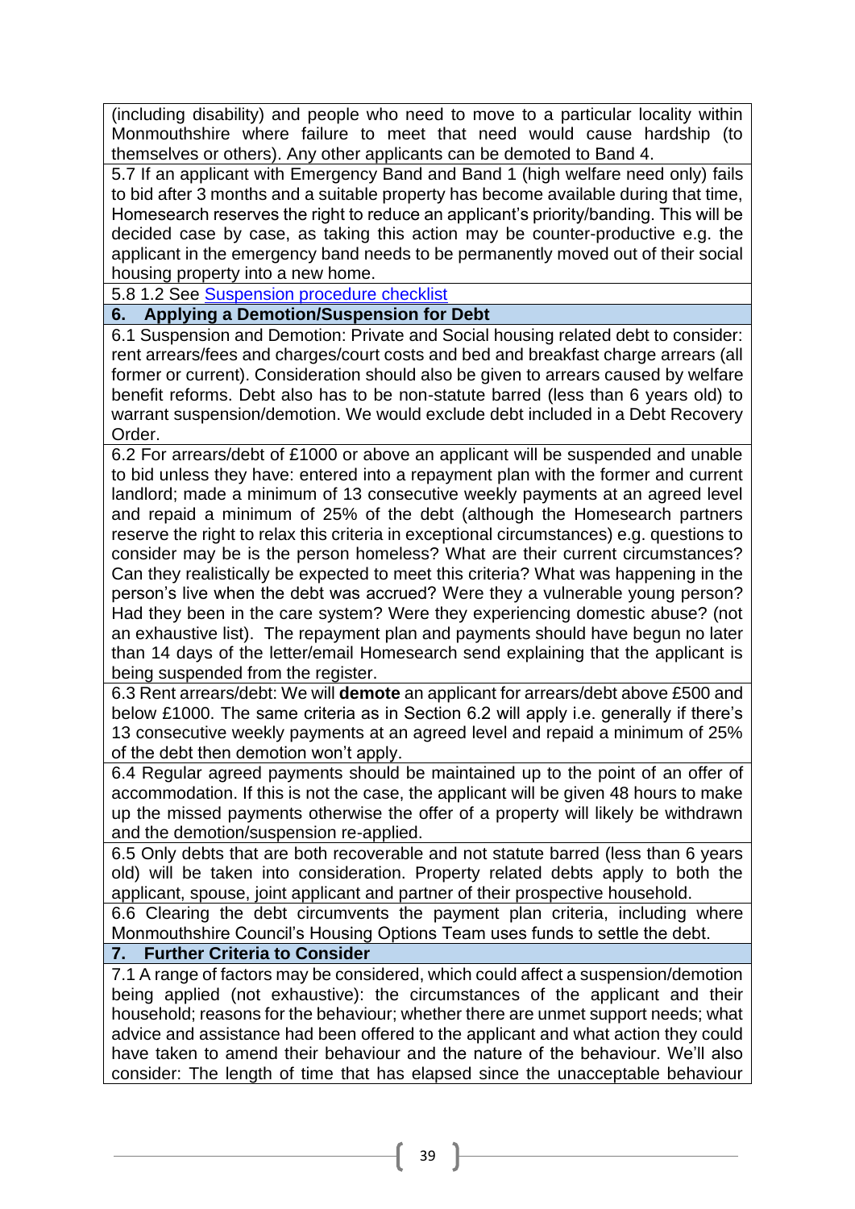(including disability) and people who need to move to a particular locality within Monmouthshire where failure to meet that need would cause hardship (to themselves or others). Any other applicants can be demoted to Band 4.

5.7 If an applicant with Emergency Band and Band 1 (high welfare need only) fails to bid after 3 months and a suitable property has become available during that time, Homesearch reserves the right to reduce an applicant's priority/banding. This will be decided case by case, as taking this action may be counter-productive e.g. the applicant in the emergency band needs to be permanently moved out of their social housing property into a new home.

5.8 1.2 See [Suspension procedure checklist]

## 6. Applying a Demotion/Suspension for Debt

6.1 Suspension and Demotion: Private and Social housing related debt to consider: rent arrears/fees and charges/court costs and bed and breakfast charge arrears (all former or current). Consideration should also be given to arrears caused by welfare benefit reforms. Debt also has to be non-statute barred (less than 6 years old) to warrant suspension/demotion. We would exclude debt included in a Debt Recovery Order.

6.2 For arrears/debt of £1000 or above an applicant will be suspended and unable to bid unless they have: entered into a repayment plan with the former and current landlord; made a minimum of 13 consecutive weekly payments at an agreed level and repaid a minimum of 25% of the debt (although the Homesearch partners reserve the right to relax this criteria in exceptional circumstances) e.g. questions to consider may be is the person homeless? What are their current circumstances? Can they realistically be expected to meet this criteria? What was happening in the person's live when the debt was accrued? Were they a vulnerable young person? Had they been in the care system? Were they experiencing domestic abuse? (not an exhaustive list). The repayment plan and payments should have begun no later than 14 days of the letter/email Homesearch send explaining that the applicant is being suspended from the register.

6.3 Rent arrears/debt: We will **demote** an applicant for arrears/debt above £500 and below £1000. The same criteria as in Section 6.2 will apply i.e. generally if there's 13 consecutive weekly payments at an agreed level and repaid a minimum of 25% of the debt then demotion won't apply.

6.4 Regular agreed payments should be maintained up to the point of an offer of accommodation. If this is not the case, the applicant will be given 48 hours to make up the missed payments otherwise the offer of a property will likely be withdrawn and the demotion/suspension re-applied.

6.5 Only debts that are both recoverable and not statute barred (less than 6 years old) will be taken into consideration. Property related debts apply to both the applicant, spouse, joint applicant and partner of their prospective household.

6.6 Clearing the debt circumvents the payment plan criteria, including where Monmouthshire Council's Housing Options Team uses funds to settle the debt.

## 7. Further Criteria to Consider

7.1 A range of factors may be considered, which could affect a suspension/demotion being applied (not exhaustive): the circumstances of the applicant and their household; reasons for the behaviour; whether there are unmet support needs; what advice and assistance had been offered to the applicant and what action they could have taken to amend their behaviour and the nature of the behaviour. We'll also consider: The length of time that has elapsed since the unacceptable behaviour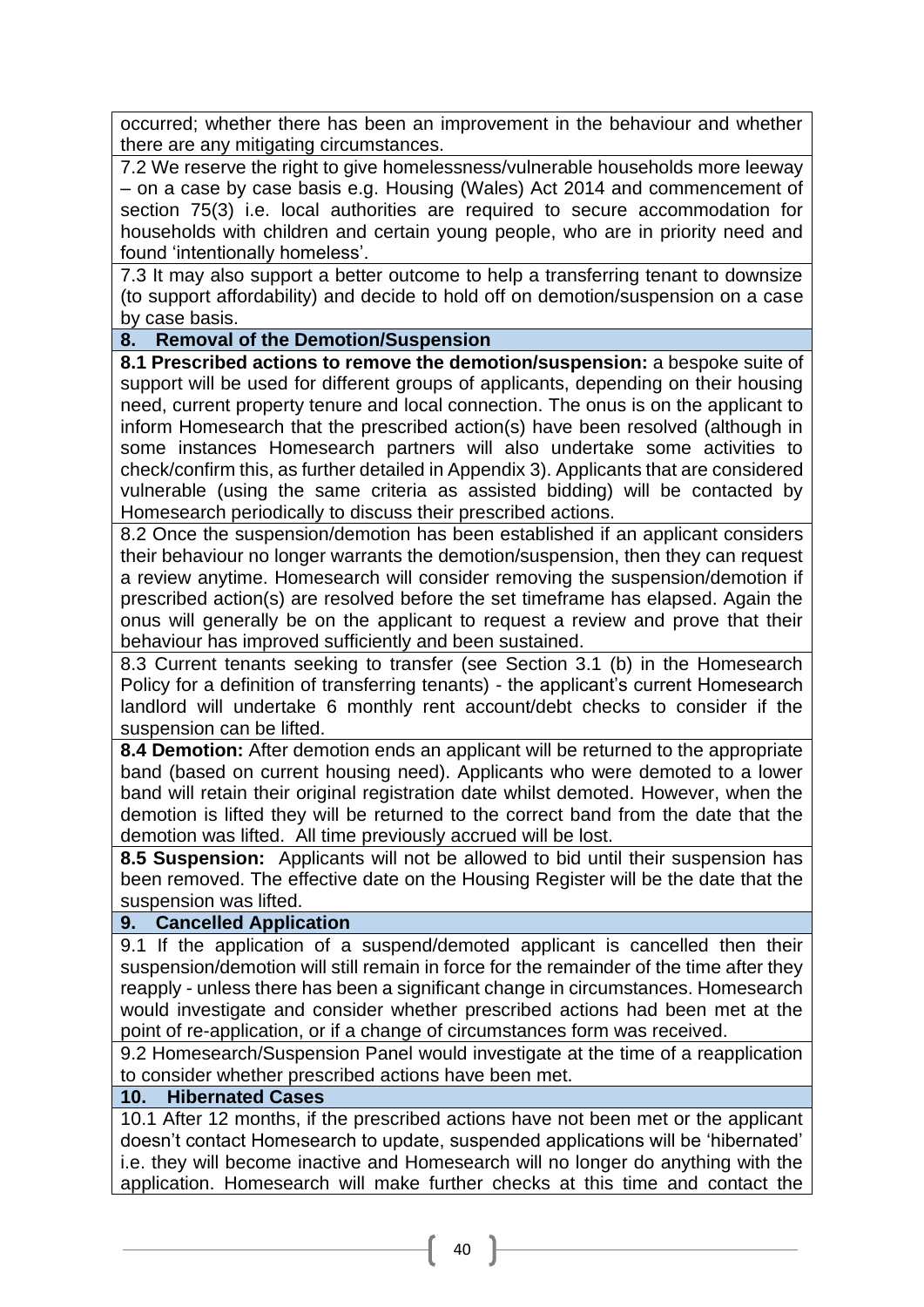occurred; whether there has been an improvement in the behaviour and whether there are any mitigating circumstances.

7.2 We reserve the right to give homelessness/vulnerable households more leeway – on a case by case basis e.g. Housing (Wales) Act 2014 and commencement of section 75(3) i.e. local authorities are required to secure accommodation for households with children and certain young people, who are in priority need and found 'intentionally homeless'.

7.3 It may also support a better outcome to help a transferring tenant to downsize (to support affordability) and decide to hold off on demotion/suspension on a case by case basis.

## 8. Removal of the Demotion/Suspension

**8.1 Prescribed actions to remove the demotion/suspension:** a bespoke suite of support will be used for different groups of applicants, depending on their housing need, current property tenure and local connection. The onus is on the applicant to inform Homesearch that the prescribed action(s) have been resolved (although in some instances Homesearch partners will also undertake some activities to check/confirm this, as further detailed in Appendix 3). Applicants that are considered vulnerable (using the same criteria as assisted bidding) will be contacted by Homesearch periodically to discuss their prescribed actions.

8.2 Once the suspension/demotion has been established if an applicant considers their behaviour no longer warrants the demotion/suspension, then they can request a review anytime. Homesearch will consider removing the suspension/demotion if prescribed action(s) are resolved before the set timeframe has elapsed. Again the onus will generally be on the applicant to request a review and prove that their behaviour has improved sufficiently and been sustained.

8.3 Current tenants seeking to transfer (see Section 3.1 (b) in the Homesearch Policy for a definition of transferring tenants) - the applicant's current Homesearch landlord will undertake 6 monthly rent account/debt checks to consider if the suspension can be lifted.

**8.4 Demotion:** After demotion ends an applicant will be returned to the appropriate band (based on current housing need). Applicants who were demoted to a lower band will retain their original registration date whilst demoted. However, when the demotion is lifted they will be returned to the correct band from the date that the demotion was lifted. All time previously accrued will be lost.

**8.5 Suspension:** Applicants will not be allowed to bid until their suspension has been removed. The effective date on the Housing Register will be the date that the suspension was lifted.

## 9. Cancelled Application

9.1 If the application of a suspend/demoted applicant is cancelled then their suspension/demotion will still remain in force for the remainder of the time after they reapply - unless there has been a significant change in circumstances. Homesearch would investigate and consider whether prescribed actions had been met at the point of re-application, or if a change of circumstances form was received.

9.2 Homesearch/Suspension Panel would investigate at the time of a reapplication to consider whether prescribed actions have been met.

## 10. Hibernated Cases

10.1 After 12 months, if the prescribed actions have not been met or the applicant doesn't contact Homesearch to update, suspended applications will be 'hibernated' i.e. they will become inactive and Homesearch will no longer do anything with the application. Homesearch will make further checks at this time and contact the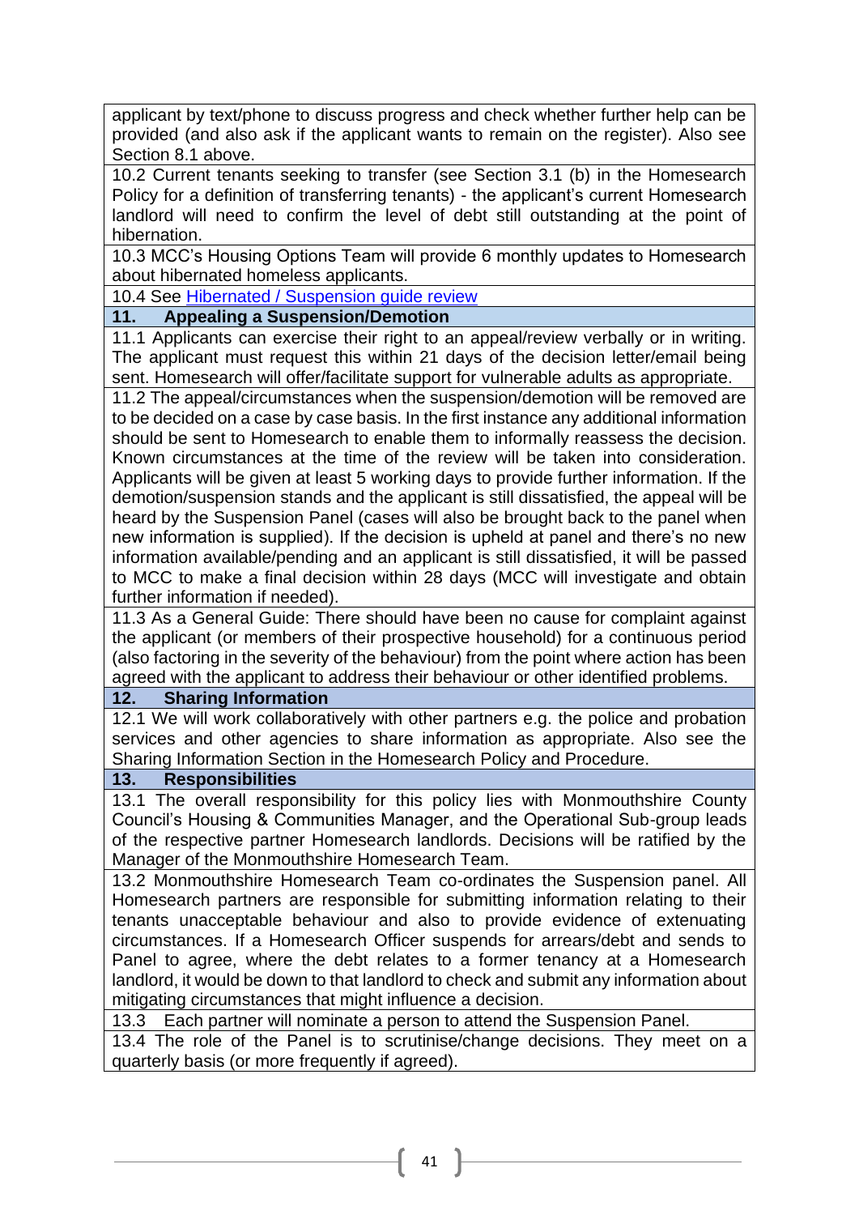applicant by text/phone to discuss progress and check whether further help can be provided (and also ask if the applicant wants to remain on the register). Also see Section 8.1 above.

10.2 Current tenants seeking to transfer (see Section 3.1 (b) in the Homesearch Policy for a definition of transferring tenants) - the applicant's current Homesearch landlord will need to confirm the level of debt still outstanding at the point of hibernation.

10.3 MCC's Housing Options Team will provide 6 monthly updates to Homesearch about hibernated homeless applicants.

10.4 See [Hibernated / Suspension guide review]

## 11. Appealing a Suspension/Demotion

11.1 Applicants can exercise their right to an appeal/review verbally or in writing. The applicant must request this within 21 days of the decision letter/email being sent. Homesearch will offer/facilitate support for vulnerable adults as appropriate.

11.2 The appeal/circumstances when the suspension/demotion will be removed are to be decided on a case by case basis. In the first instance any additional information should be sent to Homesearch to enable them to informally reassess the decision. Known circumstances at the time of the review will be taken into consideration. Applicants will be given at least 5 working days to provide further information. If the demotion/suspension stands and the applicant is still dissatisfied, the appeal will be heard by the Suspension Panel (cases will also be brought back to the panel when new information is supplied). If the decision is upheld at panel and there's no new information available/pending and an applicant is still dissatisfied, it will be passed to MCC to make a final decision within 28 days (MCC will investigate and obtain further information if needed).

11.3 As a General Guide: There should have been no cause for complaint against the applicant (or members of their prospective household) for a continuous period (also factoring in the severity of the behaviour) from the point where action has been agreed with the applicant to address their behaviour or other identified problems.

## 12. Sharing Information

12.1 We will work collaboratively with other partners e.g. the police and probation services and other agencies to share information as appropriate. Also see the Sharing Information Section in the Homesearch Policy and Procedure.

## 13. Responsibilities

13.1 The overall responsibility for this policy lies with Monmouthshire County Council's Housing & Communities Manager, and the Operational Sub-group leads of the respective partner Homesearch landlords. Decisions will be ratified by the Manager of the Monmouthshire Homesearch Team.

13.2 Monmouthshire Homesearch Team co-ordinates the Suspension panel. All Homesearch partners are responsible for submitting information relating to their tenants unacceptable behaviour and also to provide evidence of extenuating circumstances. If a Homesearch Officer suspends for arrears/debt and sends to Panel to agree, where the debt relates to a former tenancy at a Homesearch landlord, it would be down to that landlord to check and submit any information about mitigating circumstances that might influence a decision.

13.3 Each partner will nominate a person to attend the Suspension Panel.

13.4 The role of the Panel is to scrutinise/change decisions. They meet on a quarterly basis (or more frequently if agreed).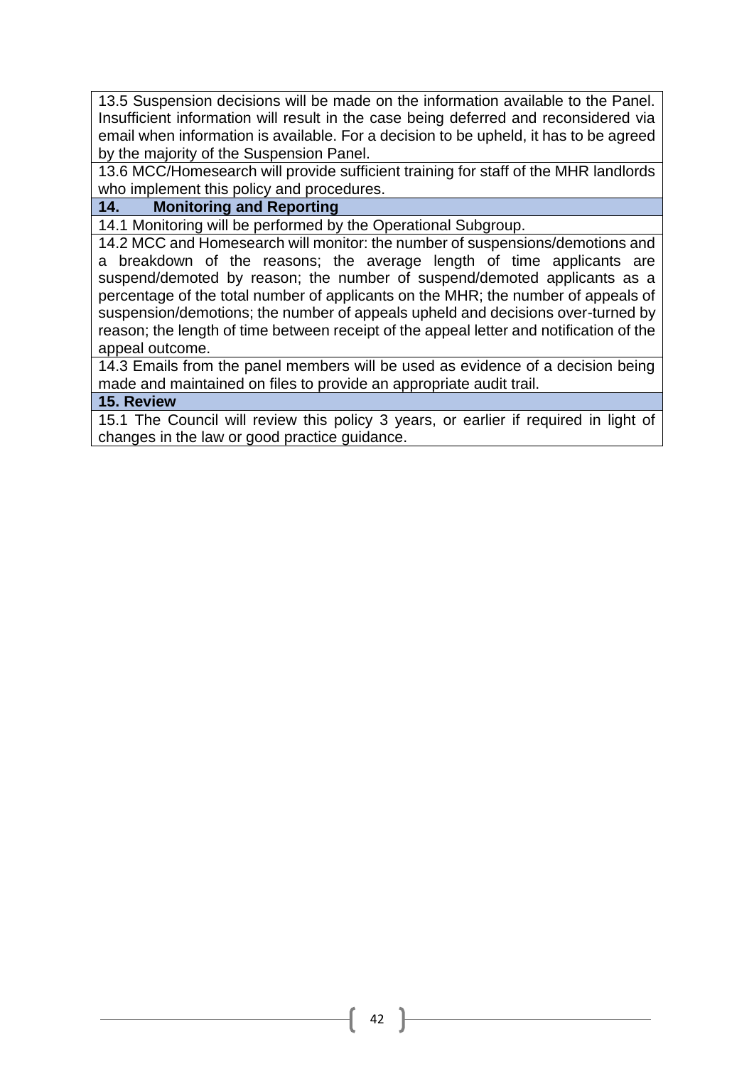13.5 Suspension decisions will be made on the information available to the Panel. Insufficient information will result in the case being deferred and reconsidered via email when information is available. For a decision to be upheld, it has to be agreed by the majority of the Suspension Panel.

13.6 MCC/Homesearch will provide sufficient training for staff of the MHR landlords who implement this policy and procedures.

## 14. Monitoring and Reporting

14.1 Monitoring will be performed by the Operational Subgroup.

14.2 MCC and Homesearch will monitor: the number of suspensions/demotions and a breakdown of the reasons; the average length of time applicants are suspend/demoted by reason; the number of suspend/demoted applicants as a percentage of the total number of applicants on the MHR; the number of appeals of suspension/demotions; the number of appeals upheld and decisions over-turned by reason; the length of time between receipt of the appeal letter and notification of the appeal outcome.

14.3 Emails from the panel members will be used as evidence of a decision being made and maintained on files to provide an appropriate audit trail.

## 15. Review

15.1 The Council will review this policy 3 years, or earlier if required in light of changes in the law or good practice guidance.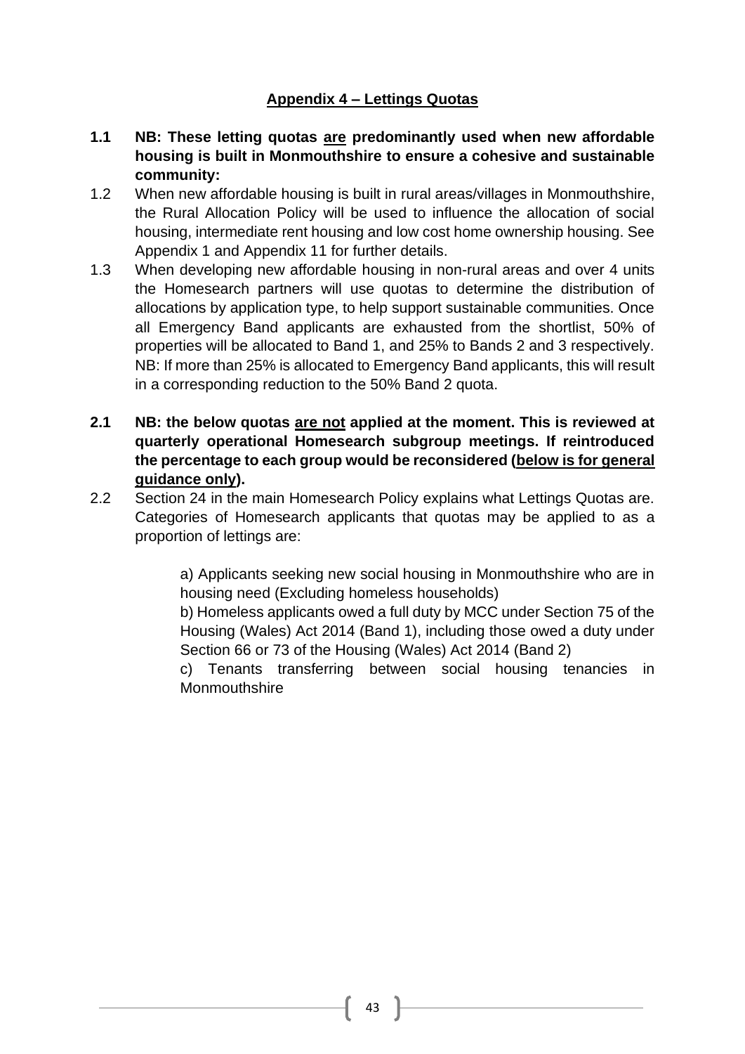## Appendix 4 – Lettings Quotas

**1.1 NB: These letting quotas <u>are</u> predominantly used when new affordable housing is built in Monmouthshire to ensure a cohesive and sustainable community:**

1.2 When new affordable housing is built in rural areas/villages in Monmouthshire, the Rural Allocation Policy will be used to influence the allocation of social housing, intermediate rent housing and low cost home ownership housing. See Appendix 1 and Appendix 11 for further details.

1.3 When developing new affordable housing in non-rural areas and over 4 units the Homesearch partners will use quotas to determine the distribution of allocations by application type, to help support sustainable communities. Once all Emergency Band applicants are exhausted from the shortlist, 50% of properties will be allocated to Band 1, and 25% to Bands 2 and 3 respectively. NB: If more than 25% is allocated to Emergency Band applicants, this will result in a corresponding reduction to the 50% Band 2 quota.

**2.1 NB: the below quotas <u>are not</u> applied at the moment. This is reviewed at quarterly operational Homesearch subgroup meetings. If reintroduced the percentage to each group would be reconsidered (<u>below is for general guidance only</u>).**

2.2 Section 24 in the main Homesearch Policy explains what Lettings Quotas are. Categories of Homesearch applicants that quotas may be applied to as a proportion of lettings are:

a) Applicants seeking new social housing in Monmouthshire who are in housing need (Excluding homeless households)

b) Homeless applicants owed a full duty by MCC under Section 75 of the Housing (Wales) Act 2014 (Band 1), including those owed a duty under Section 66 or 73 of the Housing (Wales) Act 2014 (Band 2)

c) Tenants transferring between social housing tenancies in Monmouthshire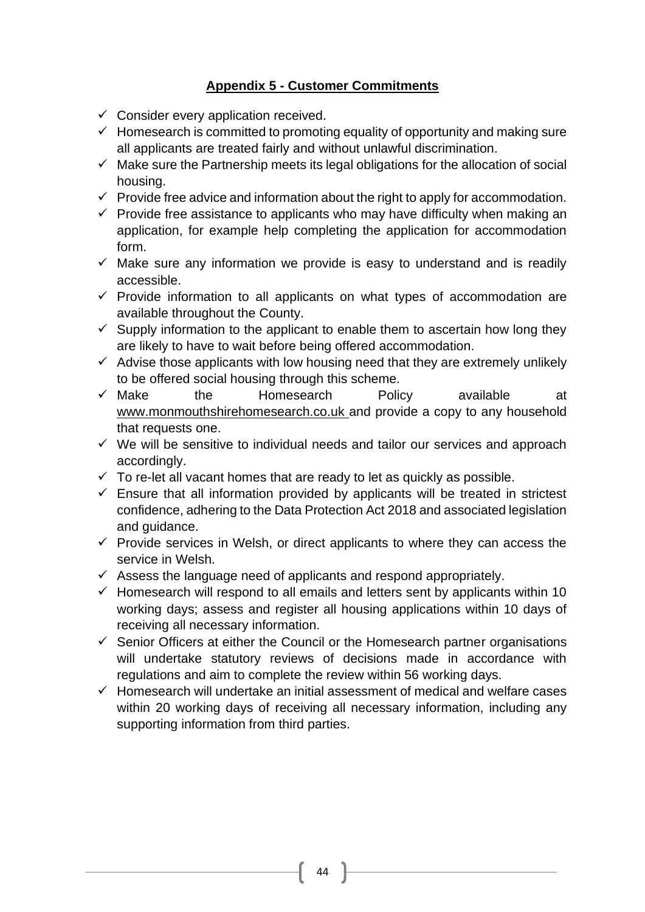## **Appendix 5 - Customer Commitments**

- ✓ Consider every application received.
- ✓ Homesearch is committed to promoting equality of opportunity and making sure all applicants are treated fairly and without unlawful discrimination.
- ✓ Make sure the Partnership meets its legal obligations for the allocation of social housing.
- ✓ Provide free advice and information about the right to apply for accommodation.
- ✓ Provide free assistance to applicants who may have difficulty when making an application, for example help completing the application for accommodation form.
- ✓ Make sure any information we provide is easy to understand and is readily accessible.
- ✓ Provide information to all applicants on what types of accommodation are available throughout the County.
- ✓ Supply information to the applicant to enable them to ascertain how long they are likely to have to wait before being offered accommodation.
- ✓ Advise those applicants with low housing need that they are extremely unlikely to be offered social housing through this scheme.
- ✓ Make the Homesearch Policy available at www.monmouthshirehomesearch.co.uk and provide a copy to any household that requests one.
- ✓ We will be sensitive to individual needs and tailor our services and approach accordingly.
- ✓ To re-let all vacant homes that are ready to let as quickly as possible.
- ✓ Ensure that all information provided by applicants will be treated in strictest confidence, adhering to the Data Protection Act 2018 and associated legislation and guidance.
- ✓ Provide services in Welsh, or direct applicants to where they can access the service in Welsh.
- ✓ Assess the language need of applicants and respond appropriately.
- ✓ Homesearch will respond to all emails and letters sent by applicants within 10 working days; assess and register all housing applications within 10 days of receiving all necessary information.
- ✓ Senior Officers at either the Council or the Homesearch partner organisations will undertake statutory reviews of decisions made in accordance with regulations and aim to complete the review within 56 working days.
- ✓ Homesearch will undertake an initial assessment of medical and welfare cases within 20 working days of receiving all necessary information, including any supporting information from third parties.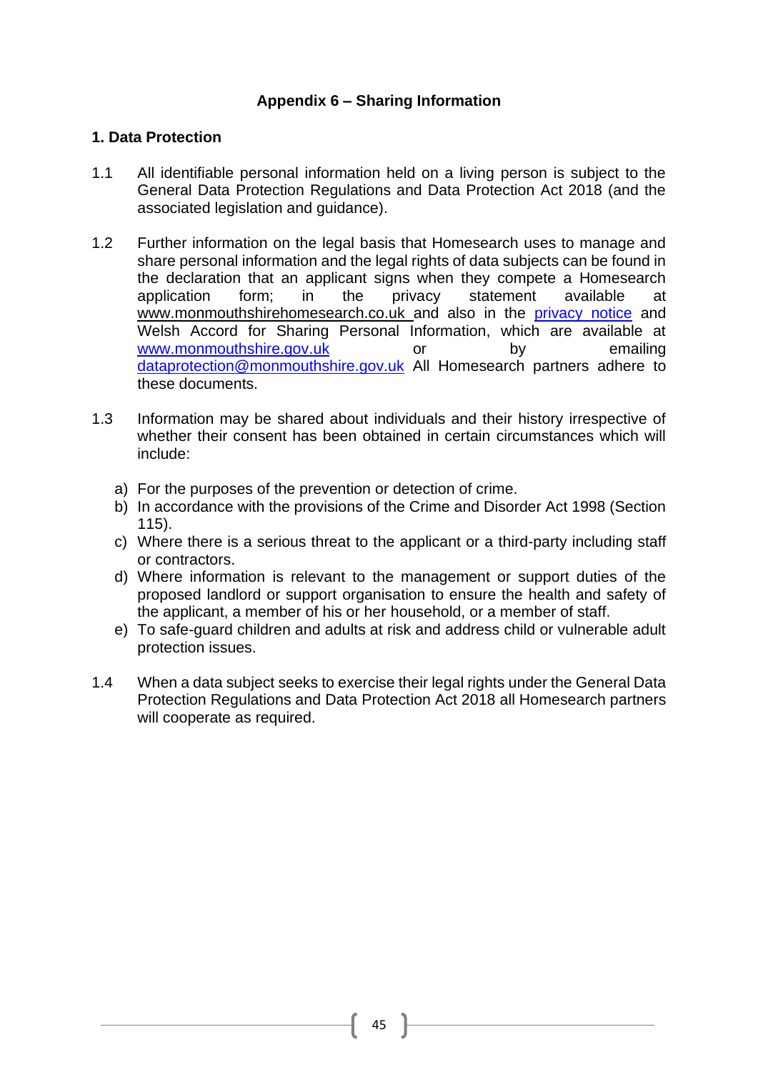## Appendix 6 – Sharing Information

### 1. Data Protection

1.1 All identifiable personal information held on a living person is subject to the General Data Protection Regulations and Data Protection Act 2018 (and the associated legislation and guidance).

1.2 Further information on the legal basis that Homesearch uses to manage and share personal information and the legal rights of data subjects can be found in the declaration that an applicant signs when they compete a Homesearch application form; in the privacy statement available at www.monmouthshirehomesearch.co.uk and also in the privacy notice and Welsh Accord for Sharing Personal Information, which are available at www.monmouthshire.gov.uk or by emailing dataprotection@monmouthshire.gov.uk All Homesearch partners adhere to these documents.

1.3 Information may be shared about individuals and their history irrespective of whether their consent has been obtained in certain circumstances which will include:

a) For the purposes of the prevention or detection of crime.
b) In accordance with the provisions of the Crime and Disorder Act 1998 (Section 115).
c) Where there is a serious threat to the applicant or a third-party including staff or contractors.
d) Where information is relevant to the management or support duties of the proposed landlord or support organisation to ensure the health and safety of the applicant, a member of his or her household, or a member of staff.
e) To safe-guard children and adults at risk and address child or vulnerable adult protection issues.

1.4 When a data subject seeks to exercise their legal rights under the General Data Protection Regulations and Data Protection Act 2018 all Homesearch partners will cooperate as required.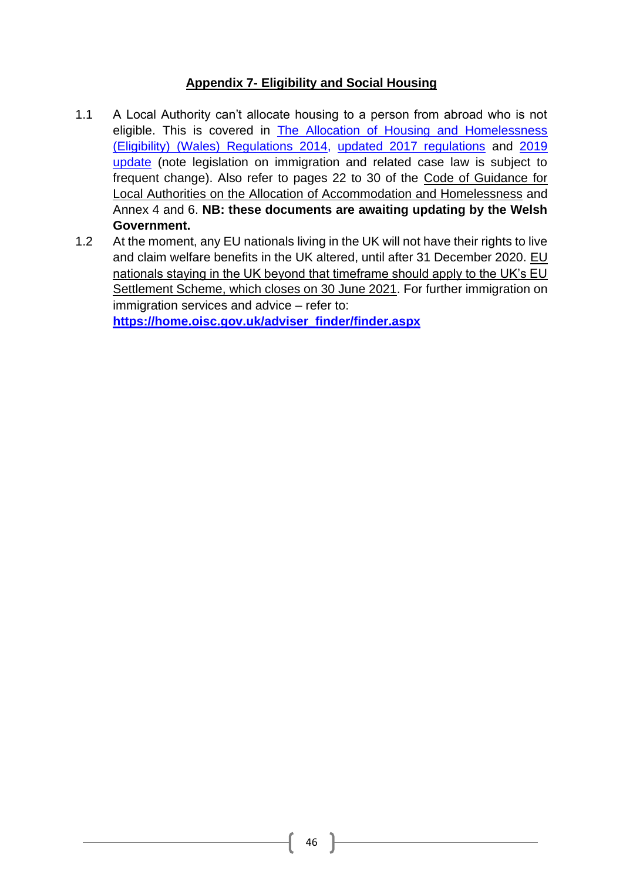## Appendix 7- Eligibility and Social Housing

1.1 A Local Authority can't allocate housing to a person from abroad who is not eligible. This is covered in The Allocation of Housing and Homelessness (Eligibility) (Wales) Regulations 2014, updated 2017 regulations and 2019 update (note legislation on immigration and related case law is subject to frequent change). Also refer to pages 22 to 30 of the Code of Guidance for Local Authorities on the Allocation of Accommodation and Homelessness and Annex 4 and 6. **NB: these documents are awaiting updating by the Welsh Government.**

1.2 At the moment, any EU nationals living in the UK will not have their rights to live and claim welfare benefits in the UK altered, until after 31 December 2020. EU nationals staying in the UK beyond that timeframe should apply to the UK's EU Settlement Scheme, which closes on 30 June 2021. For further immigration on immigration services and advice – refer to: **https://home.oisc.gov.uk/adviser_finder/finder.aspx**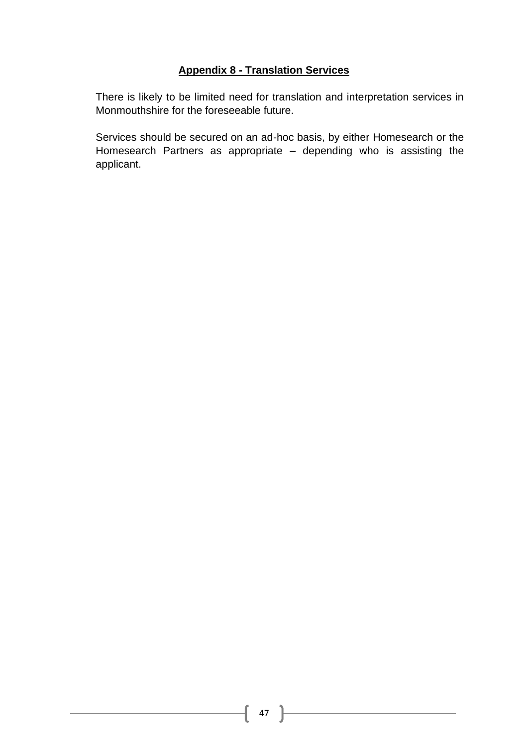## Appendix 8 - Translation Services

There is likely to be limited need for translation and interpretation services in Monmouthshire for the foreseeable future.

Services should be secured on an ad-hoc basis, by either Homesearch or the Homesearch Partners as appropriate – depending who is assisting the applicant.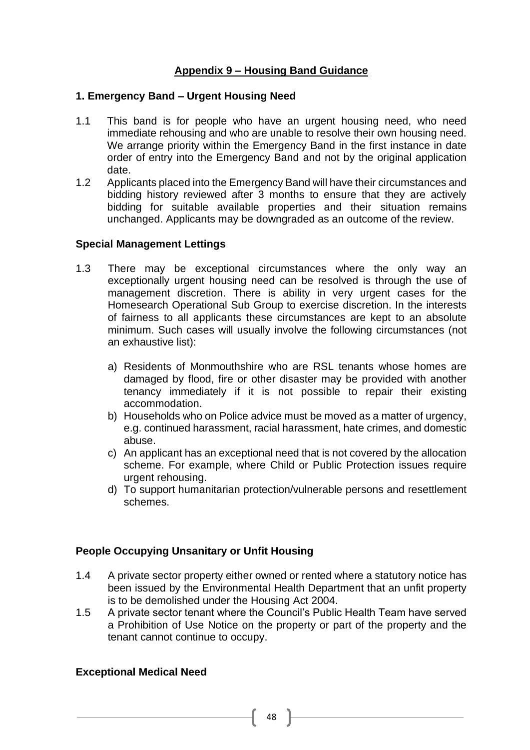## Appendix 9 – Housing Band Guidance

### 1. Emergency Band – Urgent Housing Need

1.1 This band is for people who have an urgent housing need, who need immediate rehousing and who are unable to resolve their own housing need. We arrange priority within the Emergency Band in the first instance in date order of entry into the Emergency Band and not by the original application date.

1.2 Applicants placed into the Emergency Band will have their circumstances and bidding history reviewed after 3 months to ensure that they are actively bidding for suitable available properties and their situation remains unchanged. Applicants may be downgraded as an outcome of the review.

### Special Management Lettings

1.3 There may be exceptional circumstances where the only way an exceptionally urgent housing need can be resolved is through the use of management discretion. There is ability in very urgent cases for the Homesearch Operational Sub Group to exercise discretion. In the interests of fairness to all applicants these circumstances are kept to an absolute minimum. Such cases will usually involve the following circumstances (not an exhaustive list):

a) Residents of Monmouthshire who are RSL tenants whose homes are damaged by flood, fire or other disaster may be provided with another tenancy immediately if it is not possible to repair their existing accommodation.
b) Households who on Police advice must be moved as a matter of urgency, e.g. continued harassment, racial harassment, hate crimes, and domestic abuse.
c) An applicant has an exceptional need that is not covered by the allocation scheme. For example, where Child or Public Protection issues require urgent rehousing.
d) To support humanitarian protection/vulnerable persons and resettlement schemes.

### People Occupying Unsanitary or Unfit Housing

1.4 A private sector property either owned or rented where a statutory notice has been issued by the Environmental Health Department that an unfit property is to be demolished under the Housing Act 2004.

1.5 A private sector tenant where the Council's Public Health Team have served a Prohibition of Use Notice on the property or part of the property and the tenant cannot continue to occupy.

### Exceptional Medical Need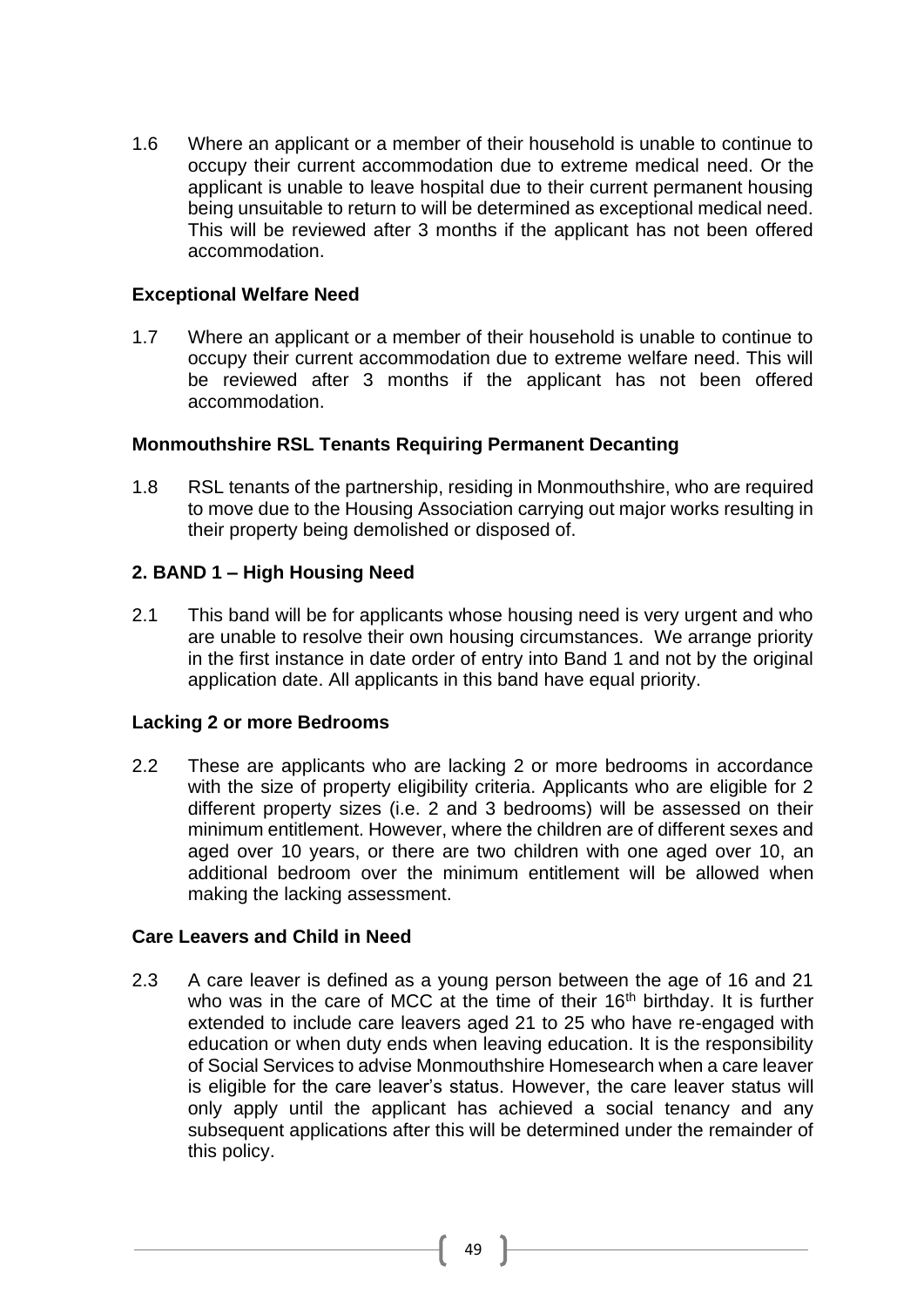1.6 Where an applicant or a member of their household is unable to continue to occupy their current accommodation due to extreme medical need. Or the applicant is unable to leave hospital due to their current permanent housing being unsuitable to return to will be determined as exceptional medical need. This will be reviewed after 3 months if the applicant has not been offered accommodation.

**Exceptional Welfare Need**

1.7 Where an applicant or a member of their household is unable to continue to occupy their current accommodation due to extreme welfare need. This will be reviewed after 3 months if the applicant has not been offered accommodation.

**Monmouthshire RSL Tenants Requiring Permanent Decanting**

1.8 RSL tenants of the partnership, residing in Monmouthshire, who are required to move due to the Housing Association carrying out major works resulting in their property being demolished or disposed of.

**2. BAND 1 – High Housing Need**

2.1 This band will be for applicants whose housing need is very urgent and who are unable to resolve their own housing circumstances. We arrange priority in the first instance in date order of entry into Band 1 and not by the original application date. All applicants in this band have equal priority.

**Lacking 2 or more Bedrooms**

2.2 These are applicants who are lacking 2 or more bedrooms in accordance with the size of property eligibility criteria. Applicants who are eligible for 2 different property sizes (i.e. 2 and 3 bedrooms) will be assessed on their minimum entitlement. However, where the children are of different sexes and aged over 10 years, or there are two children with one aged over 10, an additional bedroom over the minimum entitlement will be allowed when making the lacking assessment.

**Care Leavers and Child in Need**

2.3 A care leaver is defined as a young person between the age of 16 and 21 who was in the care of MCC at the time of their 16th birthday. It is further extended to include care leavers aged 21 to 25 who have re-engaged with education or when duty ends when leaving education. It is the responsibility of Social Services to advise Monmouthshire Homesearch when a care leaver is eligible for the care leaver's status. However, the care leaver status will only apply until the applicant has achieved a social tenancy and any subsequent applications after this will be determined under the remainder of this policy.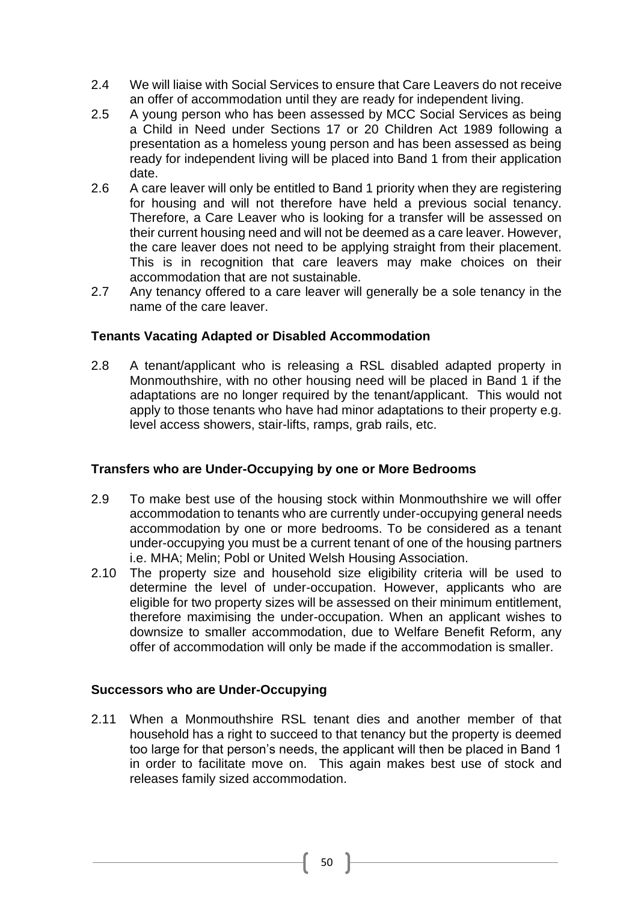2.4 We will liaise with Social Services to ensure that Care Leavers do not receive an offer of accommodation until they are ready for independent living.

2.5 A young person who has been assessed by MCC Social Services as being a Child in Need under Sections 17 or 20 Children Act 1989 following a presentation as a homeless young person and has been assessed as being ready for independent living will be placed into Band 1 from their application date.

2.6 A care leaver will only be entitled to Band 1 priority when they are registering for housing and will not therefore have held a previous social tenancy. Therefore, a Care Leaver who is looking for a transfer will be assessed on their current housing need and will not be deemed as a care leaver. However, the care leaver does not need to be applying straight from their placement. This is in recognition that care leavers may make choices on their accommodation that are not sustainable.

2.7 Any tenancy offered to a care leaver will generally be a sole tenancy in the name of the care leaver.

**Tenants Vacating Adapted or Disabled Accommodation**

2.8 A tenant/applicant who is releasing a RSL disabled adapted property in Monmouthshire, with no other housing need will be placed in Band 1 if the adaptations are no longer required by the tenant/applicant. This would not apply to those tenants who have had minor adaptations to their property e.g. level access showers, stair-lifts, ramps, grab rails, etc.

**Transfers who are Under-Occupying by one or More Bedrooms**

2.9 To make best use of the housing stock within Monmouthshire we will offer accommodation to tenants who are currently under-occupying general needs accommodation by one or more bedrooms. To be considered as a tenant under-occupying you must be a current tenant of one of the housing partners i.e. MHA; Melin; Pobl or United Welsh Housing Association.

2.10 The property size and household size eligibility criteria will be used to determine the level of under-occupation. However, applicants who are eligible for two property sizes will be assessed on their minimum entitlement, therefore maximising the under-occupation. When an applicant wishes to downsize to smaller accommodation, due to Welfare Benefit Reform, any offer of accommodation will only be made if the accommodation is smaller.

**Successors who are Under-Occupying**

2.11 When a Monmouthshire RSL tenant dies and another member of that household has a right to succeed to that tenancy but the property is deemed too large for that person's needs, the applicant will then be placed in Band 1 in order to facilitate move on. This again makes best use of stock and releases family sized accommodation.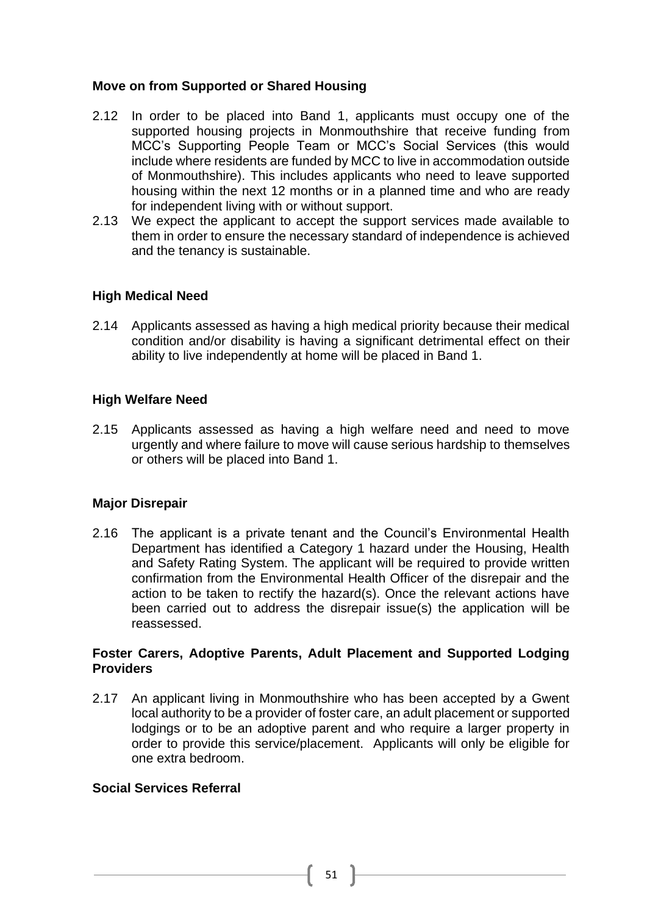**Move on from Supported or Shared Housing**

2.12 In order to be placed into Band 1, applicants must occupy one of the supported housing projects in Monmouthshire that receive funding from MCC's Supporting People Team or MCC's Social Services (this would include where residents are funded by MCC to live in accommodation outside of Monmouthshire). This includes applicants who need to leave supported housing within the next 12 months or in a planned time and who are ready for independent living with or without support.

2.13 We expect the applicant to accept the support services made available to them in order to ensure the necessary standard of independence is achieved and the tenancy is sustainable.

**High Medical Need**

2.14 Applicants assessed as having a high medical priority because their medical condition and/or disability is having a significant detrimental effect on their ability to live independently at home will be placed in Band 1.

**High Welfare Need**

2.15 Applicants assessed as having a high welfare need and need to move urgently and where failure to move will cause serious hardship to themselves or others will be placed into Band 1.

**Major Disrepair**

2.16 The applicant is a private tenant and the Council's Environmental Health Department has identified a Category 1 hazard under the Housing, Health and Safety Rating System. The applicant will be required to provide written confirmation from the Environmental Health Officer of the disrepair and the action to be taken to rectify the hazard(s). Once the relevant actions have been carried out to address the disrepair issue(s) the application will be reassessed.

**Foster Carers, Adoptive Parents, Adult Placement and Supported Lodging Providers**

2.17 An applicant living in Monmouthshire who has been accepted by a Gwent local authority to be a provider of foster care, an adult placement or supported lodgings or to be an adoptive parent and who require a larger property in order to provide this service/placement. Applicants will only be eligible for one extra bedroom.

**Social Services Referral**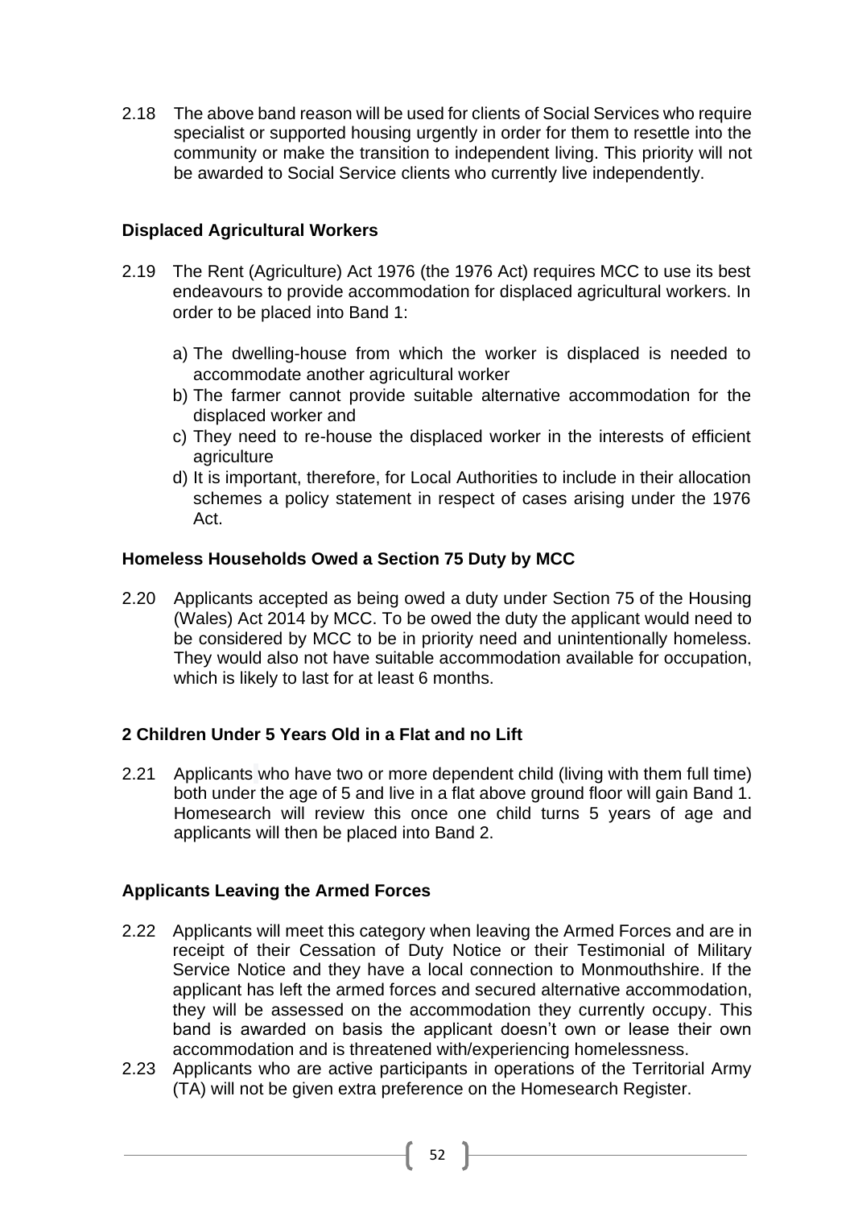2.18 The above band reason will be used for clients of Social Services who require specialist or supported housing urgently in order for them to resettle into the community or make the transition to independent living. This priority will not be awarded to Social Service clients who currently live independently.

### Displaced Agricultural Workers

2.19 The Rent (Agriculture) Act 1976 (the 1976 Act) requires MCC to use its best endeavours to provide accommodation for displaced agricultural workers. In order to be placed into Band 1:

a) The dwelling-house from which the worker is displaced is needed to accommodate another agricultural worker
b) The farmer cannot provide suitable alternative accommodation for the displaced worker and
c) They need to re-house the displaced worker in the interests of efficient agriculture
d) It is important, therefore, for Local Authorities to include in their allocation schemes a policy statement in respect of cases arising under the 1976 Act.

### Homeless Households Owed a Section 75 Duty by MCC

2.20 Applicants accepted as being owed a duty under Section 75 of the Housing (Wales) Act 2014 by MCC. To be owed the duty the applicant would need to be considered by MCC to be in priority need and unintentionally homeless. They would also not have suitable accommodation available for occupation, which is likely to last for at least 6 months.

### 2 Children Under 5 Years Old in a Flat and no Lift

2.21 Applicants who have two or more dependent child (living with them full time) both under the age of 5 and live in a flat above ground floor will gain Band 1. Homesearch will review this once one child turns 5 years of age and applicants will then be placed into Band 2.

### Applicants Leaving the Armed Forces

2.22 Applicants will meet this category when leaving the Armed Forces and are in receipt of their Cessation of Duty Notice or their Testimonial of Military Service Notice and they have a local connection to Monmouthshire. If the applicant has left the armed forces and secured alternative accommodation, they will be assessed on the accommodation they currently occupy. This band is awarded on basis the applicant doesn't own or lease their own accommodation and is threatened with/experiencing homelessness.

2.23 Applicants who are active participants in operations of the Territorial Army (TA) will not be given extra preference on the Homesearch Register.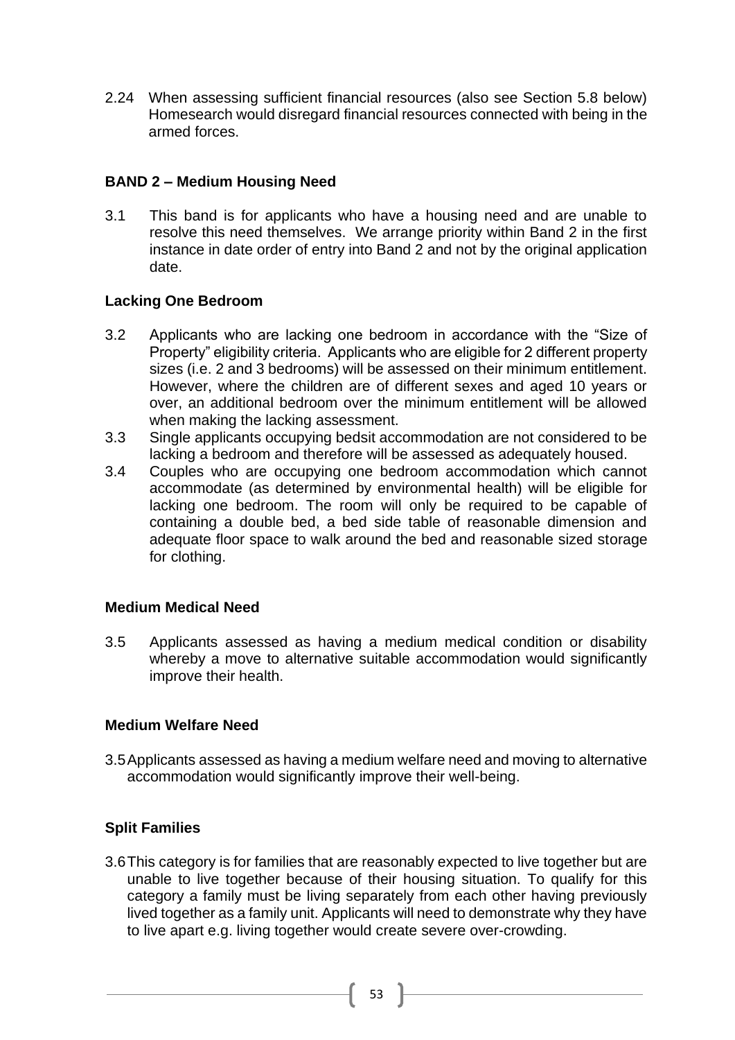2.24 When assessing sufficient financial resources (also see Section 5.8 below) Homesearch would disregard financial resources connected with being in the armed forces.

## BAND 2 – Medium Housing Need

3.1 This band is for applicants who have a housing need and are unable to resolve this need themselves. We arrange priority within Band 2 in the first instance in date order of entry into Band 2 and not by the original application date.

### Lacking One Bedroom

3.2 Applicants who are lacking one bedroom in accordance with the "Size of Property" eligibility criteria. Applicants who are eligible for 2 different property sizes (i.e. 2 and 3 bedrooms) will be assessed on their minimum entitlement. However, where the children are of different sexes and aged 10 years or over, an additional bedroom over the minimum entitlement will be allowed when making the lacking assessment.

3.3 Single applicants occupying bedsit accommodation are not considered to be lacking a bedroom and therefore will be assessed as adequately housed.

3.4 Couples who are occupying one bedroom accommodation which cannot accommodate (as determined by environmental health) will be eligible for lacking one bedroom. The room will only be required to be capable of containing a double bed, a bed side table of reasonable dimension and adequate floor space to walk around the bed and reasonable sized storage for clothing.

### Medium Medical Need

3.5 Applicants assessed as having a medium medical condition or disability whereby a move to alternative suitable accommodation would significantly improve their health.

### Medium Welfare Need

3.5 Applicants assessed as having a medium welfare need and moving to alternative accommodation would significantly improve their well-being.

### Split Families

3.6 This category is for families that are reasonably expected to live together but are unable to live together because of their housing situation. To qualify for this category a family must be living separately from each other having previously lived together as a family unit. Applicants will need to demonstrate why they have to live apart e.g. living together would create severe over-crowding.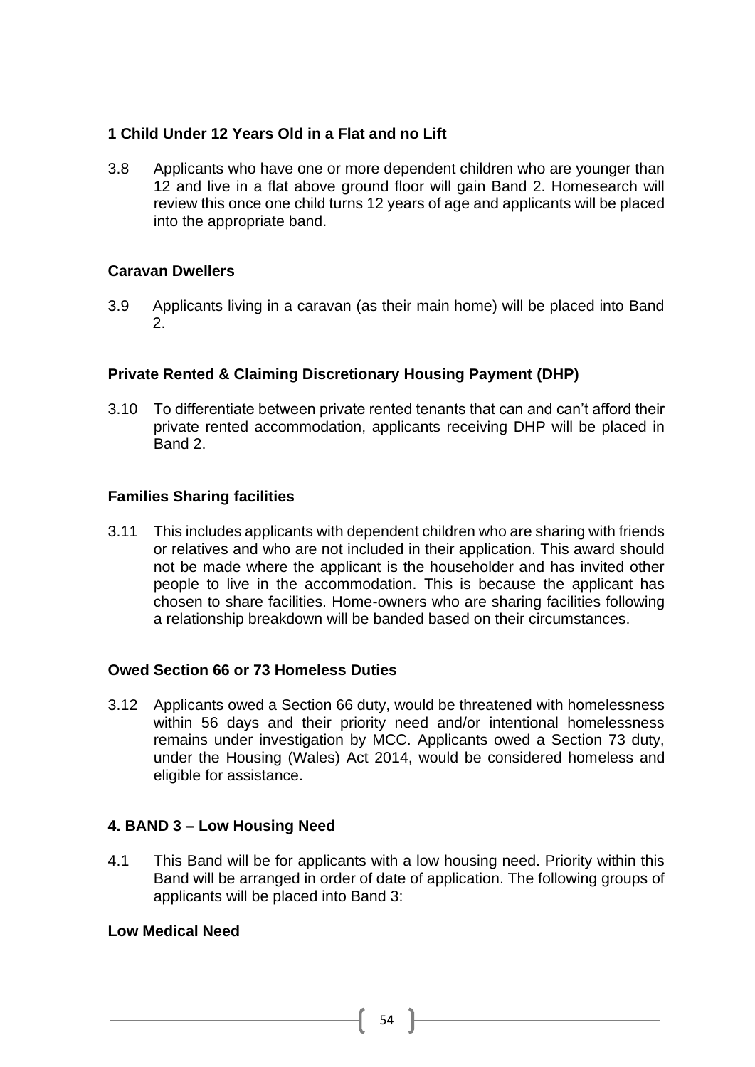### 1 Child Under 12 Years Old in a Flat and no Lift

3.8 Applicants who have one or more dependent children who are younger than 12 and live in a flat above ground floor will gain Band 2. Homesearch will review this once one child turns 12 years of age and applicants will be placed into the appropriate band.

### Caravan Dwellers

3.9 Applicants living in a caravan (as their main home) will be placed into Band 2.

### Private Rented & Claiming Discretionary Housing Payment (DHP)

3.10 To differentiate between private rented tenants that can and can't afford their private rented accommodation, applicants receiving DHP will be placed in Band 2.

### Families Sharing facilities

3.11 This includes applicants with dependent children who are sharing with friends or relatives and who are not included in their application. This award should not be made where the applicant is the householder and has invited other people to live in the accommodation. This is because the applicant has chosen to share facilities. Home-owners who are sharing facilities following a relationship breakdown will be banded based on their circumstances.

### Owed Section 66 or 73 Homeless Duties

3.12 Applicants owed a Section 66 duty, would be threatened with homelessness within 56 days and their priority need and/or intentional homelessness remains under investigation by MCC. Applicants owed a Section 73 duty, under the Housing (Wales) Act 2014, would be considered homeless and eligible for assistance.

## 4. BAND 3 – Low Housing Need

4.1 This Band will be for applicants with a low housing need. Priority within this Band will be arranged in order of date of application. The following groups of applicants will be placed into Band 3:

### Low Medical Need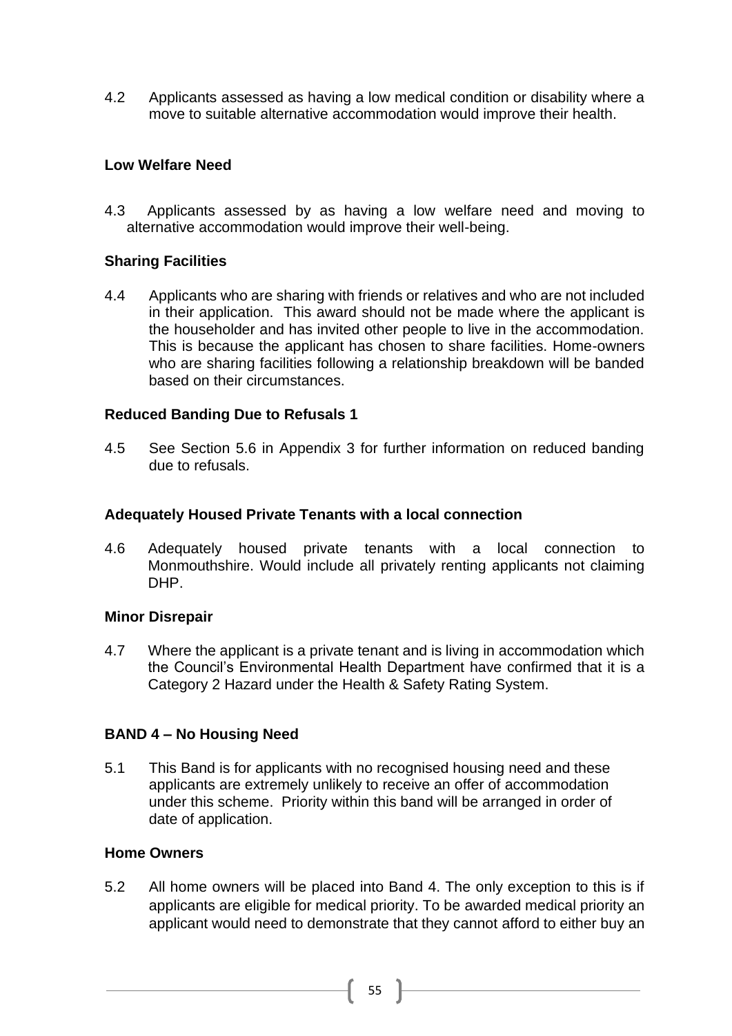4.2 Applicants assessed as having a low medical condition or disability where a move to suitable alternative accommodation would improve their health.

**Low Welfare Need**

4.3 Applicants assessed by as having a low welfare need and moving to alternative accommodation would improve their well-being.

**Sharing Facilities**

4.4 Applicants who are sharing with friends or relatives and who are not included in their application. This award should not be made where the applicant is the householder and has invited other people to live in the accommodation. This is because the applicant has chosen to share facilities. Home-owners who are sharing facilities following a relationship breakdown will be banded based on their circumstances.

**Reduced Banding Due to Refusals 1**

4.5 See Section 5.6 in Appendix 3 for further information on reduced banding due to refusals.

**Adequately Housed Private Tenants with a local connection**

4.6 Adequately housed private tenants with a local connection to Monmouthshire. Would include all privately renting applicants not claiming DHP.

**Minor Disrepair**

4.7 Where the applicant is a private tenant and is living in accommodation which the Council's Environmental Health Department have confirmed that it is a Category 2 Hazard under the Health & Safety Rating System.

**BAND 4 – No Housing Need**

5.1 This Band is for applicants with no recognised housing need and these applicants are extremely unlikely to receive an offer of accommodation under this scheme. Priority within this band will be arranged in order of date of application.

**Home Owners**

5.2 All home owners will be placed into Band 4. The only exception to this is if applicants are eligible for medical priority. To be awarded medical priority an applicant would need to demonstrate that they cannot afford to either buy an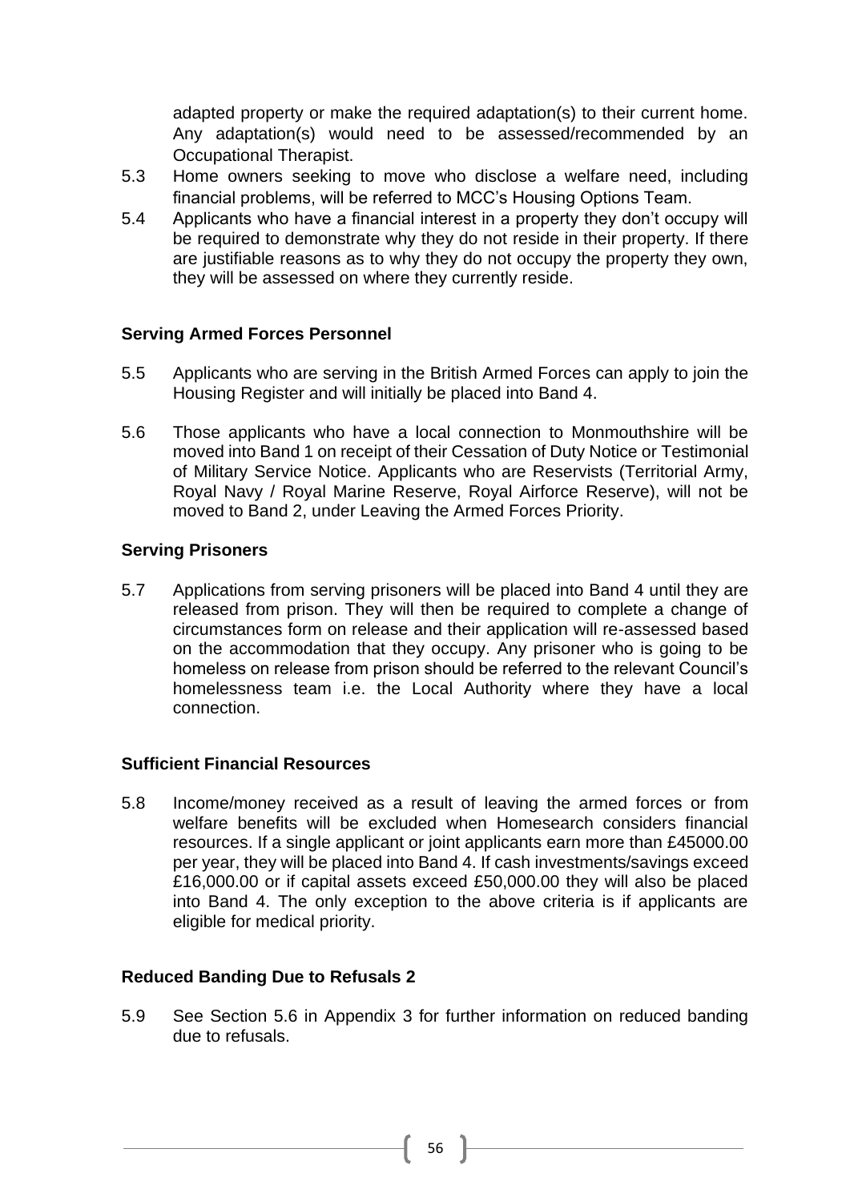adapted property or make the required adaptation(s) to their current home. Any adaptation(s) would need to be assessed/recommended by an Occupational Therapist.

5.3 Home owners seeking to move who disclose a welfare need, including financial problems, will be referred to MCC's Housing Options Team.

5.4 Applicants who have a financial interest in a property they don't occupy will be required to demonstrate why they do not reside in their property. If there are justifiable reasons as to why they do not occupy the property they own, they will be assessed on where they currently reside.

**Serving Armed Forces Personnel**

5.5 Applicants who are serving in the British Armed Forces can apply to join the Housing Register and will initially be placed into Band 4.

5.6 Those applicants who have a local connection to Monmouthshire will be moved into Band 1 on receipt of their Cessation of Duty Notice or Testimonial of Military Service Notice. Applicants who are Reservists (Territorial Army, Royal Navy / Royal Marine Reserve, Royal Airforce Reserve), will not be moved to Band 2, under Leaving the Armed Forces Priority.

**Serving Prisoners**

5.7 Applications from serving prisoners will be placed into Band 4 until they are released from prison. They will then be required to complete a change of circumstances form on release and their application will re-assessed based on the accommodation that they occupy. Any prisoner who is going to be homeless on release from prison should be referred to the relevant Council's homelessness team i.e. the Local Authority where they have a local connection.

**Sufficient Financial Resources**

5.8 Income/money received as a result of leaving the armed forces or from welfare benefits will be excluded when Homesearch considers financial resources. If a single applicant or joint applicants earn more than £45000.00 per year, they will be placed into Band 4. If cash investments/savings exceed £16,000.00 or if capital assets exceed £50,000.00 they will also be placed into Band 4. The only exception to the above criteria is if applicants are eligible for medical priority.

**Reduced Banding Due to Refusals 2**

5.9 See Section 5.6 in Appendix 3 for further information on reduced banding due to refusals.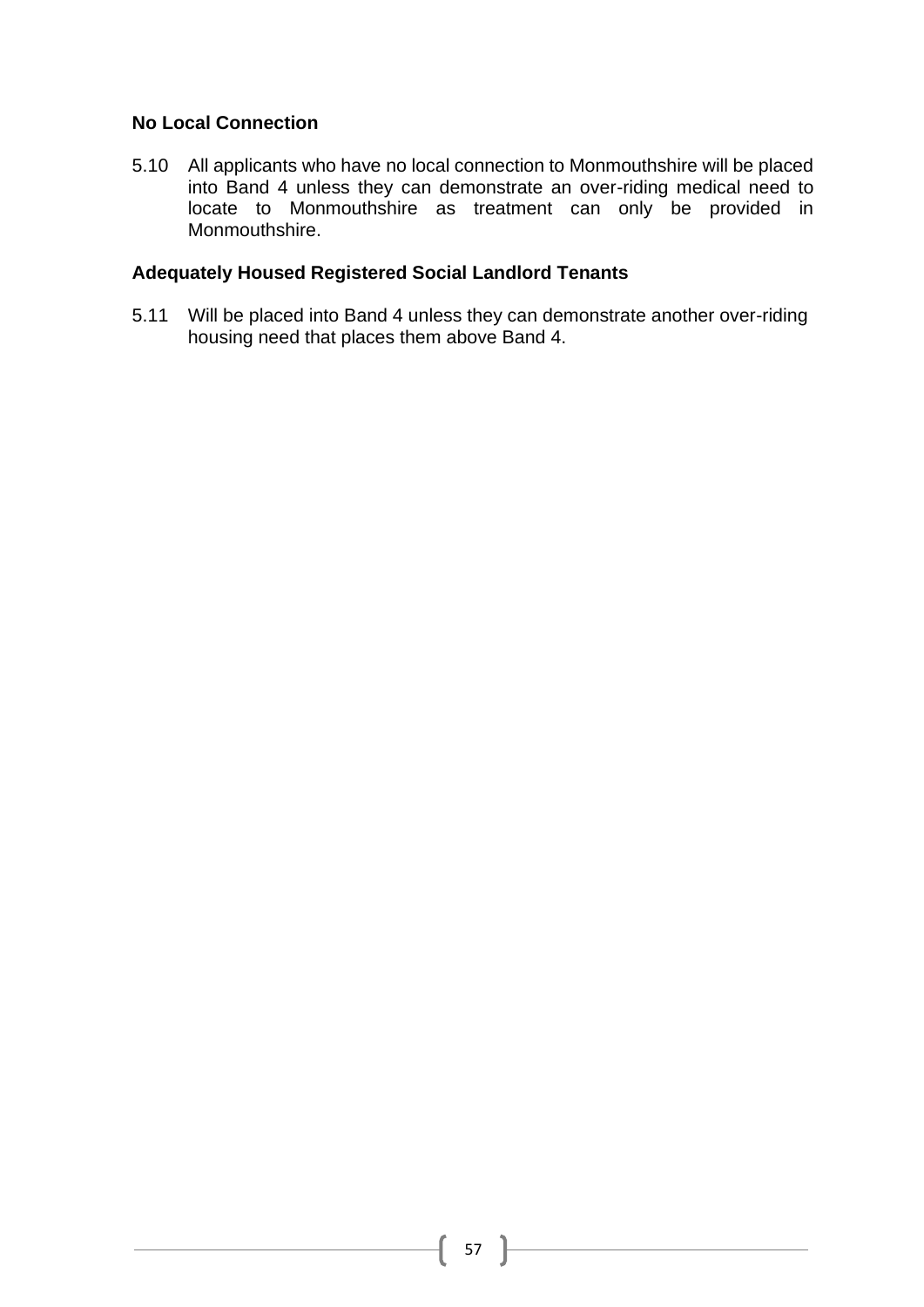**No Local Connection**

5.10 All applicants who have no local connection to Monmouthshire will be placed into Band 4 unless they can demonstrate an over-riding medical need to locate to Monmouthshire as treatment can only be provided in Monmouthshire.

**Adequately Housed Registered Social Landlord Tenants**

5.11 Will be placed into Band 4 unless they can demonstrate another over-riding housing need that places them above Band 4.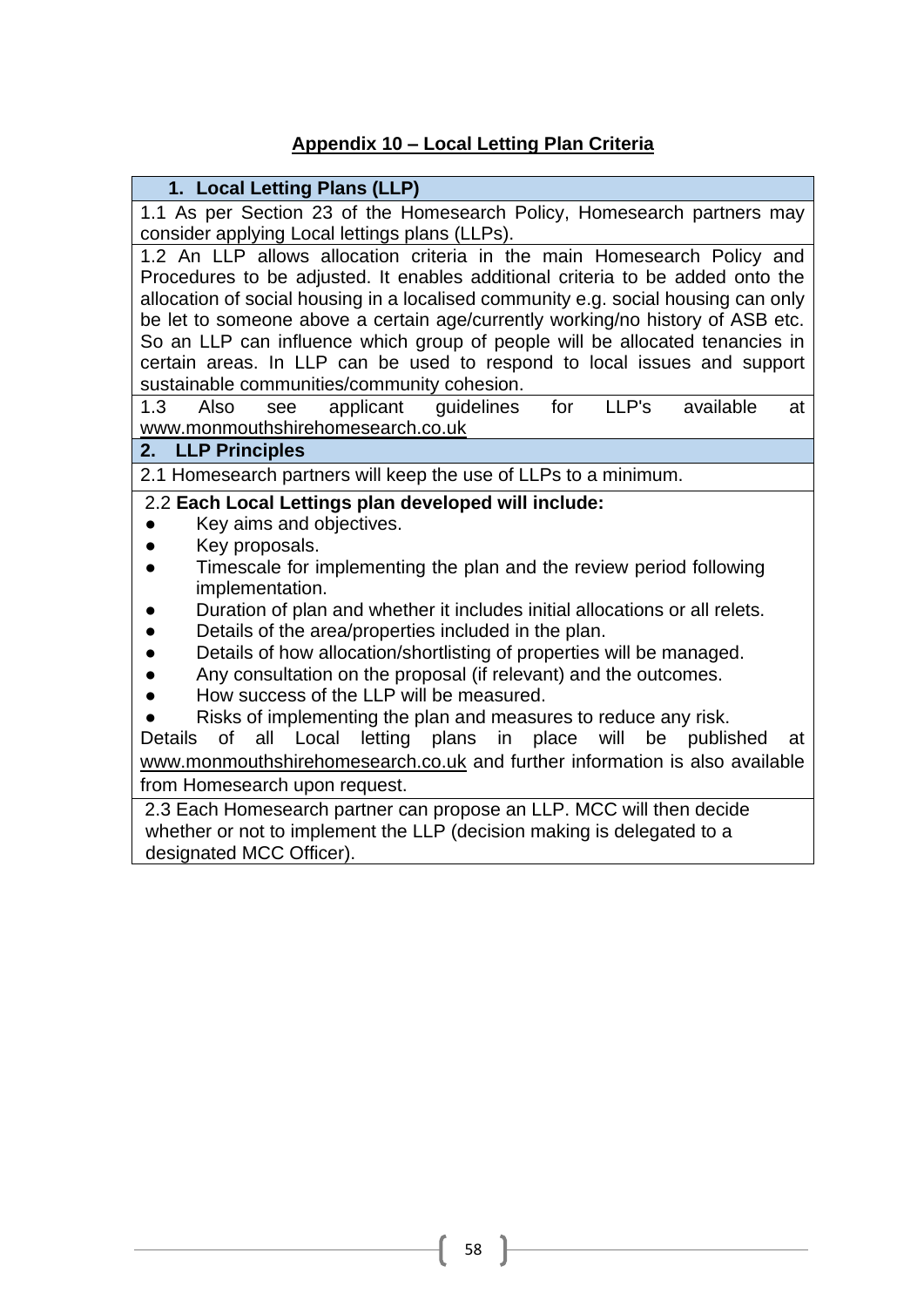## Appendix 10 – Local Letting Plan Criteria

### 1. Local Letting Plans (LLP)

1.1 As per Section 23 of the Homesearch Policy, Homesearch partners may consider applying Local lettings plans (LLPs).

1.2 An LLP allows allocation criteria in the main Homesearch Policy and Procedures to be adjusted. It enables additional criteria to be added onto the allocation of social housing in a localised community e.g. social housing can only be let to someone above a certain age/currently working/no history of ASB etc. So an LLP can influence which group of people will be allocated tenancies in certain areas. In LLP can be used to respond to local issues and support sustainable communities/community cohesion.

1.3 Also see applicant guidelines for LLP's available at www.monmouthshirehomesearch.co.uk

### 2. LLP Principles

2.1 Homesearch partners will keep the use of LLPs to a minimum.

2.2 **Each Local Lettings plan developed will include:**

- Key aims and objectives.
- Key proposals.
- Timescale for implementing the plan and the review period following implementation.
- Duration of plan and whether it includes initial allocations or all relets.
- Details of the area/properties included in the plan.
- Details of how allocation/shortlisting of properties will be managed.
- Any consultation on the proposal (if relevant) and the outcomes.
- How success of the LLP will be measured.
- Risks of implementing the plan and measures to reduce any risk.

Details of all Local letting plans in place will be published at www.monmouthshirehomesearch.co.uk and further information is also available from Homesearch upon request.

2.3 Each Homesearch partner can propose an LLP. MCC will then decide whether or not to implement the LLP (decision making is delegated to a designated MCC Officer).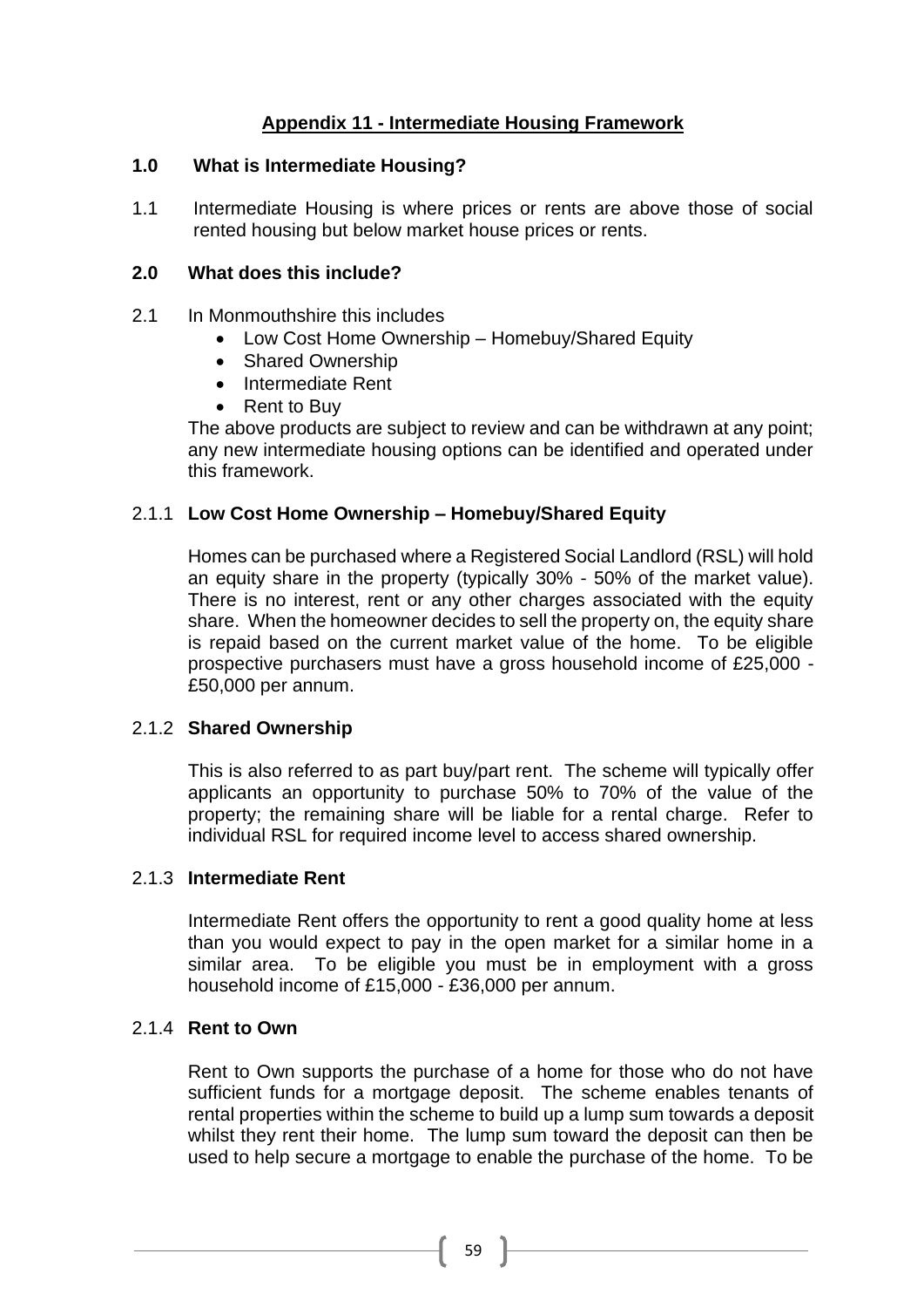## Appendix 11 - Intermediate Housing Framework

### 1.0 What is Intermediate Housing?

1.1 Intermediate Housing is where prices or rents are above those of social rented housing but below market house prices or rents.

### 2.0 What does this include?

2.1 In Monmouthshire this includes

- Low Cost Home Ownership – Homebuy/Shared Equity
- Shared Ownership
- Intermediate Rent
- Rent to Buy

The above products are subject to review and can be withdrawn at any point; any new intermediate housing options can be identified and operated under this framework.

#### 2.1.1 Low Cost Home Ownership – Homebuy/Shared Equity

Homes can be purchased where a Registered Social Landlord (RSL) will hold an equity share in the property (typically 30% - 50% of the market value). There is no interest, rent or any other charges associated with the equity share. When the homeowner decides to sell the property on, the equity share is repaid based on the current market value of the home. To be eligible prospective purchasers must have a gross household income of £25,000 - £50,000 per annum.

#### 2.1.2 Shared Ownership

This is also referred to as part buy/part rent. The scheme will typically offer applicants an opportunity to purchase 50% to 70% of the value of the property; the remaining share will be liable for a rental charge. Refer to individual RSL for required income level to access shared ownership.

#### 2.1.3 Intermediate Rent

Intermediate Rent offers the opportunity to rent a good quality home at less than you would expect to pay in the open market for a similar home in a similar area. To be eligible you must be in employment with a gross household income of £15,000 - £36,000 per annum.

#### 2.1.4 Rent to Own

Rent to Own supports the purchase of a home for those who do not have sufficient funds for a mortgage deposit. The scheme enables tenants of rental properties within the scheme to build up a lump sum towards a deposit whilst they rent their home. The lump sum toward the deposit can then be used to help secure a mortgage to enable the purchase of the home. To be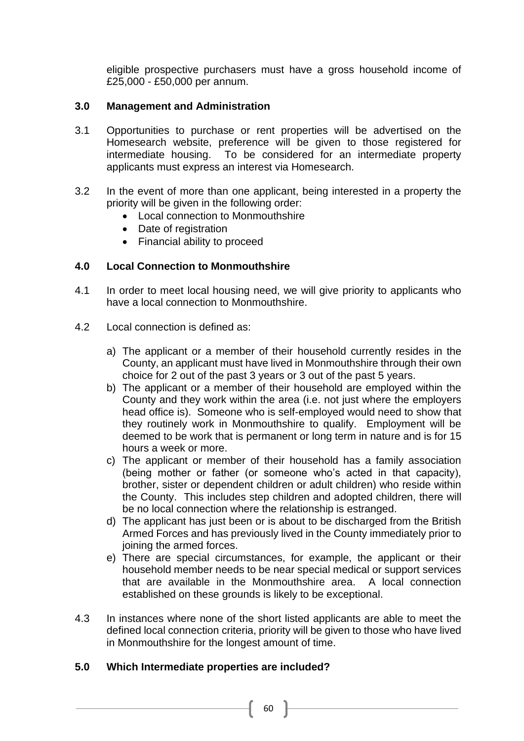eligible prospective purchasers must have a gross household income of £25,000 - £50,000 per annum.

## 3.0 Management and Administration

3.1 Opportunities to purchase or rent properties will be advertised on the Homesearch website, preference will be given to those registered for intermediate housing. To be considered for an intermediate property applicants must express an interest via Homesearch.

3.2 In the event of more than one applicant, being interested in a property the priority will be given in the following order:

- Local connection to Monmouthshire
- Date of registration
- Financial ability to proceed

## 4.0 Local Connection to Monmouthshire

4.1 In order to meet local housing need, we will give priority to applicants who have a local connection to Monmouthshire.

4.2 Local connection is defined as:

a) The applicant or a member of their household currently resides in the County, an applicant must have lived in Monmouthshire through their own choice for 2 out of the past 3 years or 3 out of the past 5 years.

b) The applicant or a member of their household are employed within the County and they work within the area (i.e. not just where the employers head office is). Someone who is self-employed would need to show that they routinely work in Monmouthshire to qualify. Employment will be deemed to be work that is permanent or long term in nature and is for 15 hours a week or more.

c) The applicant or member of their household has a family association (being mother or father (or someone who's acted in that capacity), brother, sister or dependent children or adult children) who reside within the County. This includes step children and adopted children, there will be no local connection where the relationship is estranged.

d) The applicant has just been or is about to be discharged from the British Armed Forces and has previously lived in the County immediately prior to joining the armed forces.

e) There are special circumstances, for example, the applicant or their household member needs to be near special medical or support services that are available in the Monmouthshire area. A local connection established on these grounds is likely to be exceptional.

4.3 In instances where none of the short listed applicants are able to meet the defined local connection criteria, priority will be given to those who have lived in Monmouthshire for the longest amount of time.

## 5.0 Which Intermediate properties are included?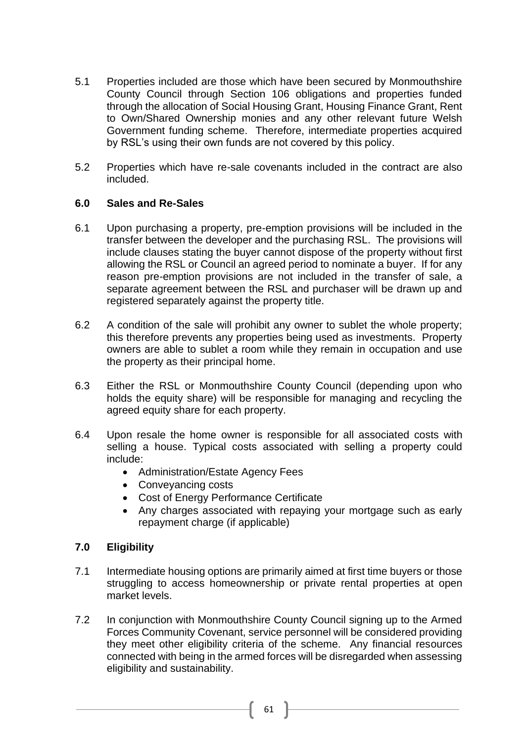5.1 Properties included are those which have been secured by Monmouthshire County Council through Section 106 obligations and properties funded through the allocation of Social Housing Grant, Housing Finance Grant, Rent to Own/Shared Ownership monies and any other relevant future Welsh Government funding scheme. Therefore, intermediate properties acquired by RSL's using their own funds are not covered by this policy.

5.2 Properties which have re-sale covenants included in the contract are also included.

## 6.0 Sales and Re-Sales

6.1 Upon purchasing a property, pre-emption provisions will be included in the transfer between the developer and the purchasing RSL. The provisions will include clauses stating the buyer cannot dispose of the property without first allowing the RSL or Council an agreed period to nominate a buyer. If for any reason pre-emption provisions are not included in the transfer of sale, a separate agreement between the RSL and purchaser will be drawn up and registered separately against the property title.

6.2 A condition of the sale will prohibit any owner to sublet the whole property; this therefore prevents any properties being used as investments. Property owners are able to sublet a room while they remain in occupation and use the property as their principal home.

6.3 Either the RSL or Monmouthshire County Council (depending upon who holds the equity share) will be responsible for managing and recycling the agreed equity share for each property.

6.4 Upon resale the home owner is responsible for all associated costs with selling a house. Typical costs associated with selling a property could include:

- Administration/Estate Agency Fees
- Conveyancing costs
- Cost of Energy Performance Certificate
- Any charges associated with repaying your mortgage such as early repayment charge (if applicable)

## 7.0 Eligibility

7.1 Intermediate housing options are primarily aimed at first time buyers or those struggling to access homeownership or private rental properties at open market levels.

7.2 In conjunction with Monmouthshire County Council signing up to the Armed Forces Community Covenant, service personnel will be considered providing they meet other eligibility criteria of the scheme. Any financial resources connected with being in the armed forces will be disregarded when assessing eligibility and sustainability.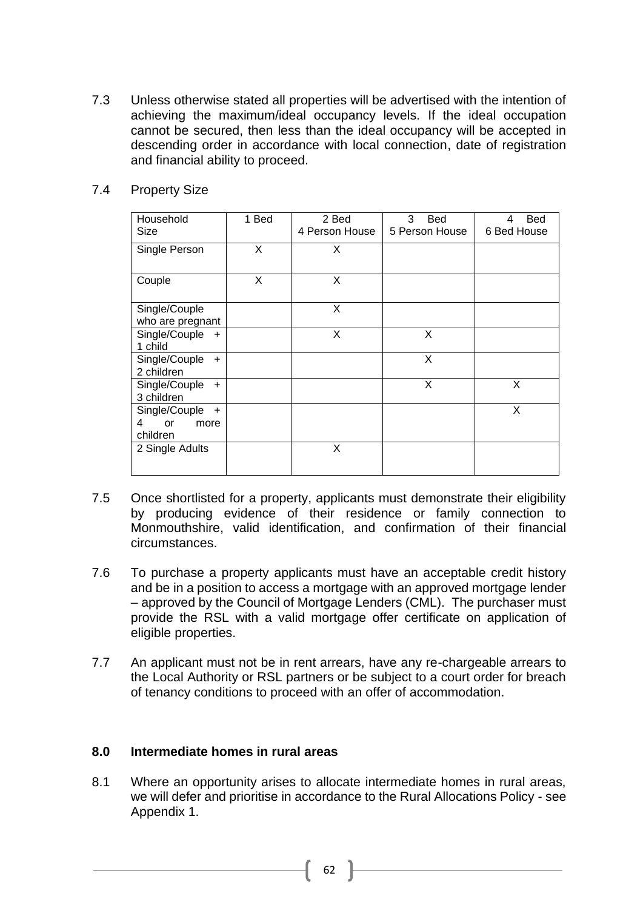7.3 Unless otherwise stated all properties will be advertised with the intention of achieving the maximum/ideal occupancy levels. If the ideal occupation cannot be secured, then less than the ideal occupancy will be accepted in descending order in accordance with local connection, date of registration and financial ability to proceed.

7.4 Property Size

| Household Size | 1 Bed | 2 Bed 4 Person House | 3 Bed 5 Person House | 4 Bed 6 Bed House |
|---|---|---|---|---|
| Single Person | X | X | | |
| Couple | X | X | | |
| Single/Couple who are pregnant | | X | | |
| Single/Couple + 1 child | | X | X | |
| Single/Couple + 2 children | | | X | |
| Single/Couple + 3 children | | | X | X |
| Single/Couple + 4 or more children | | | | X |
| 2 Single Adults | | X | | |

7.5 Once shortlisted for a property, applicants must demonstrate their eligibility by producing evidence of their residence or family connection to Monmouthshire, valid identification, and confirmation of their financial circumstances.

7.6 To purchase a property applicants must have an acceptable credit history and be in a position to access a mortgage with an approved mortgage lender – approved by the Council of Mortgage Lenders (CML). The purchaser must provide the RSL with a valid mortgage offer certificate on application of eligible properties.

7.7 An applicant must not be in rent arrears, have any re-chargeable arrears to the Local Authority or RSL partners or be subject to a court order for breach of tenancy conditions to proceed with an offer of accommodation.

## 8.0 Intermediate homes in rural areas

8.1 Where an opportunity arises to allocate intermediate homes in rural areas, we will defer and prioritise in accordance to the Rural Allocations Policy - see Appendix 1.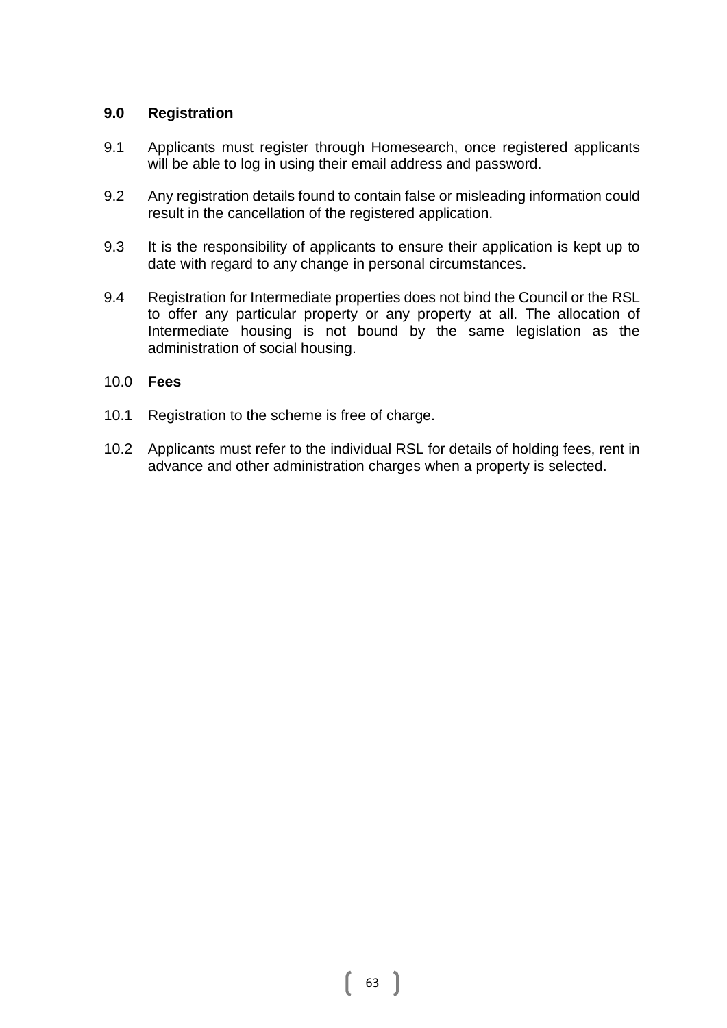## 9.0 Registration

9.1 Applicants must register through Homesearch, once registered applicants will be able to log in using their email address and password.

9.2 Any registration details found to contain false or misleading information could result in the cancellation of the registered application.

9.3 It is the responsibility of applicants to ensure their application is kept up to date with regard to any change in personal circumstances.

9.4 Registration for Intermediate properties does not bind the Council or the RSL to offer any particular property or any property at all. The allocation of Intermediate housing is not bound by the same legislation as the administration of social housing.

## 10.0 Fees

10.1 Registration to the scheme is free of charge.

10.2 Applicants must refer to the individual RSL for details of holding fees, rent in advance and other administration charges when a property is selected.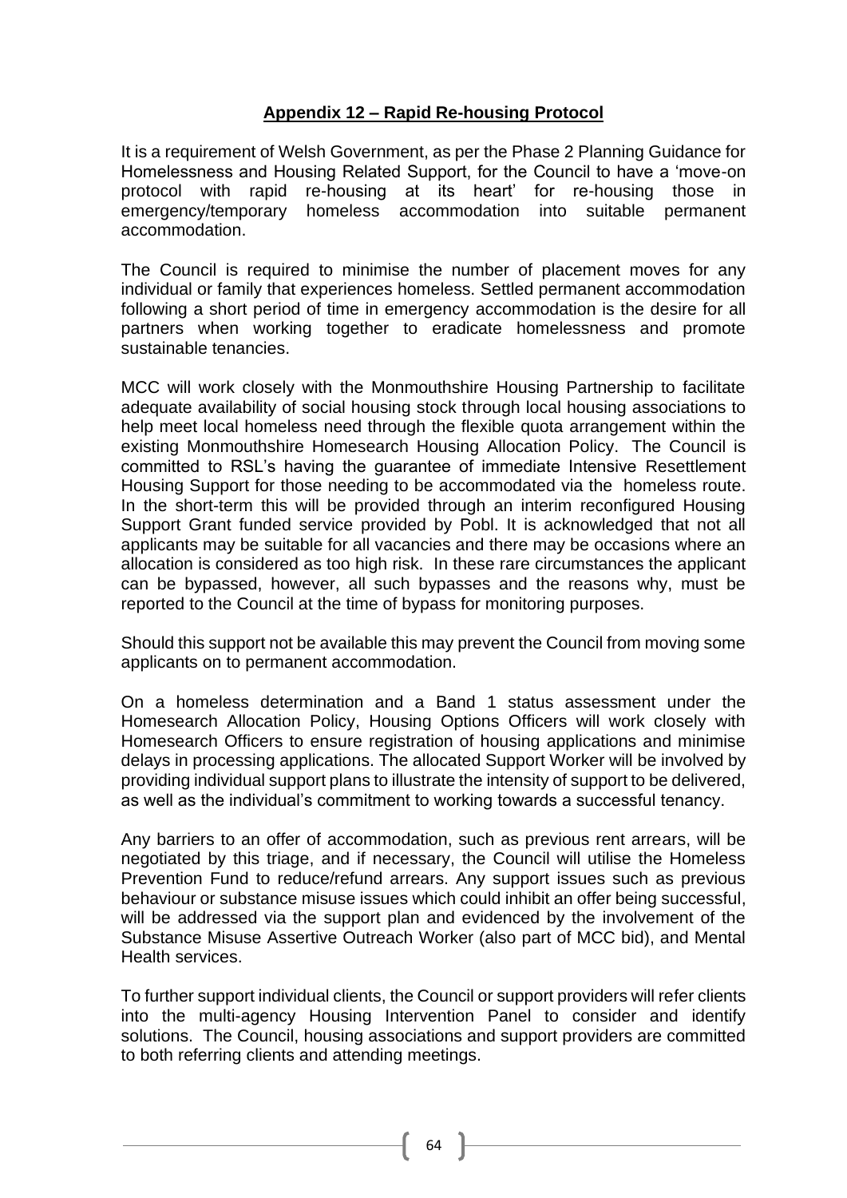## Appendix 12 – Rapid Re-housing Protocol

It is a requirement of Welsh Government, as per the Phase 2 Planning Guidance for Homelessness and Housing Related Support, for the Council to have a 'move-on protocol with rapid re-housing at its heart' for re-housing those in emergency/temporary homeless accommodation into suitable permanent accommodation.

The Council is required to minimise the number of placement moves for any individual or family that experiences homeless. Settled permanent accommodation following a short period of time in emergency accommodation is the desire for all partners when working together to eradicate homelessness and promote sustainable tenancies.

MCC will work closely with the Monmouthshire Housing Partnership to facilitate adequate availability of social housing stock through local housing associations to help meet local homeless need through the flexible quota arrangement within the existing Monmouthshire Homesearch Housing Allocation Policy. The Council is committed to RSL's having the guarantee of immediate Intensive Resettlement Housing Support for those needing to be accommodated via the homeless route. In the short-term this will be provided through an interim reconfigured Housing Support Grant funded service provided by Pobl. It is acknowledged that not all applicants may be suitable for all vacancies and there may be occasions where an allocation is considered as too high risk. In these rare circumstances the applicant can be bypassed, however, all such bypasses and the reasons why, must be reported to the Council at the time of bypass for monitoring purposes.

Should this support not be available this may prevent the Council from moving some applicants on to permanent accommodation.

On a homeless determination and a Band 1 status assessment under the Homesearch Allocation Policy, Housing Options Officers will work closely with Homesearch Officers to ensure registration of housing applications and minimise delays in processing applications. The allocated Support Worker will be involved by providing individual support plans to illustrate the intensity of support to be delivered, as well as the individual's commitment to working towards a successful tenancy.

Any barriers to an offer of accommodation, such as previous rent arrears, will be negotiated by this triage, and if necessary, the Council will utilise the Homeless Prevention Fund to reduce/refund arrears. Any support issues such as previous behaviour or substance misuse issues which could inhibit an offer being successful, will be addressed via the support plan and evidenced by the involvement of the Substance Misuse Assertive Outreach Worker (also part of MCC bid), and Mental Health services.

To further support individual clients, the Council or support providers will refer clients into the multi-agency Housing Intervention Panel to consider and identify solutions. The Council, housing associations and support providers are committed to both referring clients and attending meetings.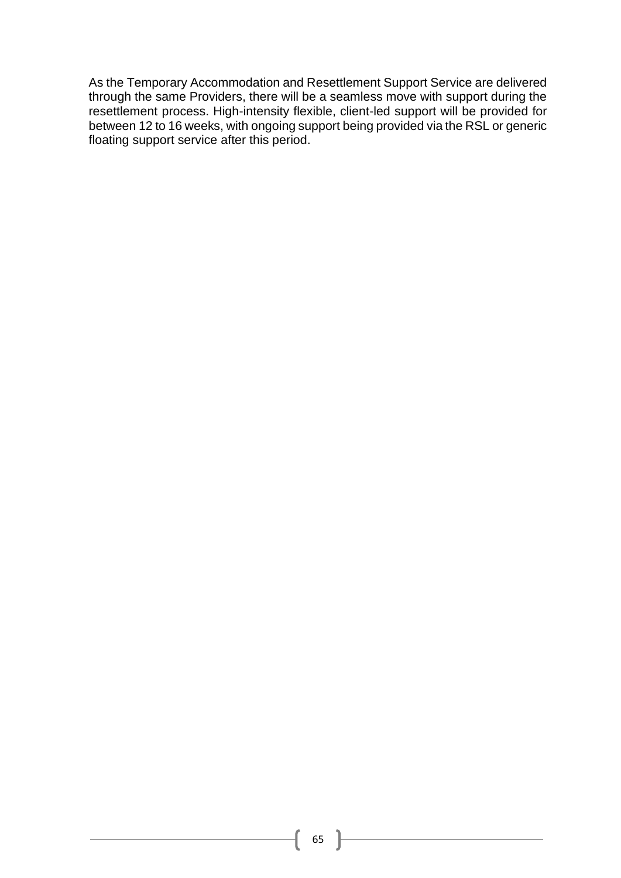As the Temporary Accommodation and Resettlement Support Service are delivered through the same Providers, there will be a seamless move with support during the resettlement process. High-intensity flexible, client-led support will be provided for between 12 to 16 weeks, with ongoing support being provided via the RSL or generic floating support service after this period.